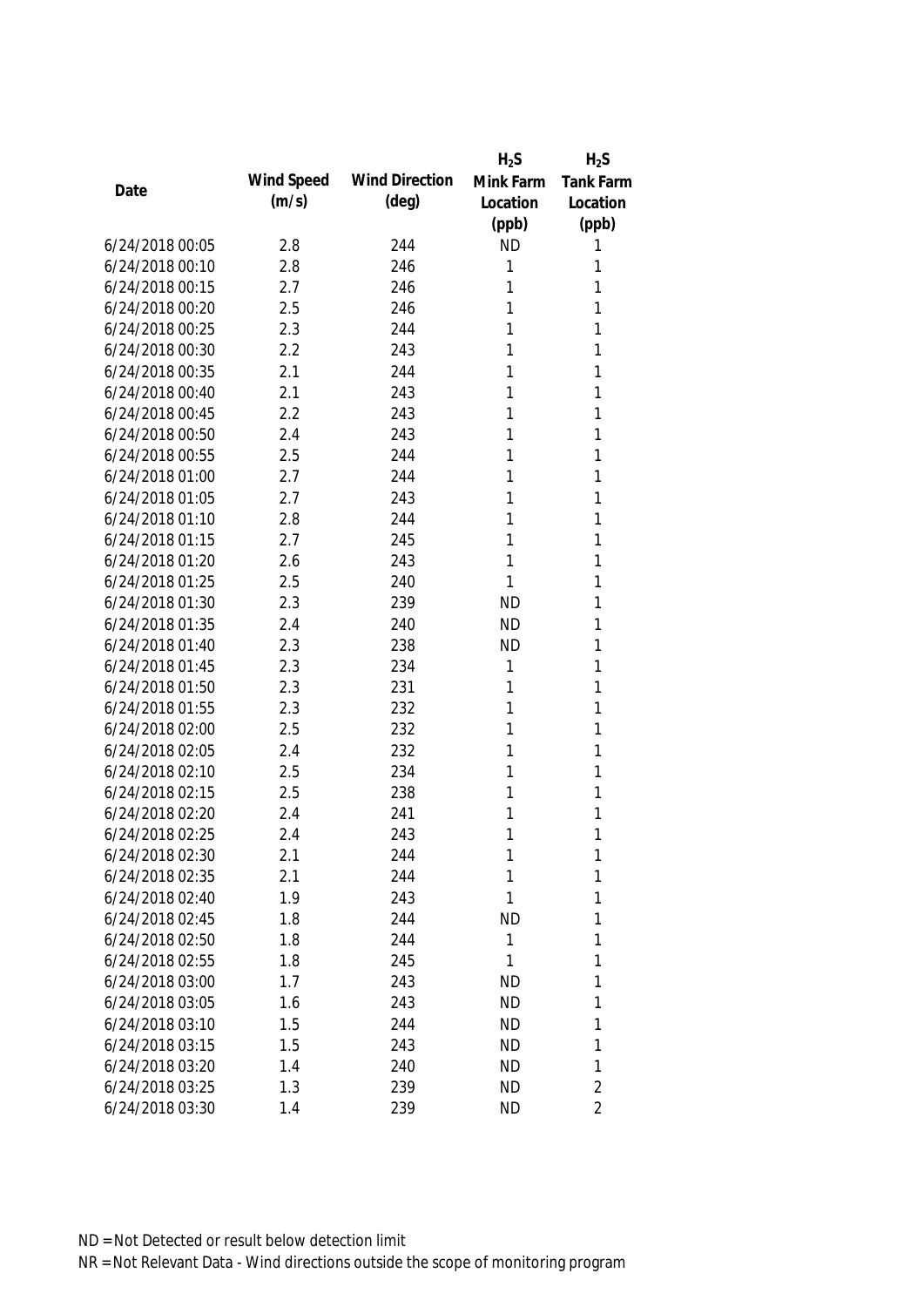| Date | Wind Speed (m/s) | Wind Direction (deg) | $H_2S$ Mink Farm Location (ppb) | $H_2S$ Tank Farm Location (ppb) |
|---|---|---|---|---|
| 6/24/2018 00:05 | 2.8 | 244 | ND | 1 |
| 6/24/2018 00:10 | 2.8 | 246 | 1 | 1 |
| 6/24/2018 00:15 | 2.7 | 246 | 1 | 1 |
| 6/24/2018 00:20 | 2.5 | 246 | 1 | 1 |
| 6/24/2018 00:25 | 2.3 | 244 | 1 | 1 |
| 6/24/2018 00:30 | 2.2 | 243 | 1 | 1 |
| 6/24/2018 00:35 | 2.1 | 244 | 1 | 1 |
| 6/24/2018 00:40 | 2.1 | 243 | 1 | 1 |
| 6/24/2018 00:45 | 2.2 | 243 | 1 | 1 |
| 6/24/2018 00:50 | 2.4 | 243 | 1 | 1 |
| 6/24/2018 00:55 | 2.5 | 244 | 1 | 1 |
| 6/24/2018 01:00 | 2.7 | 244 | 1 | 1 |
| 6/24/2018 01:05 | 2.7 | 243 | 1 | 1 |
| 6/24/2018 01:10 | 2.8 | 244 | 1 | 1 |
| 6/24/2018 01:15 | 2.7 | 245 | 1 | 1 |
| 6/24/2018 01:20 | 2.6 | 243 | 1 | 1 |
| 6/24/2018 01:25 | 2.5 | 240 | 1 | 1 |
| 6/24/2018 01:30 | 2.3 | 239 | ND | 1 |
| 6/24/2018 01:35 | 2.4 | 240 | ND | 1 |
| 6/24/2018 01:40 | 2.3 | 238 | ND | 1 |
| 6/24/2018 01:45 | 2.3 | 234 | 1 | 1 |
| 6/24/2018 01:50 | 2.3 | 231 | 1 | 1 |
| 6/24/2018 01:55 | 2.3 | 232 | 1 | 1 |
| 6/24/2018 02:00 | 2.5 | 232 | 1 | 1 |
| 6/24/2018 02:05 | 2.4 | 232 | 1 | 1 |
| 6/24/2018 02:10 | 2.5 | 234 | 1 | 1 |
| 6/24/2018 02:15 | 2.5 | 238 | 1 | 1 |
| 6/24/2018 02:20 | 2.4 | 241 | 1 | 1 |
| 6/24/2018 02:25 | 2.4 | 243 | 1 | 1 |
| 6/24/2018 02:30 | 2.1 | 244 | 1 | 1 |
| 6/24/2018 02:35 | 2.1 | 244 | 1 | 1 |
| 6/24/2018 02:40 | 1.9 | 243 | 1 | 1 |
| 6/24/2018 02:45 | 1.8 | 244 | ND | 1 |
| 6/24/2018 02:50 | 1.8 | 244 | 1 | 1 |
| 6/24/2018 02:55 | 1.8 | 245 | 1 | 1 |
| 6/24/2018 03:00 | 1.7 | 243 | ND | 1 |
| 6/24/2018 03:05 | 1.6 | 243 | ND | 1 |
| 6/24/2018 03:10 | 1.5 | 244 | ND | 1 |
| 6/24/2018 03:15 | 1.5 | 243 | ND | 1 |
| 6/24/2018 03:20 | 1.4 | 240 | ND | 1 |
| 6/24/2018 03:25 | 1.3 | 239 | ND | 2 |
| 6/24/2018 03:30 | 1.4 | 239 | ND | 2 |

ND = Not Detected or result below detection limit

NR = Not Relevant Data - Wind directions outside the scope of monitoring program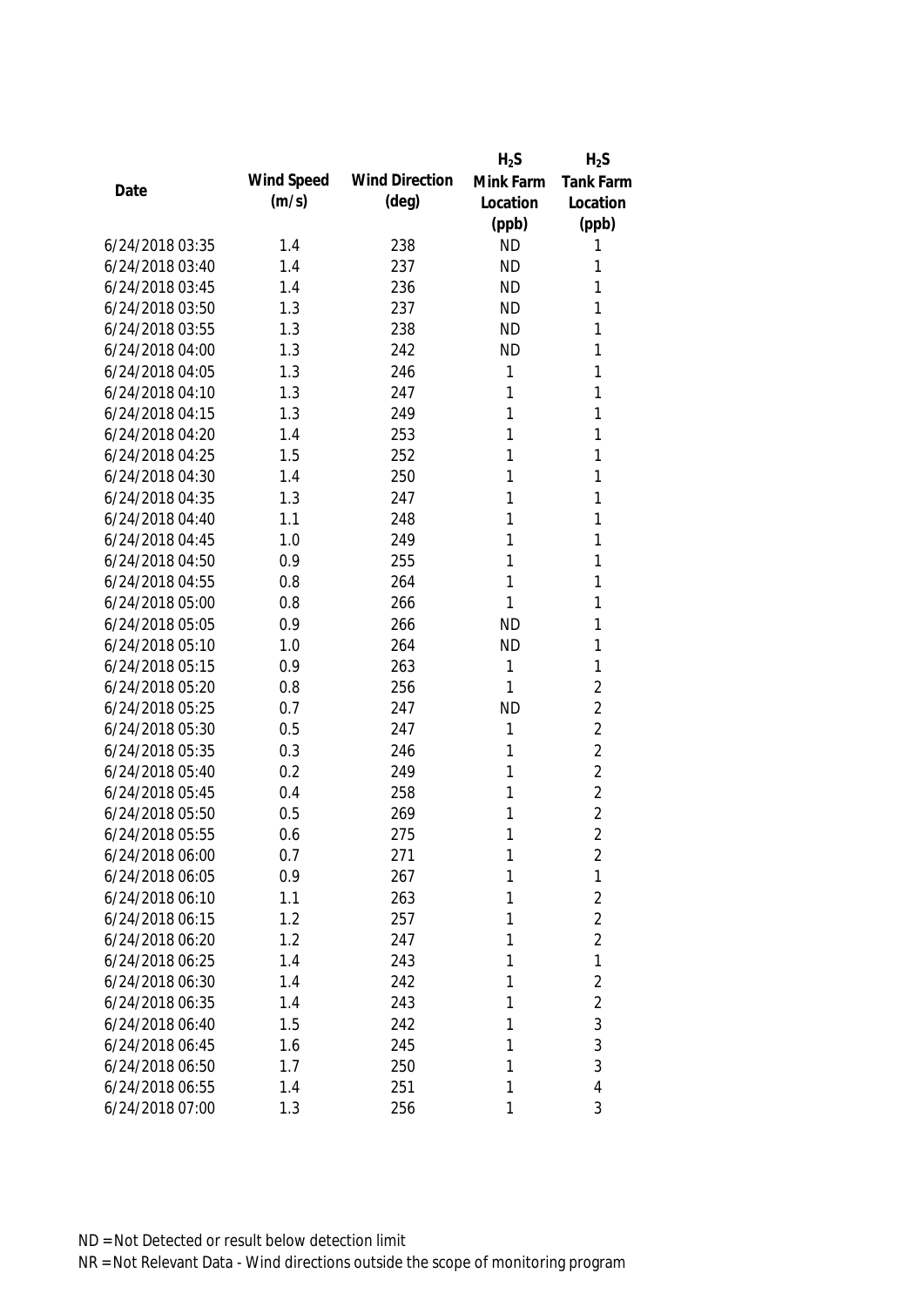| Date | Wind Speed (m/s) | Wind Direction (deg) | $H_2S$ Mink Farm Location (ppb) | $H_2S$ Tank Farm Location (ppb) |
|---|---|---|---|---|
| 6/24/2018 03:35 | 1.4 | 238 | ND | 1 |
| 6/24/2018 03:40 | 1.4 | 237 | ND | 1 |
| 6/24/2018 03:45 | 1.4 | 236 | ND | 1 |
| 6/24/2018 03:50 | 1.3 | 237 | ND | 1 |
| 6/24/2018 03:55 | 1.3 | 238 | ND | 1 |
| 6/24/2018 04:00 | 1.3 | 242 | ND | 1 |
| 6/24/2018 04:05 | 1.3 | 246 | 1 | 1 |
| 6/24/2018 04:10 | 1.3 | 247 | 1 | 1 |
| 6/24/2018 04:15 | 1.3 | 249 | 1 | 1 |
| 6/24/2018 04:20 | 1.4 | 253 | 1 | 1 |
| 6/24/2018 04:25 | 1.5 | 252 | 1 | 1 |
| 6/24/2018 04:30 | 1.4 | 250 | 1 | 1 |
| 6/24/2018 04:35 | 1.3 | 247 | 1 | 1 |
| 6/24/2018 04:40 | 1.1 | 248 | 1 | 1 |
| 6/24/2018 04:45 | 1.0 | 249 | 1 | 1 |
| 6/24/2018 04:50 | 0.9 | 255 | 1 | 1 |
| 6/24/2018 04:55 | 0.8 | 264 | 1 | 1 |
| 6/24/2018 05:00 | 0.8 | 266 | 1 | 1 |
| 6/24/2018 05:05 | 0.9 | 266 | ND | 1 |
| 6/24/2018 05:10 | 1.0 | 264 | ND | 1 |
| 6/24/2018 05:15 | 0.9 | 263 | 1 | 1 |
| 6/24/2018 05:20 | 0.8 | 256 | 1 | 2 |
| 6/24/2018 05:25 | 0.7 | 247 | ND | 2 |
| 6/24/2018 05:30 | 0.5 | 247 | 1 | 2 |
| 6/24/2018 05:35 | 0.3 | 246 | 1 | 2 |
| 6/24/2018 05:40 | 0.2 | 249 | 1 | 2 |
| 6/24/2018 05:45 | 0.4 | 258 | 1 | 2 |
| 6/24/2018 05:50 | 0.5 | 269 | 1 | 2 |
| 6/24/2018 05:55 | 0.6 | 275 | 1 | 2 |
| 6/24/2018 06:00 | 0.7 | 271 | 1 | 2 |
| 6/24/2018 06:05 | 0.9 | 267 | 1 | 1 |
| 6/24/2018 06:10 | 1.1 | 263 | 1 | 2 |
| 6/24/2018 06:15 | 1.2 | 257 | 1 | 2 |
| 6/24/2018 06:20 | 1.2 | 247 | 1 | 2 |
| 6/24/2018 06:25 | 1.4 | 243 | 1 | 1 |
| 6/24/2018 06:30 | 1.4 | 242 | 1 | 2 |
| 6/24/2018 06:35 | 1.4 | 243 | 1 | 2 |
| 6/24/2018 06:40 | 1.5 | 242 | 1 | 3 |
| 6/24/2018 06:45 | 1.6 | 245 | 1 | 3 |
| 6/24/2018 06:50 | 1.7 | 250 | 1 | 3 |
| 6/24/2018 06:55 | 1.4 | 251 | 1 | 4 |
| 6/24/2018 07:00 | 1.3 | 256 | 1 | 3 |

ND = Not Detected or result below detection limit

NR = Not Relevant Data - Wind directions outside the scope of monitoring program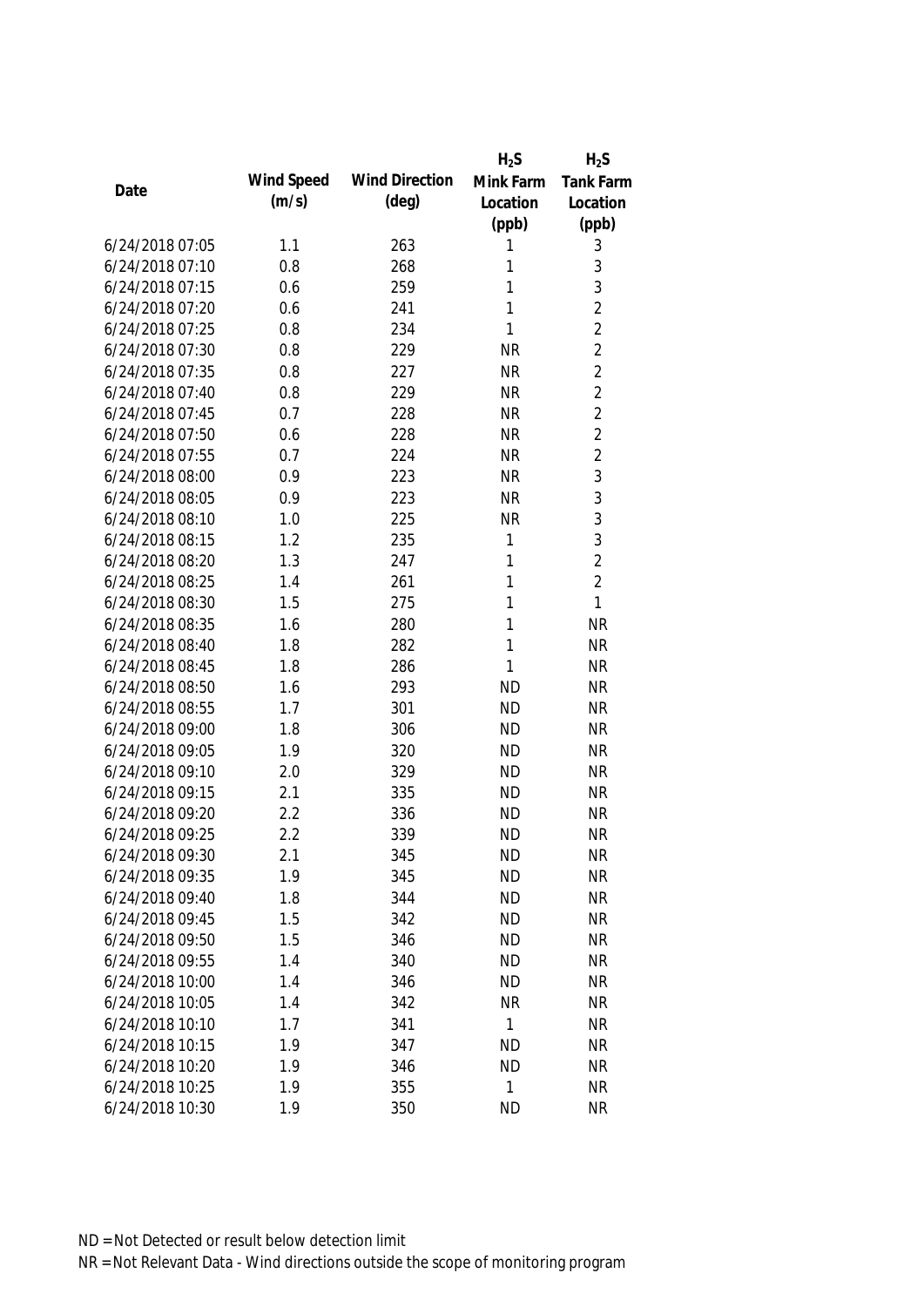| Date | Wind Speed (m/s) | Wind Direction (deg) | $H_2S$ Mink Farm Location (ppb) | $H_2S$ Tank Farm Location (ppb) |
|---|---|---|---|---|
| 6/24/2018 07:05 | 1.1 | 263 | 1 | 3 |
| 6/24/2018 07:10 | 0.8 | 268 | 1 | 3 |
| 6/24/2018 07:15 | 0.6 | 259 | 1 | 3 |
| 6/24/2018 07:20 | 0.6 | 241 | 1 | 2 |
| 6/24/2018 07:25 | 0.8 | 234 | 1 | 2 |
| 6/24/2018 07:30 | 0.8 | 229 | NR | 2 |
| 6/24/2018 07:35 | 0.8 | 227 | NR | 2 |
| 6/24/2018 07:40 | 0.8 | 229 | NR | 2 |
| 6/24/2018 07:45 | 0.7 | 228 | NR | 2 |
| 6/24/2018 07:50 | 0.6 | 228 | NR | 2 |
| 6/24/2018 07:55 | 0.7 | 224 | NR | 2 |
| 6/24/2018 08:00 | 0.9 | 223 | NR | 3 |
| 6/24/2018 08:05 | 0.9 | 223 | NR | 3 |
| 6/24/2018 08:10 | 1.0 | 225 | NR | 3 |
| 6/24/2018 08:15 | 1.2 | 235 | 1 | 3 |
| 6/24/2018 08:20 | 1.3 | 247 | 1 | 2 |
| 6/24/2018 08:25 | 1.4 | 261 | 1 | 2 |
| 6/24/2018 08:30 | 1.5 | 275 | 1 | 1 |
| 6/24/2018 08:35 | 1.6 | 280 | 1 | NR |
| 6/24/2018 08:40 | 1.8 | 282 | 1 | NR |
| 6/24/2018 08:45 | 1.8 | 286 | 1 | NR |
| 6/24/2018 08:50 | 1.6 | 293 | ND | NR |
| 6/24/2018 08:55 | 1.7 | 301 | ND | NR |
| 6/24/2018 09:00 | 1.8 | 306 | ND | NR |
| 6/24/2018 09:05 | 1.9 | 320 | ND | NR |
| 6/24/2018 09:10 | 2.0 | 329 | ND | NR |
| 6/24/2018 09:15 | 2.1 | 335 | ND | NR |
| 6/24/2018 09:20 | 2.2 | 336 | ND | NR |
| 6/24/2018 09:25 | 2.2 | 339 | ND | NR |
| 6/24/2018 09:30 | 2.1 | 345 | ND | NR |
| 6/24/2018 09:35 | 1.9 | 345 | ND | NR |
| 6/24/2018 09:40 | 1.8 | 344 | ND | NR |
| 6/24/2018 09:45 | 1.5 | 342 | ND | NR |
| 6/24/2018 09:50 | 1.5 | 346 | ND | NR |
| 6/24/2018 09:55 | 1.4 | 340 | ND | NR |
| 6/24/2018 10:00 | 1.4 | 346 | ND | NR |
| 6/24/2018 10:05 | 1.4 | 342 | NR | NR |
| 6/24/2018 10:10 | 1.7 | 341 | 1 | NR |
| 6/24/2018 10:15 | 1.9 | 347 | ND | NR |
| 6/24/2018 10:20 | 1.9 | 346 | ND | NR |
| 6/24/2018 10:25 | 1.9 | 355 | 1 | NR |
| 6/24/2018 10:30 | 1.9 | 350 | ND | NR |

ND = Not Detected or result below detection limit

NR = Not Relevant Data - Wind directions outside the scope of monitoring program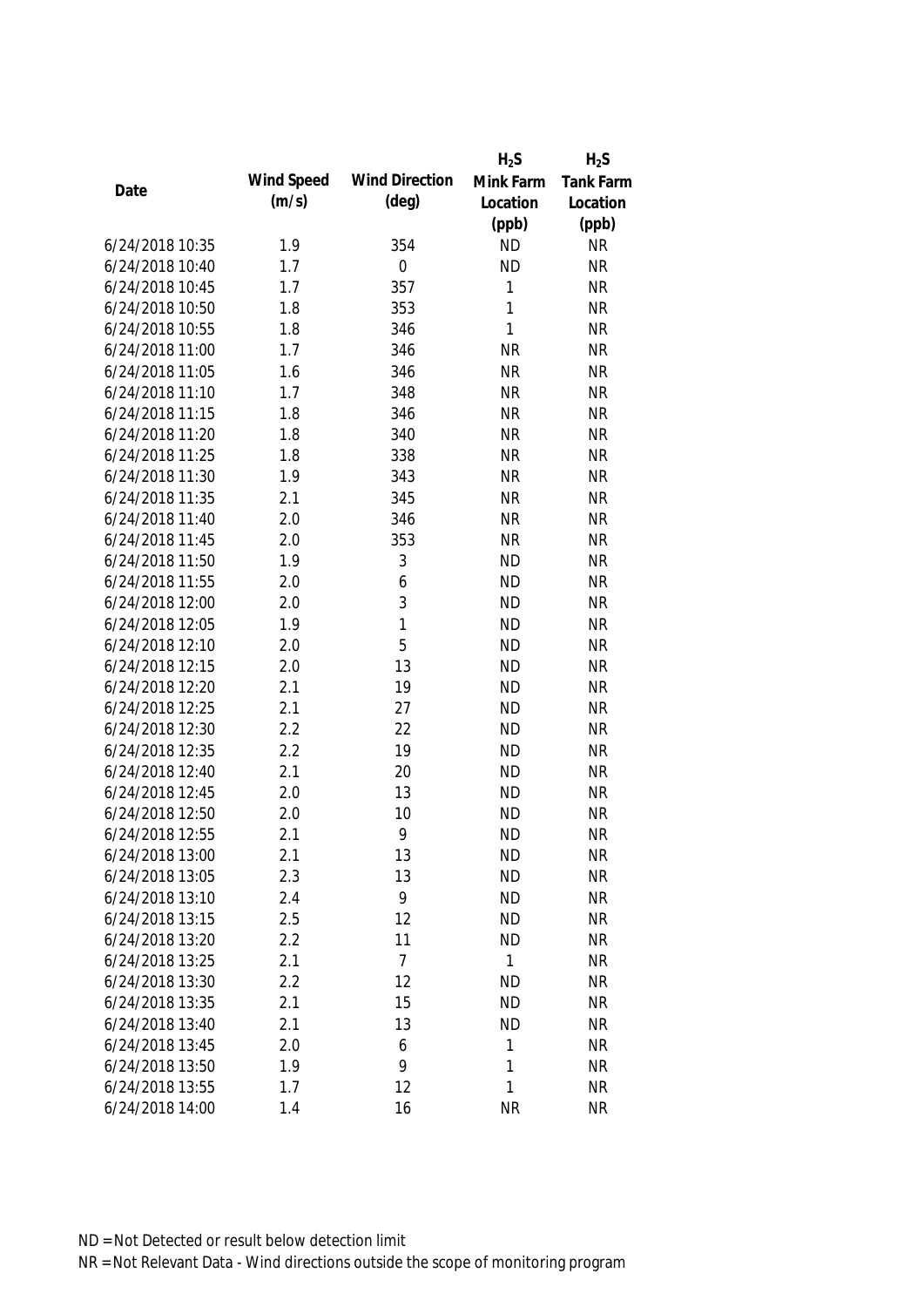| Date | Wind Speed (m/s) | Wind Direction (deg) | $H_2S$ Mink Farm Location (ppb) | $H_2S$ Tank Farm Location (ppb) |
|---|---|---|---|---|
| 6/24/2018 10:35 | 1.9 | 354 | ND | NR |
| 6/24/2018 10:40 | 1.7 | 0 | ND | NR |
| 6/24/2018 10:45 | 1.7 | 357 | 1 | NR |
| 6/24/2018 10:50 | 1.8 | 353 | 1 | NR |
| 6/24/2018 10:55 | 1.8 | 346 | 1 | NR |
| 6/24/2018 11:00 | 1.7 | 346 | NR | NR |
| 6/24/2018 11:05 | 1.6 | 346 | NR | NR |
| 6/24/2018 11:10 | 1.7 | 348 | NR | NR |
| 6/24/2018 11:15 | 1.8 | 346 | NR | NR |
| 6/24/2018 11:20 | 1.8 | 340 | NR | NR |
| 6/24/2018 11:25 | 1.8 | 338 | NR | NR |
| 6/24/2018 11:30 | 1.9 | 343 | NR | NR |
| 6/24/2018 11:35 | 2.1 | 345 | NR | NR |
| 6/24/2018 11:40 | 2.0 | 346 | NR | NR |
| 6/24/2018 11:45 | 2.0 | 353 | NR | NR |
| 6/24/2018 11:50 | 1.9 | 3 | ND | NR |
| 6/24/2018 11:55 | 2.0 | 6 | ND | NR |
| 6/24/2018 12:00 | 2.0 | 3 | ND | NR |
| 6/24/2018 12:05 | 1.9 | 1 | ND | NR |
| 6/24/2018 12:10 | 2.0 | 5 | ND | NR |
| 6/24/2018 12:15 | 2.0 | 13 | ND | NR |
| 6/24/2018 12:20 | 2.1 | 19 | ND | NR |
| 6/24/2018 12:25 | 2.1 | 27 | ND | NR |
| 6/24/2018 12:30 | 2.2 | 22 | ND | NR |
| 6/24/2018 12:35 | 2.2 | 19 | ND | NR |
| 6/24/2018 12:40 | 2.1 | 20 | ND | NR |
| 6/24/2018 12:45 | 2.0 | 13 | ND | NR |
| 6/24/2018 12:50 | 2.0 | 10 | ND | NR |
| 6/24/2018 12:55 | 2.1 | 9 | ND | NR |
| 6/24/2018 13:00 | 2.1 | 13 | ND | NR |
| 6/24/2018 13:05 | 2.3 | 13 | ND | NR |
| 6/24/2018 13:10 | 2.4 | 9 | ND | NR |
| 6/24/2018 13:15 | 2.5 | 12 | ND | NR |
| 6/24/2018 13:20 | 2.2 | 11 | ND | NR |
| 6/24/2018 13:25 | 2.1 | 7 | 1 | NR |
| 6/24/2018 13:30 | 2.2 | 12 | ND | NR |
| 6/24/2018 13:35 | 2.1 | 15 | ND | NR |
| 6/24/2018 13:40 | 2.1 | 13 | ND | NR |
| 6/24/2018 13:45 | 2.0 | 6 | 1 | NR |
| 6/24/2018 13:50 | 1.9 | 9 | 1 | NR |
| 6/24/2018 13:55 | 1.7 | 12 | 1 | NR |
| 6/24/2018 14:00 | 1.4 | 16 | NR | NR |

ND = Not Detected or result below detection limit

NR = Not Relevant Data - Wind directions outside the scope of monitoring program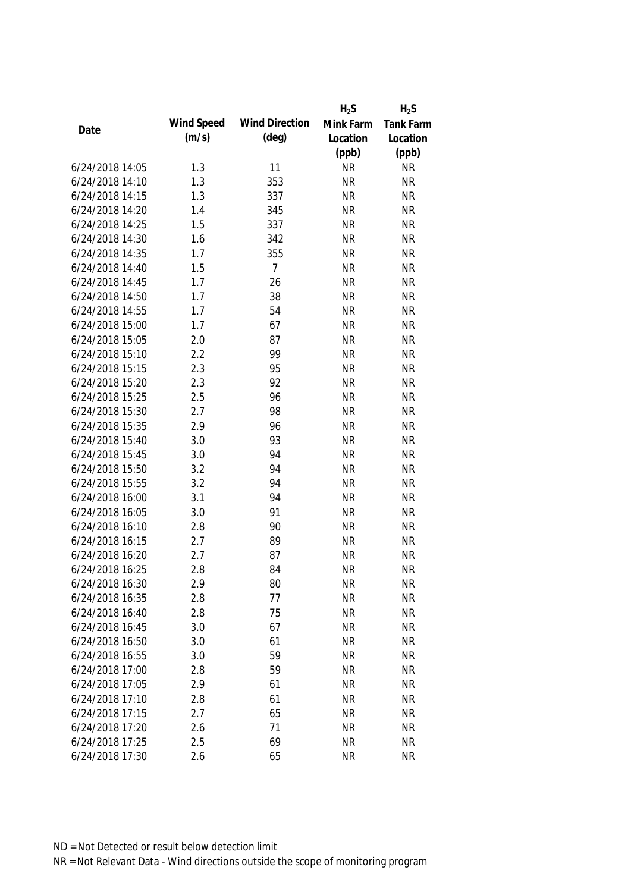| Date | Wind Speed (m/s) | Wind Direction (deg) | $H_2S$ Mink Farm Location (ppb) | $H_2S$ Tank Farm Location (ppb) |
|---|---|---|---|---|
| 6/24/2018 14:05 | 1.3 | 11 | NR | NR |
| 6/24/2018 14:10 | 1.3 | 353 | NR | NR |
| 6/24/2018 14:15 | 1.3 | 337 | NR | NR |
| 6/24/2018 14:20 | 1.4 | 345 | NR | NR |
| 6/24/2018 14:25 | 1.5 | 337 | NR | NR |
| 6/24/2018 14:30 | 1.6 | 342 | NR | NR |
| 6/24/2018 14:35 | 1.7 | 355 | NR | NR |
| 6/24/2018 14:40 | 1.5 | 7 | NR | NR |
| 6/24/2018 14:45 | 1.7 | 26 | NR | NR |
| 6/24/2018 14:50 | 1.7 | 38 | NR | NR |
| 6/24/2018 14:55 | 1.7 | 54 | NR | NR |
| 6/24/2018 15:00 | 1.7 | 67 | NR | NR |
| 6/24/2018 15:05 | 2.0 | 87 | NR | NR |
| 6/24/2018 15:10 | 2.2 | 99 | NR | NR |
| 6/24/2018 15:15 | 2.3 | 95 | NR | NR |
| 6/24/2018 15:20 | 2.3 | 92 | NR | NR |
| 6/24/2018 15:25 | 2.5 | 96 | NR | NR |
| 6/24/2018 15:30 | 2.7 | 98 | NR | NR |
| 6/24/2018 15:35 | 2.9 | 96 | NR | NR |
| 6/24/2018 15:40 | 3.0 | 93 | NR | NR |
| 6/24/2018 15:45 | 3.0 | 94 | NR | NR |
| 6/24/2018 15:50 | 3.2 | 94 | NR | NR |
| 6/24/2018 15:55 | 3.2 | 94 | NR | NR |
| 6/24/2018 16:00 | 3.1 | 94 | NR | NR |
| 6/24/2018 16:05 | 3.0 | 91 | NR | NR |
| 6/24/2018 16:10 | 2.8 | 90 | NR | NR |
| 6/24/2018 16:15 | 2.7 | 89 | NR | NR |
| 6/24/2018 16:20 | 2.7 | 87 | NR | NR |
| 6/24/2018 16:25 | 2.8 | 84 | NR | NR |
| 6/24/2018 16:30 | 2.9 | 80 | NR | NR |
| 6/24/2018 16:35 | 2.8 | 77 | NR | NR |
| 6/24/2018 16:40 | 2.8 | 75 | NR | NR |
| 6/24/2018 16:45 | 3.0 | 67 | NR | NR |
| 6/24/2018 16:50 | 3.0 | 61 | NR | NR |
| 6/24/2018 16:55 | 3.0 | 59 | NR | NR |
| 6/24/2018 17:00 | 2.8 | 59 | NR | NR |
| 6/24/2018 17:05 | 2.9 | 61 | NR | NR |
| 6/24/2018 17:10 | 2.8 | 61 | NR | NR |
| 6/24/2018 17:15 | 2.7 | 65 | NR | NR |
| 6/24/2018 17:20 | 2.6 | 71 | NR | NR |
| 6/24/2018 17:25 | 2.5 | 69 | NR | NR |
| 6/24/2018 17:30 | 2.6 | 65 | NR | NR |

ND = Not Detected or result below detection limit

NR = Not Relevant Data - Wind directions outside the scope of monitoring program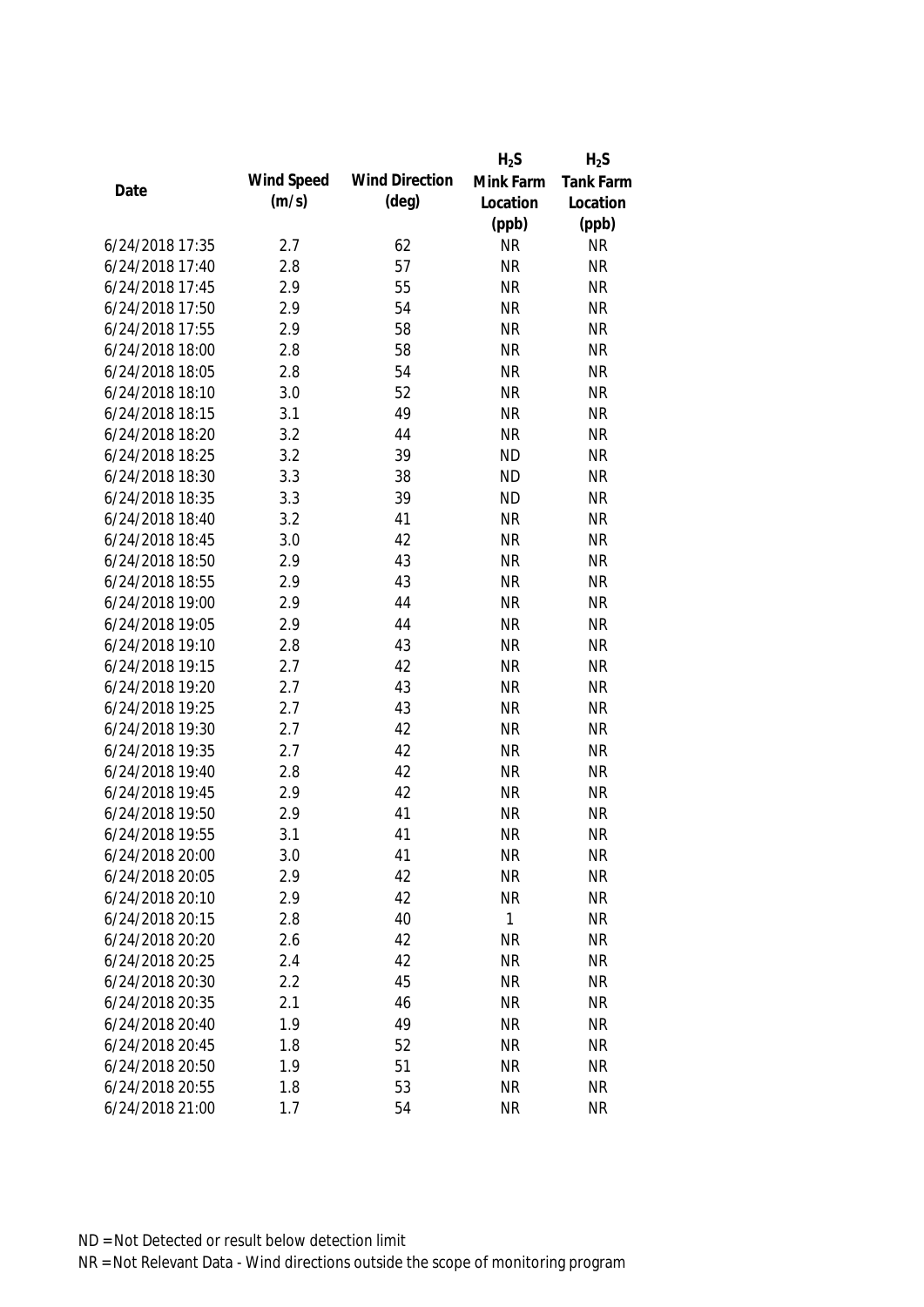| Date | Wind Speed (m/s) | Wind Direction (deg) | $H_2S$ Mink Farm Location (ppb) | $H_2S$ Tank Farm Location (ppb) |
|---|---|---|---|---|
| 6/24/2018 17:35 | 2.7 | 62 | NR | NR |
| 6/24/2018 17:40 | 2.8 | 57 | NR | NR |
| 6/24/2018 17:45 | 2.9 | 55 | NR | NR |
| 6/24/2018 17:50 | 2.9 | 54 | NR | NR |
| 6/24/2018 17:55 | 2.9 | 58 | NR | NR |
| 6/24/2018 18:00 | 2.8 | 58 | NR | NR |
| 6/24/2018 18:05 | 2.8 | 54 | NR | NR |
| 6/24/2018 18:10 | 3.0 | 52 | NR | NR |
| 6/24/2018 18:15 | 3.1 | 49 | NR | NR |
| 6/24/2018 18:20 | 3.2 | 44 | NR | NR |
| 6/24/2018 18:25 | 3.2 | 39 | ND | NR |
| 6/24/2018 18:30 | 3.3 | 38 | ND | NR |
| 6/24/2018 18:35 | 3.3 | 39 | ND | NR |
| 6/24/2018 18:40 | 3.2 | 41 | NR | NR |
| 6/24/2018 18:45 | 3.0 | 42 | NR | NR |
| 6/24/2018 18:50 | 2.9 | 43 | NR | NR |
| 6/24/2018 18:55 | 2.9 | 43 | NR | NR |
| 6/24/2018 19:00 | 2.9 | 44 | NR | NR |
| 6/24/2018 19:05 | 2.9 | 44 | NR | NR |
| 6/24/2018 19:10 | 2.8 | 43 | NR | NR |
| 6/24/2018 19:15 | 2.7 | 42 | NR | NR |
| 6/24/2018 19:20 | 2.7 | 43 | NR | NR |
| 6/24/2018 19:25 | 2.7 | 43 | NR | NR |
| 6/24/2018 19:30 | 2.7 | 42 | NR | NR |
| 6/24/2018 19:35 | 2.7 | 42 | NR | NR |
| 6/24/2018 19:40 | 2.8 | 42 | NR | NR |
| 6/24/2018 19:45 | 2.9 | 42 | NR | NR |
| 6/24/2018 19:50 | 2.9 | 41 | NR | NR |
| 6/24/2018 19:55 | 3.1 | 41 | NR | NR |
| 6/24/2018 20:00 | 3.0 | 41 | NR | NR |
| 6/24/2018 20:05 | 2.9 | 42 | NR | NR |
| 6/24/2018 20:10 | 2.9 | 42 | NR | NR |
| 6/24/2018 20:15 | 2.8 | 40 | 1 | NR |
| 6/24/2018 20:20 | 2.6 | 42 | NR | NR |
| 6/24/2018 20:25 | 2.4 | 42 | NR | NR |
| 6/24/2018 20:30 | 2.2 | 45 | NR | NR |
| 6/24/2018 20:35 | 2.1 | 46 | NR | NR |
| 6/24/2018 20:40 | 1.9 | 49 | NR | NR |
| 6/24/2018 20:45 | 1.8 | 52 | NR | NR |
| 6/24/2018 20:50 | 1.9 | 51 | NR | NR |
| 6/24/2018 20:55 | 1.8 | 53 | NR | NR |
| 6/24/2018 21:00 | 1.7 | 54 | NR | NR |

ND = Not Detected or result below detection limit

NR = Not Relevant Data - Wind directions outside the scope of monitoring program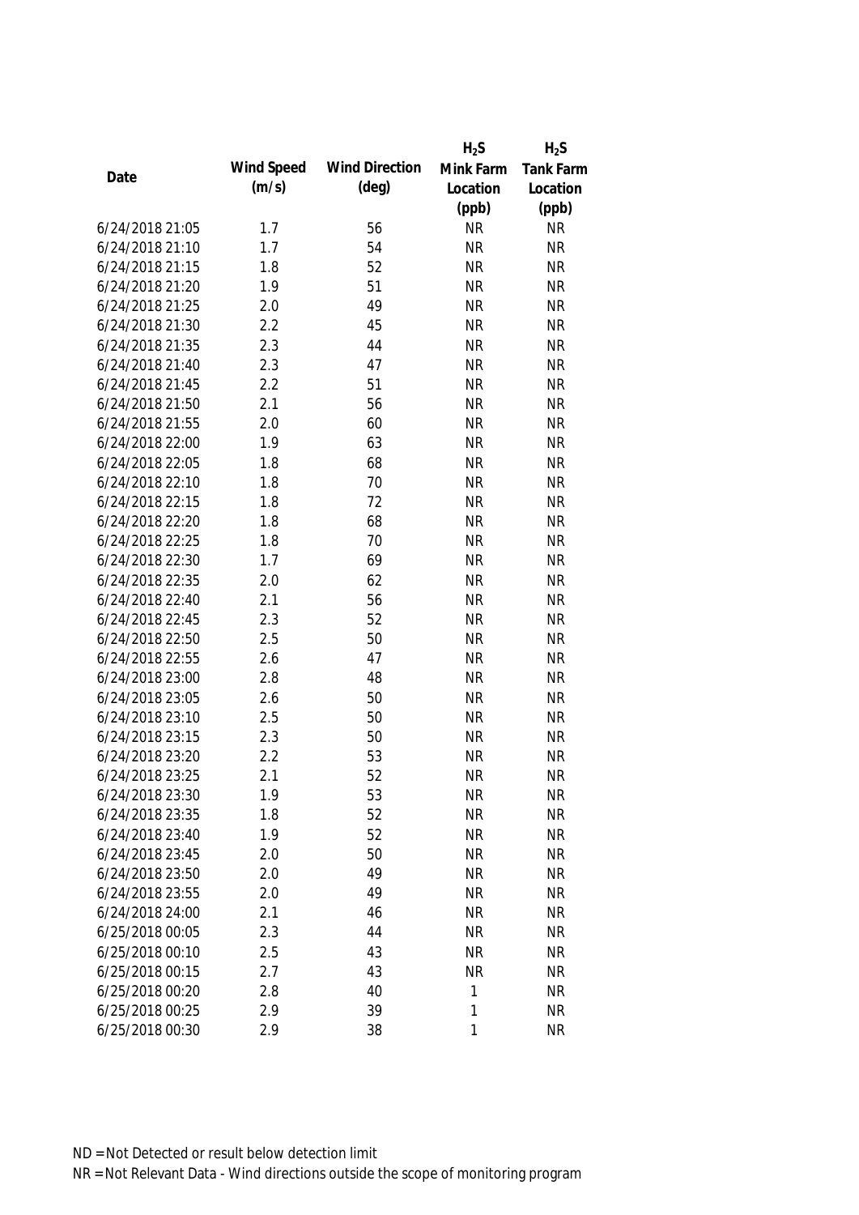| Date | Wind Speed (m/s) | Wind Direction (deg) | $H_2S$ Mink Farm Location (ppb) | $H_2S$ Tank Farm Location (ppb) |
|---|---|---|---|---|
| 6/24/2018 21:05 | 1.7 | 56 | NR | NR |
| 6/24/2018 21:10 | 1.7 | 54 | NR | NR |
| 6/24/2018 21:15 | 1.8 | 52 | NR | NR |
| 6/24/2018 21:20 | 1.9 | 51 | NR | NR |
| 6/24/2018 21:25 | 2.0 | 49 | NR | NR |
| 6/24/2018 21:30 | 2.2 | 45 | NR | NR |
| 6/24/2018 21:35 | 2.3 | 44 | NR | NR |
| 6/24/2018 21:40 | 2.3 | 47 | NR | NR |
| 6/24/2018 21:45 | 2.2 | 51 | NR | NR |
| 6/24/2018 21:50 | 2.1 | 56 | NR | NR |
| 6/24/2018 21:55 | 2.0 | 60 | NR | NR |
| 6/24/2018 22:00 | 1.9 | 63 | NR | NR |
| 6/24/2018 22:05 | 1.8 | 68 | NR | NR |
| 6/24/2018 22:10 | 1.8 | 70 | NR | NR |
| 6/24/2018 22:15 | 1.8 | 72 | NR | NR |
| 6/24/2018 22:20 | 1.8 | 68 | NR | NR |
| 6/24/2018 22:25 | 1.8 | 70 | NR | NR |
| 6/24/2018 22:30 | 1.7 | 69 | NR | NR |
| 6/24/2018 22:35 | 2.0 | 62 | NR | NR |
| 6/24/2018 22:40 | 2.1 | 56 | NR | NR |
| 6/24/2018 22:45 | 2.3 | 52 | NR | NR |
| 6/24/2018 22:50 | 2.5 | 50 | NR | NR |
| 6/24/2018 22:55 | 2.6 | 47 | NR | NR |
| 6/24/2018 23:00 | 2.8 | 48 | NR | NR |
| 6/24/2018 23:05 | 2.6 | 50 | NR | NR |
| 6/24/2018 23:10 | 2.5 | 50 | NR | NR |
| 6/24/2018 23:15 | 2.3 | 50 | NR | NR |
| 6/24/2018 23:20 | 2.2 | 53 | NR | NR |
| 6/24/2018 23:25 | 2.1 | 52 | NR | NR |
| 6/24/2018 23:30 | 1.9 | 53 | NR | NR |
| 6/24/2018 23:35 | 1.8 | 52 | NR | NR |
| 6/24/2018 23:40 | 1.9 | 52 | NR | NR |
| 6/24/2018 23:45 | 2.0 | 50 | NR | NR |
| 6/24/2018 23:50 | 2.0 | 49 | NR | NR |
| 6/24/2018 23:55 | 2.0 | 49 | NR | NR |
| 6/24/2018 24:00 | 2.1 | 46 | NR | NR |
| 6/25/2018 00:05 | 2.3 | 44 | NR | NR |
| 6/25/2018 00:10 | 2.5 | 43 | NR | NR |
| 6/25/2018 00:15 | 2.7 | 43 | NR | NR |
| 6/25/2018 00:20 | 2.8 | 40 | 1 | NR |
| 6/25/2018 00:25 | 2.9 | 39 | 1 | NR |
| 6/25/2018 00:30 | 2.9 | 38 | 1 | NR |

ND = Not Detected or result below detection limit

NR = Not Relevant Data - Wind directions outside the scope of monitoring program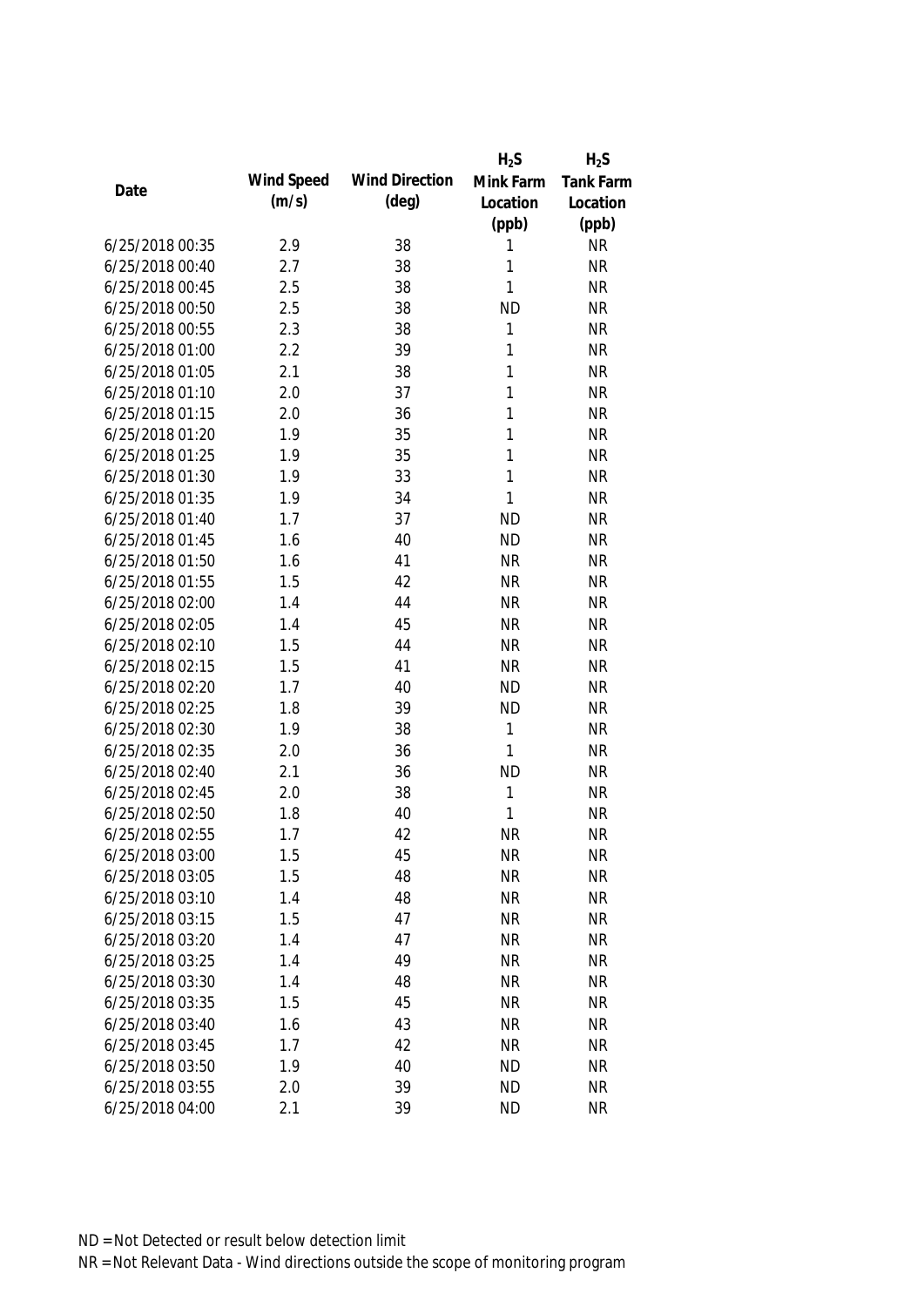| Date | Wind Speed (m/s) | Wind Direction (deg) | $H_2S$ Mink Farm Location (ppb) | $H_2S$ Tank Farm Location (ppb) |
|---|---|---|---|---|
| 6/25/2018 00:35 | 2.9 | 38 | 1 | NR |
| 6/25/2018 00:40 | 2.7 | 38 | 1 | NR |
| 6/25/2018 00:45 | 2.5 | 38 | 1 | NR |
| 6/25/2018 00:50 | 2.5 | 38 | ND | NR |
| 6/25/2018 00:55 | 2.3 | 38 | 1 | NR |
| 6/25/2018 01:00 | 2.2 | 39 | 1 | NR |
| 6/25/2018 01:05 | 2.1 | 38 | 1 | NR |
| 6/25/2018 01:10 | 2.0 | 37 | 1 | NR |
| 6/25/2018 01:15 | 2.0 | 36 | 1 | NR |
| 6/25/2018 01:20 | 1.9 | 35 | 1 | NR |
| 6/25/2018 01:25 | 1.9 | 35 | 1 | NR |
| 6/25/2018 01:30 | 1.9 | 33 | 1 | NR |
| 6/25/2018 01:35 | 1.9 | 34 | 1 | NR |
| 6/25/2018 01:40 | 1.7 | 37 | ND | NR |
| 6/25/2018 01:45 | 1.6 | 40 | ND | NR |
| 6/25/2018 01:50 | 1.6 | 41 | NR | NR |
| 6/25/2018 01:55 | 1.5 | 42 | NR | NR |
| 6/25/2018 02:00 | 1.4 | 44 | NR | NR |
| 6/25/2018 02:05 | 1.4 | 45 | NR | NR |
| 6/25/2018 02:10 | 1.5 | 44 | NR | NR |
| 6/25/2018 02:15 | 1.5 | 41 | NR | NR |
| 6/25/2018 02:20 | 1.7 | 40 | ND | NR |
| 6/25/2018 02:25 | 1.8 | 39 | ND | NR |
| 6/25/2018 02:30 | 1.9 | 38 | 1 | NR |
| 6/25/2018 02:35 | 2.0 | 36 | 1 | NR |
| 6/25/2018 02:40 | 2.1 | 36 | ND | NR |
| 6/25/2018 02:45 | 2.0 | 38 | 1 | NR |
| 6/25/2018 02:50 | 1.8 | 40 | 1 | NR |
| 6/25/2018 02:55 | 1.7 | 42 | NR | NR |
| 6/25/2018 03:00 | 1.5 | 45 | NR | NR |
| 6/25/2018 03:05 | 1.5 | 48 | NR | NR |
| 6/25/2018 03:10 | 1.4 | 48 | NR | NR |
| 6/25/2018 03:15 | 1.5 | 47 | NR | NR |
| 6/25/2018 03:20 | 1.4 | 47 | NR | NR |
| 6/25/2018 03:25 | 1.4 | 49 | NR | NR |
| 6/25/2018 03:30 | 1.4 | 48 | NR | NR |
| 6/25/2018 03:35 | 1.5 | 45 | NR | NR |
| 6/25/2018 03:40 | 1.6 | 43 | NR | NR |
| 6/25/2018 03:45 | 1.7 | 42 | NR | NR |
| 6/25/2018 03:50 | 1.9 | 40 | ND | NR |
| 6/25/2018 03:55 | 2.0 | 39 | ND | NR |
| 6/25/2018 04:00 | 2.1 | 39 | ND | NR |

ND = Not Detected or result below detection limit

NR = Not Relevant Data - Wind directions outside the scope of monitoring program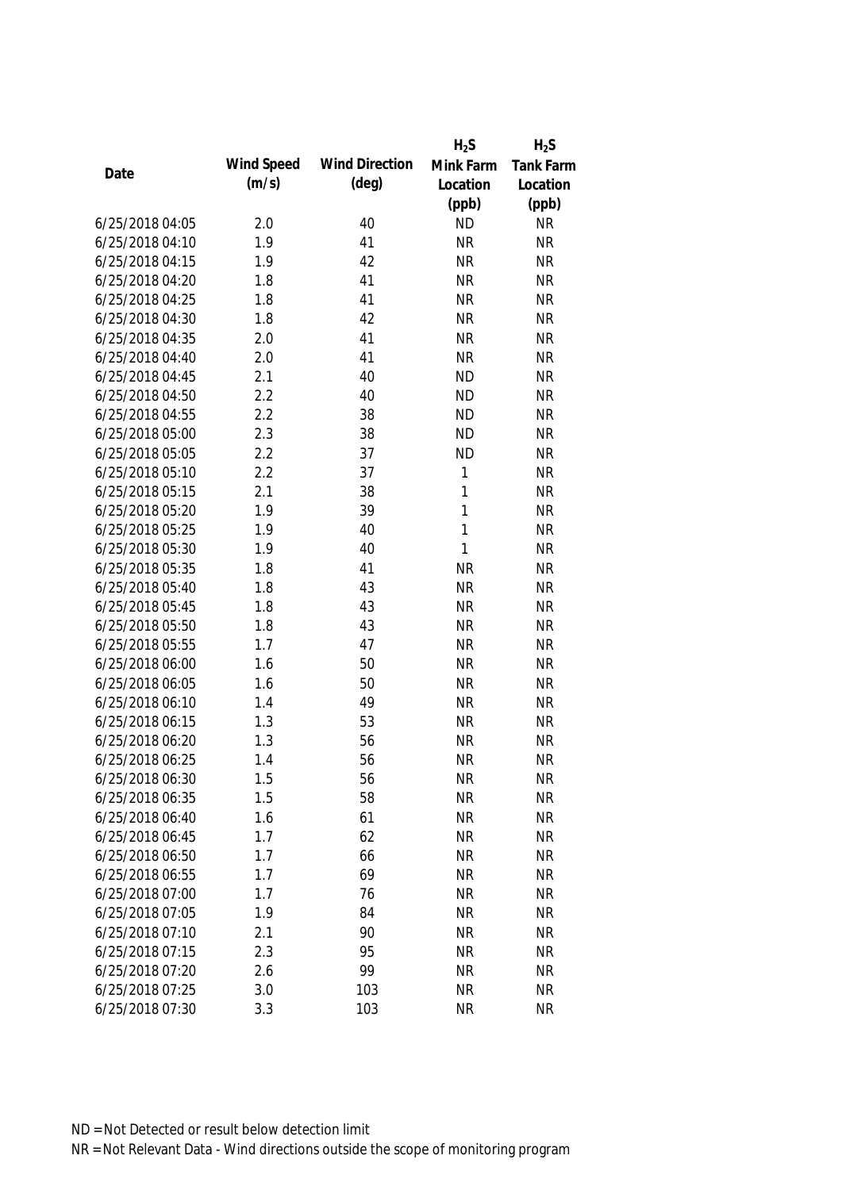| Date | Wind Speed (m/s) | Wind Direction (deg) | $H_2S$ Mink Farm Location (ppb) | $H_2S$ Tank Farm Location (ppb) |
|---|---|---|---|---|
| 6/25/2018 04:05 | 2.0 | 40 | ND | NR |
| 6/25/2018 04:10 | 1.9 | 41 | NR | NR |
| 6/25/2018 04:15 | 1.9 | 42 | NR | NR |
| 6/25/2018 04:20 | 1.8 | 41 | NR | NR |
| 6/25/2018 04:25 | 1.8 | 41 | NR | NR |
| 6/25/2018 04:30 | 1.8 | 42 | NR | NR |
| 6/25/2018 04:35 | 2.0 | 41 | NR | NR |
| 6/25/2018 04:40 | 2.0 | 41 | NR | NR |
| 6/25/2018 04:45 | 2.1 | 40 | ND | NR |
| 6/25/2018 04:50 | 2.2 | 40 | ND | NR |
| 6/25/2018 04:55 | 2.2 | 38 | ND | NR |
| 6/25/2018 05:00 | 2.3 | 38 | ND | NR |
| 6/25/2018 05:05 | 2.2 | 37 | ND | NR |
| 6/25/2018 05:10 | 2.2 | 37 | 1 | NR |
| 6/25/2018 05:15 | 2.1 | 38 | 1 | NR |
| 6/25/2018 05:20 | 1.9 | 39 | 1 | NR |
| 6/25/2018 05:25 | 1.9 | 40 | 1 | NR |
| 6/25/2018 05:30 | 1.9 | 40 | 1 | NR |
| 6/25/2018 05:35 | 1.8 | 41 | NR | NR |
| 6/25/2018 05:40 | 1.8 | 43 | NR | NR |
| 6/25/2018 05:45 | 1.8 | 43 | NR | NR |
| 6/25/2018 05:50 | 1.8 | 43 | NR | NR |
| 6/25/2018 05:55 | 1.7 | 47 | NR | NR |
| 6/25/2018 06:00 | 1.6 | 50 | NR | NR |
| 6/25/2018 06:05 | 1.6 | 50 | NR | NR |
| 6/25/2018 06:10 | 1.4 | 49 | NR | NR |
| 6/25/2018 06:15 | 1.3 | 53 | NR | NR |
| 6/25/2018 06:20 | 1.3 | 56 | NR | NR |
| 6/25/2018 06:25 | 1.4 | 56 | NR | NR |
| 6/25/2018 06:30 | 1.5 | 56 | NR | NR |
| 6/25/2018 06:35 | 1.5 | 58 | NR | NR |
| 6/25/2018 06:40 | 1.6 | 61 | NR | NR |
| 6/25/2018 06:45 | 1.7 | 62 | NR | NR |
| 6/25/2018 06:50 | 1.7 | 66 | NR | NR |
| 6/25/2018 06:55 | 1.7 | 69 | NR | NR |
| 6/25/2018 07:00 | 1.7 | 76 | NR | NR |
| 6/25/2018 07:05 | 1.9 | 84 | NR | NR |
| 6/25/2018 07:10 | 2.1 | 90 | NR | NR |
| 6/25/2018 07:15 | 2.3 | 95 | NR | NR |
| 6/25/2018 07:20 | 2.6 | 99 | NR | NR |
| 6/25/2018 07:25 | 3.0 | 103 | NR | NR |
| 6/25/2018 07:30 | 3.3 | 103 | NR | NR |

ND = Not Detected or result below detection limit

NR = Not Relevant Data - Wind directions outside the scope of monitoring program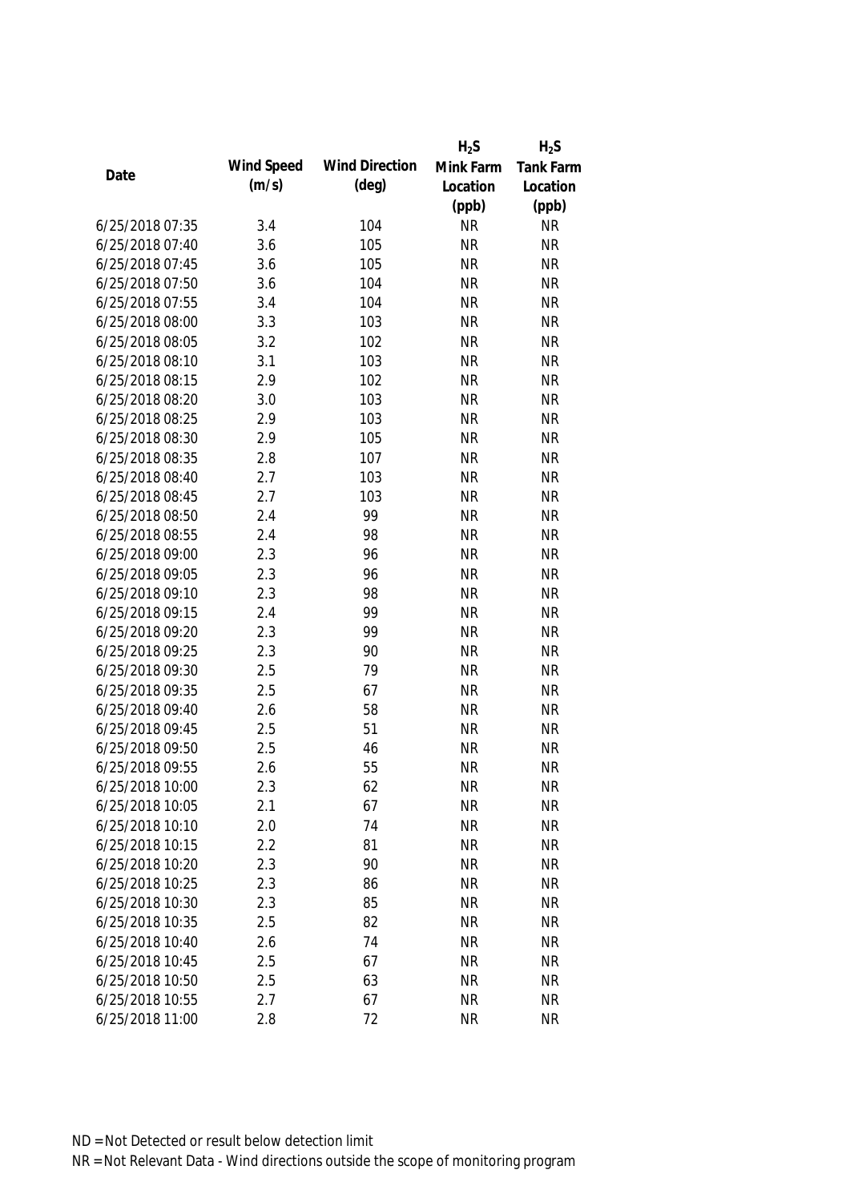| Date | Wind Speed (m/s) | Wind Direction (deg) | $H_2S$ Mink Farm Location (ppb) | $H_2S$ Tank Farm Location (ppb) |
|---|---|---|---|---|
| 6/25/2018 07:35 | 3.4 | 104 | NR | NR |
| 6/25/2018 07:40 | 3.6 | 105 | NR | NR |
| 6/25/2018 07:45 | 3.6 | 105 | NR | NR |
| 6/25/2018 07:50 | 3.6 | 104 | NR | NR |
| 6/25/2018 07:55 | 3.4 | 104 | NR | NR |
| 6/25/2018 08:00 | 3.3 | 103 | NR | NR |
| 6/25/2018 08:05 | 3.2 | 102 | NR | NR |
| 6/25/2018 08:10 | 3.1 | 103 | NR | NR |
| 6/25/2018 08:15 | 2.9 | 102 | NR | NR |
| 6/25/2018 08:20 | 3.0 | 103 | NR | NR |
| 6/25/2018 08:25 | 2.9 | 103 | NR | NR |
| 6/25/2018 08:30 | 2.9 | 105 | NR | NR |
| 6/25/2018 08:35 | 2.8 | 107 | NR | NR |
| 6/25/2018 08:40 | 2.7 | 103 | NR | NR |
| 6/25/2018 08:45 | 2.7 | 103 | NR | NR |
| 6/25/2018 08:50 | 2.4 | 99 | NR | NR |
| 6/25/2018 08:55 | 2.4 | 98 | NR | NR |
| 6/25/2018 09:00 | 2.3 | 96 | NR | NR |
| 6/25/2018 09:05 | 2.3 | 96 | NR | NR |
| 6/25/2018 09:10 | 2.3 | 98 | NR | NR |
| 6/25/2018 09:15 | 2.4 | 99 | NR | NR |
| 6/25/2018 09:20 | 2.3 | 99 | NR | NR |
| 6/25/2018 09:25 | 2.3 | 90 | NR | NR |
| 6/25/2018 09:30 | 2.5 | 79 | NR | NR |
| 6/25/2018 09:35 | 2.5 | 67 | NR | NR |
| 6/25/2018 09:40 | 2.6 | 58 | NR | NR |
| 6/25/2018 09:45 | 2.5 | 51 | NR | NR |
| 6/25/2018 09:50 | 2.5 | 46 | NR | NR |
| 6/25/2018 09:55 | 2.6 | 55 | NR | NR |
| 6/25/2018 10:00 | 2.3 | 62 | NR | NR |
| 6/25/2018 10:05 | 2.1 | 67 | NR | NR |
| 6/25/2018 10:10 | 2.0 | 74 | NR | NR |
| 6/25/2018 10:15 | 2.2 | 81 | NR | NR |
| 6/25/2018 10:20 | 2.3 | 90 | NR | NR |
| 6/25/2018 10:25 | 2.3 | 86 | NR | NR |
| 6/25/2018 10:30 | 2.3 | 85 | NR | NR |
| 6/25/2018 10:35 | 2.5 | 82 | NR | NR |
| 6/25/2018 10:40 | 2.6 | 74 | NR | NR |
| 6/25/2018 10:45 | 2.5 | 67 | NR | NR |
| 6/25/2018 10:50 | 2.5 | 63 | NR | NR |
| 6/25/2018 10:55 | 2.7 | 67 | NR | NR |
| 6/25/2018 11:00 | 2.8 | 72 | NR | NR |

ND = Not Detected or result below detection limit

NR = Not Relevant Data - Wind directions outside the scope of monitoring program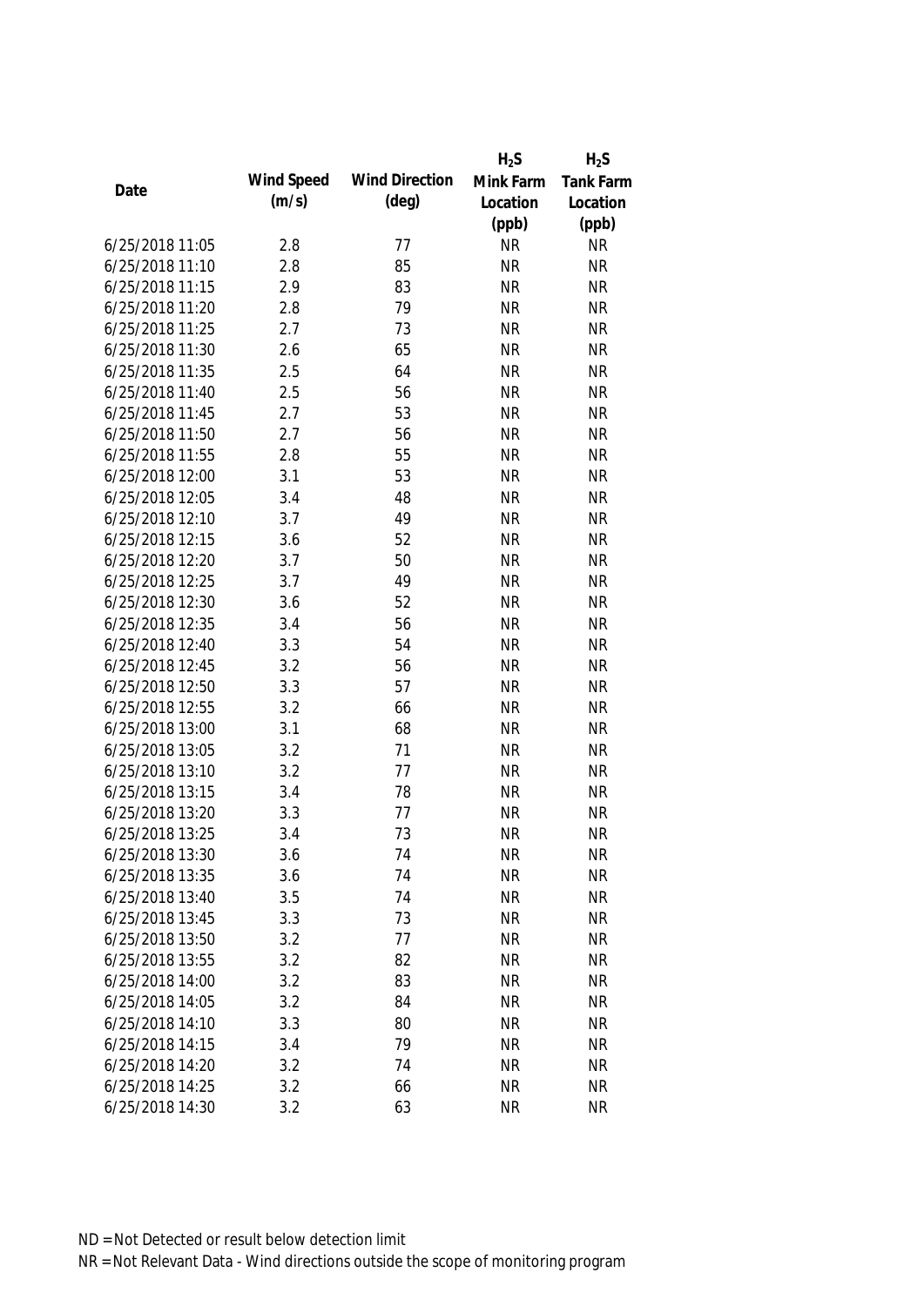| Date | Wind Speed (m/s) | Wind Direction (deg) | $H_2S$ Mink Farm Location (ppb) | $H_2S$ Tank Farm Location (ppb) |
|---|---|---|---|---|
| 6/25/2018 11:05 | 2.8 | 77 | NR | NR |
| 6/25/2018 11:10 | 2.8 | 85 | NR | NR |
| 6/25/2018 11:15 | 2.9 | 83 | NR | NR |
| 6/25/2018 11:20 | 2.8 | 79 | NR | NR |
| 6/25/2018 11:25 | 2.7 | 73 | NR | NR |
| 6/25/2018 11:30 | 2.6 | 65 | NR | NR |
| 6/25/2018 11:35 | 2.5 | 64 | NR | NR |
| 6/25/2018 11:40 | 2.5 | 56 | NR | NR |
| 6/25/2018 11:45 | 2.7 | 53 | NR | NR |
| 6/25/2018 11:50 | 2.7 | 56 | NR | NR |
| 6/25/2018 11:55 | 2.8 | 55 | NR | NR |
| 6/25/2018 12:00 | 3.1 | 53 | NR | NR |
| 6/25/2018 12:05 | 3.4 | 48 | NR | NR |
| 6/25/2018 12:10 | 3.7 | 49 | NR | NR |
| 6/25/2018 12:15 | 3.6 | 52 | NR | NR |
| 6/25/2018 12:20 | 3.7 | 50 | NR | NR |
| 6/25/2018 12:25 | 3.7 | 49 | NR | NR |
| 6/25/2018 12:30 | 3.6 | 52 | NR | NR |
| 6/25/2018 12:35 | 3.4 | 56 | NR | NR |
| 6/25/2018 12:40 | 3.3 | 54 | NR | NR |
| 6/25/2018 12:45 | 3.2 | 56 | NR | NR |
| 6/25/2018 12:50 | 3.3 | 57 | NR | NR |
| 6/25/2018 12:55 | 3.2 | 66 | NR | NR |
| 6/25/2018 13:00 | 3.1 | 68 | NR | NR |
| 6/25/2018 13:05 | 3.2 | 71 | NR | NR |
| 6/25/2018 13:10 | 3.2 | 77 | NR | NR |
| 6/25/2018 13:15 | 3.4 | 78 | NR | NR |
| 6/25/2018 13:20 | 3.3 | 77 | NR | NR |
| 6/25/2018 13:25 | 3.4 | 73 | NR | NR |
| 6/25/2018 13:30 | 3.6 | 74 | NR | NR |
| 6/25/2018 13:35 | 3.6 | 74 | NR | NR |
| 6/25/2018 13:40 | 3.5 | 74 | NR | NR |
| 6/25/2018 13:45 | 3.3 | 73 | NR | NR |
| 6/25/2018 13:50 | 3.2 | 77 | NR | NR |
| 6/25/2018 13:55 | 3.2 | 82 | NR | NR |
| 6/25/2018 14:00 | 3.2 | 83 | NR | NR |
| 6/25/2018 14:05 | 3.2 | 84 | NR | NR |
| 6/25/2018 14:10 | 3.3 | 80 | NR | NR |
| 6/25/2018 14:15 | 3.4 | 79 | NR | NR |
| 6/25/2018 14:20 | 3.2 | 74 | NR | NR |
| 6/25/2018 14:25 | 3.2 | 66 | NR | NR |
| 6/25/2018 14:30 | 3.2 | 63 | NR | NR |

ND = Not Detected or result below detection limit

NR = Not Relevant Data - Wind directions outside the scope of monitoring program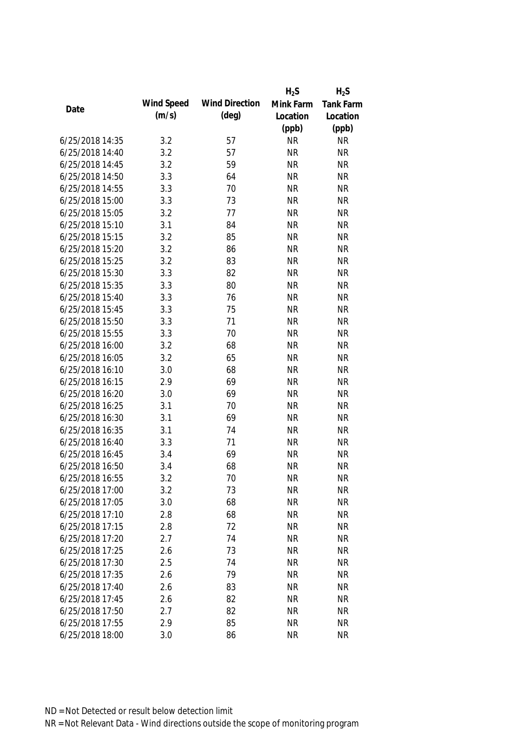| Date | Wind Speed (m/s) | Wind Direction (deg) | $H_2S$ Mink Farm Location (ppb) | $H_2S$ Tank Farm Location (ppb) |
|---|---|---|---|---|
| 6/25/2018 14:35 | 3.2 | 57 | NR | NR |
| 6/25/2018 14:40 | 3.2 | 57 | NR | NR |
| 6/25/2018 14:45 | 3.2 | 59 | NR | NR |
| 6/25/2018 14:50 | 3.3 | 64 | NR | NR |
| 6/25/2018 14:55 | 3.3 | 70 | NR | NR |
| 6/25/2018 15:00 | 3.3 | 73 | NR | NR |
| 6/25/2018 15:05 | 3.2 | 77 | NR | NR |
| 6/25/2018 15:10 | 3.1 | 84 | NR | NR |
| 6/25/2018 15:15 | 3.2 | 85 | NR | NR |
| 6/25/2018 15:20 | 3.2 | 86 | NR | NR |
| 6/25/2018 15:25 | 3.2 | 83 | NR | NR |
| 6/25/2018 15:30 | 3.3 | 82 | NR | NR |
| 6/25/2018 15:35 | 3.3 | 80 | NR | NR |
| 6/25/2018 15:40 | 3.3 | 76 | NR | NR |
| 6/25/2018 15:45 | 3.3 | 75 | NR | NR |
| 6/25/2018 15:50 | 3.3 | 71 | NR | NR |
| 6/25/2018 15:55 | 3.3 | 70 | NR | NR |
| 6/25/2018 16:00 | 3.2 | 68 | NR | NR |
| 6/25/2018 16:05 | 3.2 | 65 | NR | NR |
| 6/25/2018 16:10 | 3.0 | 68 | NR | NR |
| 6/25/2018 16:15 | 2.9 | 69 | NR | NR |
| 6/25/2018 16:20 | 3.0 | 69 | NR | NR |
| 6/25/2018 16:25 | 3.1 | 70 | NR | NR |
| 6/25/2018 16:30 | 3.1 | 69 | NR | NR |
| 6/25/2018 16:35 | 3.1 | 74 | NR | NR |
| 6/25/2018 16:40 | 3.3 | 71 | NR | NR |
| 6/25/2018 16:45 | 3.4 | 69 | NR | NR |
| 6/25/2018 16:50 | 3.4 | 68 | NR | NR |
| 6/25/2018 16:55 | 3.2 | 70 | NR | NR |
| 6/25/2018 17:00 | 3.2 | 73 | NR | NR |
| 6/25/2018 17:05 | 3.0 | 68 | NR | NR |
| 6/25/2018 17:10 | 2.8 | 68 | NR | NR |
| 6/25/2018 17:15 | 2.8 | 72 | NR | NR |
| 6/25/2018 17:20 | 2.7 | 74 | NR | NR |
| 6/25/2018 17:25 | 2.6 | 73 | NR | NR |
| 6/25/2018 17:30 | 2.5 | 74 | NR | NR |
| 6/25/2018 17:35 | 2.6 | 79 | NR | NR |
| 6/25/2018 17:40 | 2.6 | 83 | NR | NR |
| 6/25/2018 17:45 | 2.6 | 82 | NR | NR |
| 6/25/2018 17:50 | 2.7 | 82 | NR | NR |
| 6/25/2018 17:55 | 2.9 | 85 | NR | NR |
| 6/25/2018 18:00 | 3.0 | 86 | NR | NR |

ND = Not Detected or result below detection limit

NR = Not Relevant Data - Wind directions outside the scope of monitoring program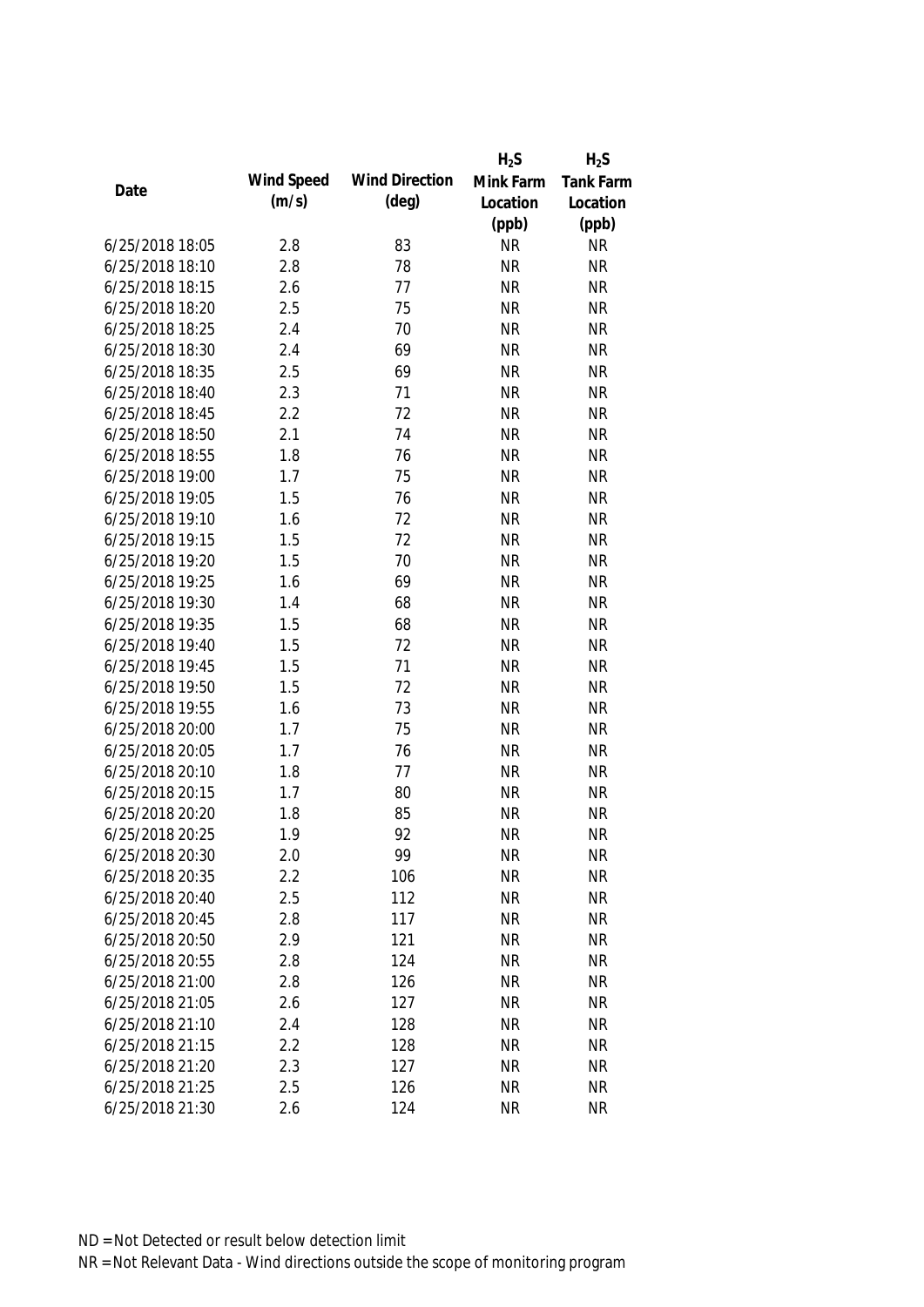| Date | Wind Speed (m/s) | Wind Direction (deg) | $H_2S$ Mink Farm Location (ppb) | $H_2S$ Tank Farm Location (ppb) |
|---|---|---|---|---|
| 6/25/2018 18:05 | 2.8 | 83 | NR | NR |
| 6/25/2018 18:10 | 2.8 | 78 | NR | NR |
| 6/25/2018 18:15 | 2.6 | 77 | NR | NR |
| 6/25/2018 18:20 | 2.5 | 75 | NR | NR |
| 6/25/2018 18:25 | 2.4 | 70 | NR | NR |
| 6/25/2018 18:30 | 2.4 | 69 | NR | NR |
| 6/25/2018 18:35 | 2.5 | 69 | NR | NR |
| 6/25/2018 18:40 | 2.3 | 71 | NR | NR |
| 6/25/2018 18:45 | 2.2 | 72 | NR | NR |
| 6/25/2018 18:50 | 2.1 | 74 | NR | NR |
| 6/25/2018 18:55 | 1.8 | 76 | NR | NR |
| 6/25/2018 19:00 | 1.7 | 75 | NR | NR |
| 6/25/2018 19:05 | 1.5 | 76 | NR | NR |
| 6/25/2018 19:10 | 1.6 | 72 | NR | NR |
| 6/25/2018 19:15 | 1.5 | 72 | NR | NR |
| 6/25/2018 19:20 | 1.5 | 70 | NR | NR |
| 6/25/2018 19:25 | 1.6 | 69 | NR | NR |
| 6/25/2018 19:30 | 1.4 | 68 | NR | NR |
| 6/25/2018 19:35 | 1.5 | 68 | NR | NR |
| 6/25/2018 19:40 | 1.5 | 72 | NR | NR |
| 6/25/2018 19:45 | 1.5 | 71 | NR | NR |
| 6/25/2018 19:50 | 1.5 | 72 | NR | NR |
| 6/25/2018 19:55 | 1.6 | 73 | NR | NR |
| 6/25/2018 20:00 | 1.7 | 75 | NR | NR |
| 6/25/2018 20:05 | 1.7 | 76 | NR | NR |
| 6/25/2018 20:10 | 1.8 | 77 | NR | NR |
| 6/25/2018 20:15 | 1.7 | 80 | NR | NR |
| 6/25/2018 20:20 | 1.8 | 85 | NR | NR |
| 6/25/2018 20:25 | 1.9 | 92 | NR | NR |
| 6/25/2018 20:30 | 2.0 | 99 | NR | NR |
| 6/25/2018 20:35 | 2.2 | 106 | NR | NR |
| 6/25/2018 20:40 | 2.5 | 112 | NR | NR |
| 6/25/2018 20:45 | 2.8 | 117 | NR | NR |
| 6/25/2018 20:50 | 2.9 | 121 | NR | NR |
| 6/25/2018 20:55 | 2.8 | 124 | NR | NR |
| 6/25/2018 21:00 | 2.8 | 126 | NR | NR |
| 6/25/2018 21:05 | 2.6 | 127 | NR | NR |
| 6/25/2018 21:10 | 2.4 | 128 | NR | NR |
| 6/25/2018 21:15 | 2.2 | 128 | NR | NR |
| 6/25/2018 21:20 | 2.3 | 127 | NR | NR |
| 6/25/2018 21:25 | 2.5 | 126 | NR | NR |
| 6/25/2018 21:30 | 2.6 | 124 | NR | NR |

ND = Not Detected or result below detection limit

NR = Not Relevant Data - Wind directions outside the scope of monitoring program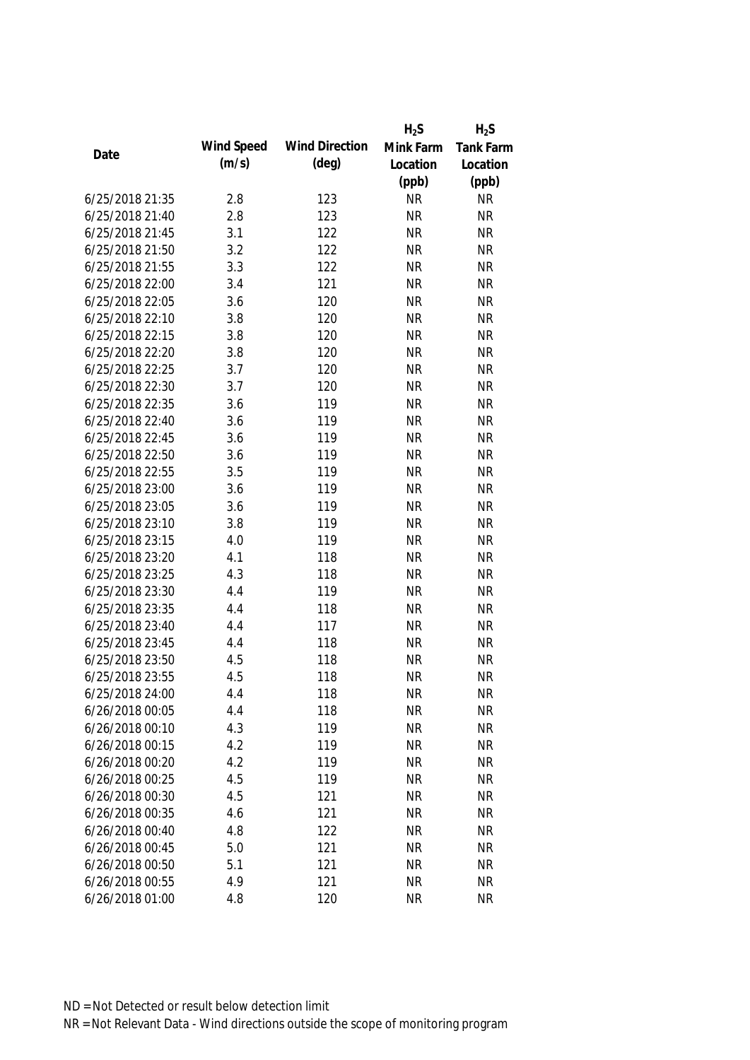| Date | Wind Speed (m/s) | Wind Direction (deg) | $H_2S$ Mink Farm Location (ppb) | $H_2S$ Tank Farm Location (ppb) |
|---|---|---|---|---|
| 6/25/2018 21:35 | 2.8 | 123 | NR | NR |
| 6/25/2018 21:40 | 2.8 | 123 | NR | NR |
| 6/25/2018 21:45 | 3.1 | 122 | NR | NR |
| 6/25/2018 21:50 | 3.2 | 122 | NR | NR |
| 6/25/2018 21:55 | 3.3 | 122 | NR | NR |
| 6/25/2018 22:00 | 3.4 | 121 | NR | NR |
| 6/25/2018 22:05 | 3.6 | 120 | NR | NR |
| 6/25/2018 22:10 | 3.8 | 120 | NR | NR |
| 6/25/2018 22:15 | 3.8 | 120 | NR | NR |
| 6/25/2018 22:20 | 3.8 | 120 | NR | NR |
| 6/25/2018 22:25 | 3.7 | 120 | NR | NR |
| 6/25/2018 22:30 | 3.7 | 120 | NR | NR |
| 6/25/2018 22:35 | 3.6 | 119 | NR | NR |
| 6/25/2018 22:40 | 3.6 | 119 | NR | NR |
| 6/25/2018 22:45 | 3.6 | 119 | NR | NR |
| 6/25/2018 22:50 | 3.6 | 119 | NR | NR |
| 6/25/2018 22:55 | 3.5 | 119 | NR | NR |
| 6/25/2018 23:00 | 3.6 | 119 | NR | NR |
| 6/25/2018 23:05 | 3.6 | 119 | NR | NR |
| 6/25/2018 23:10 | 3.8 | 119 | NR | NR |
| 6/25/2018 23:15 | 4.0 | 119 | NR | NR |
| 6/25/2018 23:20 | 4.1 | 118 | NR | NR |
| 6/25/2018 23:25 | 4.3 | 118 | NR | NR |
| 6/25/2018 23:30 | 4.4 | 119 | NR | NR |
| 6/25/2018 23:35 | 4.4 | 118 | NR | NR |
| 6/25/2018 23:40 | 4.4 | 117 | NR | NR |
| 6/25/2018 23:45 | 4.4 | 118 | NR | NR |
| 6/25/2018 23:50 | 4.5 | 118 | NR | NR |
| 6/25/2018 23:55 | 4.5 | 118 | NR | NR |
| 6/25/2018 24:00 | 4.4 | 118 | NR | NR |
| 6/26/2018 00:05 | 4.4 | 118 | NR | NR |
| 6/26/2018 00:10 | 4.3 | 119 | NR | NR |
| 6/26/2018 00:15 | 4.2 | 119 | NR | NR |
| 6/26/2018 00:20 | 4.2 | 119 | NR | NR |
| 6/26/2018 00:25 | 4.5 | 119 | NR | NR |
| 6/26/2018 00:30 | 4.5 | 121 | NR | NR |
| 6/26/2018 00:35 | 4.6 | 121 | NR | NR |
| 6/26/2018 00:40 | 4.8 | 122 | NR | NR |
| 6/26/2018 00:45 | 5.0 | 121 | NR | NR |
| 6/26/2018 00:50 | 5.1 | 121 | NR | NR |
| 6/26/2018 00:55 | 4.9 | 121 | NR | NR |
| 6/26/2018 01:00 | 4.8 | 120 | NR | NR |

ND = Not Detected or result below detection limit

NR = Not Relevant Data - Wind directions outside the scope of monitoring program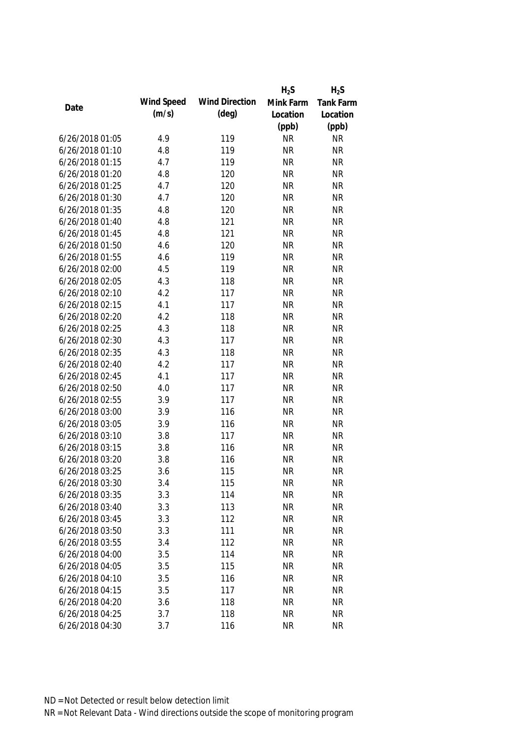| Date | Wind Speed (m/s) | Wind Direction (deg) | $H_2S$ Mink Farm Location (ppb) | $H_2S$ Tank Farm Location (ppb) |
|---|---|---|---|---|
| 6/26/2018 01:05 | 4.9 | 119 | NR | NR |
| 6/26/2018 01:10 | 4.8 | 119 | NR | NR |
| 6/26/2018 01:15 | 4.7 | 119 | NR | NR |
| 6/26/2018 01:20 | 4.8 | 120 | NR | NR |
| 6/26/2018 01:25 | 4.7 | 120 | NR | NR |
| 6/26/2018 01:30 | 4.7 | 120 | NR | NR |
| 6/26/2018 01:35 | 4.8 | 120 | NR | NR |
| 6/26/2018 01:40 | 4.8 | 121 | NR | NR |
| 6/26/2018 01:45 | 4.8 | 121 | NR | NR |
| 6/26/2018 01:50 | 4.6 | 120 | NR | NR |
| 6/26/2018 01:55 | 4.6 | 119 | NR | NR |
| 6/26/2018 02:00 | 4.5 | 119 | NR | NR |
| 6/26/2018 02:05 | 4.3 | 118 | NR | NR |
| 6/26/2018 02:10 | 4.2 | 117 | NR | NR |
| 6/26/2018 02:15 | 4.1 | 117 | NR | NR |
| 6/26/2018 02:20 | 4.2 | 118 | NR | NR |
| 6/26/2018 02:25 | 4.3 | 118 | NR | NR |
| 6/26/2018 02:30 | 4.3 | 117 | NR | NR |
| 6/26/2018 02:35 | 4.3 | 118 | NR | NR |
| 6/26/2018 02:40 | 4.2 | 117 | NR | NR |
| 6/26/2018 02:45 | 4.1 | 117 | NR | NR |
| 6/26/2018 02:50 | 4.0 | 117 | NR | NR |
| 6/26/2018 02:55 | 3.9 | 117 | NR | NR |
| 6/26/2018 03:00 | 3.9 | 116 | NR | NR |
| 6/26/2018 03:05 | 3.9 | 116 | NR | NR |
| 6/26/2018 03:10 | 3.8 | 117 | NR | NR |
| 6/26/2018 03:15 | 3.8 | 116 | NR | NR |
| 6/26/2018 03:20 | 3.8 | 116 | NR | NR |
| 6/26/2018 03:25 | 3.6 | 115 | NR | NR |
| 6/26/2018 03:30 | 3.4 | 115 | NR | NR |
| 6/26/2018 03:35 | 3.3 | 114 | NR | NR |
| 6/26/2018 03:40 | 3.3 | 113 | NR | NR |
| 6/26/2018 03:45 | 3.3 | 112 | NR | NR |
| 6/26/2018 03:50 | 3.3 | 111 | NR | NR |
| 6/26/2018 03:55 | 3.4 | 112 | NR | NR |
| 6/26/2018 04:00 | 3.5 | 114 | NR | NR |
| 6/26/2018 04:05 | 3.5 | 115 | NR | NR |
| 6/26/2018 04:10 | 3.5 | 116 | NR | NR |
| 6/26/2018 04:15 | 3.5 | 117 | NR | NR |
| 6/26/2018 04:20 | 3.6 | 118 | NR | NR |
| 6/26/2018 04:25 | 3.7 | 118 | NR | NR |
| 6/26/2018 04:30 | 3.7 | 116 | NR | NR |

ND = Not Detected or result below detection limit

NR = Not Relevant Data - Wind directions outside the scope of monitoring program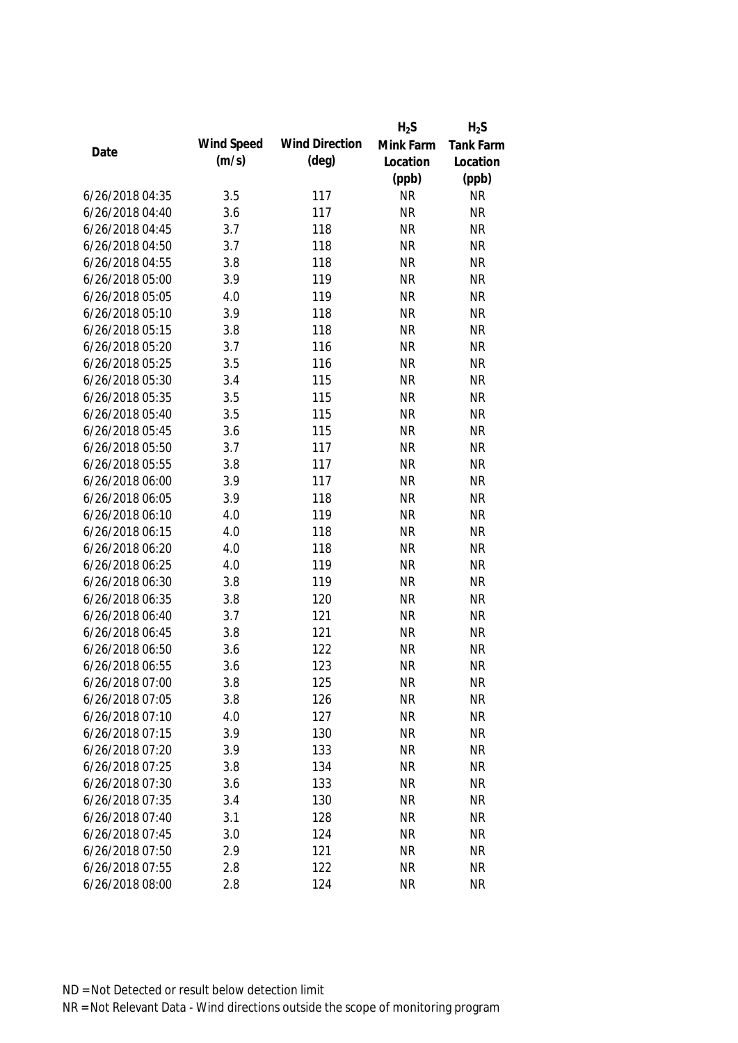| Date | Wind Speed (m/s) | Wind Direction (deg) | $H_2S$ Mink Farm Location (ppb) | $H_2S$ Tank Farm Location (ppb) |
|---|---|---|---|---|
| 6/26/2018 04:35 | 3.5 | 117 | NR | NR |
| 6/26/2018 04:40 | 3.6 | 117 | NR | NR |
| 6/26/2018 04:45 | 3.7 | 118 | NR | NR |
| 6/26/2018 04:50 | 3.7 | 118 | NR | NR |
| 6/26/2018 04:55 | 3.8 | 118 | NR | NR |
| 6/26/2018 05:00 | 3.9 | 119 | NR | NR |
| 6/26/2018 05:05 | 4.0 | 119 | NR | NR |
| 6/26/2018 05:10 | 3.9 | 118 | NR | NR |
| 6/26/2018 05:15 | 3.8 | 118 | NR | NR |
| 6/26/2018 05:20 | 3.7 | 116 | NR | NR |
| 6/26/2018 05:25 | 3.5 | 116 | NR | NR |
| 6/26/2018 05:30 | 3.4 | 115 | NR | NR |
| 6/26/2018 05:35 | 3.5 | 115 | NR | NR |
| 6/26/2018 05:40 | 3.5 | 115 | NR | NR |
| 6/26/2018 05:45 | 3.6 | 115 | NR | NR |
| 6/26/2018 05:50 | 3.7 | 117 | NR | NR |
| 6/26/2018 05:55 | 3.8 | 117 | NR | NR |
| 6/26/2018 06:00 | 3.9 | 117 | NR | NR |
| 6/26/2018 06:05 | 3.9 | 118 | NR | NR |
| 6/26/2018 06:10 | 4.0 | 119 | NR | NR |
| 6/26/2018 06:15 | 4.0 | 118 | NR | NR |
| 6/26/2018 06:20 | 4.0 | 118 | NR | NR |
| 6/26/2018 06:25 | 4.0 | 119 | NR | NR |
| 6/26/2018 06:30 | 3.8 | 119 | NR | NR |
| 6/26/2018 06:35 | 3.8 | 120 | NR | NR |
| 6/26/2018 06:40 | 3.7 | 121 | NR | NR |
| 6/26/2018 06:45 | 3.8 | 121 | NR | NR |
| 6/26/2018 06:50 | 3.6 | 122 | NR | NR |
| 6/26/2018 06:55 | 3.6 | 123 | NR | NR |
| 6/26/2018 07:00 | 3.8 | 125 | NR | NR |
| 6/26/2018 07:05 | 3.8 | 126 | NR | NR |
| 6/26/2018 07:10 | 4.0 | 127 | NR | NR |
| 6/26/2018 07:15 | 3.9 | 130 | NR | NR |
| 6/26/2018 07:20 | 3.9 | 133 | NR | NR |
| 6/26/2018 07:25 | 3.8 | 134 | NR | NR |
| 6/26/2018 07:30 | 3.6 | 133 | NR | NR |
| 6/26/2018 07:35 | 3.4 | 130 | NR | NR |
| 6/26/2018 07:40 | 3.1 | 128 | NR | NR |
| 6/26/2018 07:45 | 3.0 | 124 | NR | NR |
| 6/26/2018 07:50 | 2.9 | 121 | NR | NR |
| 6/26/2018 07:55 | 2.8 | 122 | NR | NR |
| 6/26/2018 08:00 | 2.8 | 124 | NR | NR |

ND = Not Detected or result below detection limit

NR = Not Relevant Data - Wind directions outside the scope of monitoring program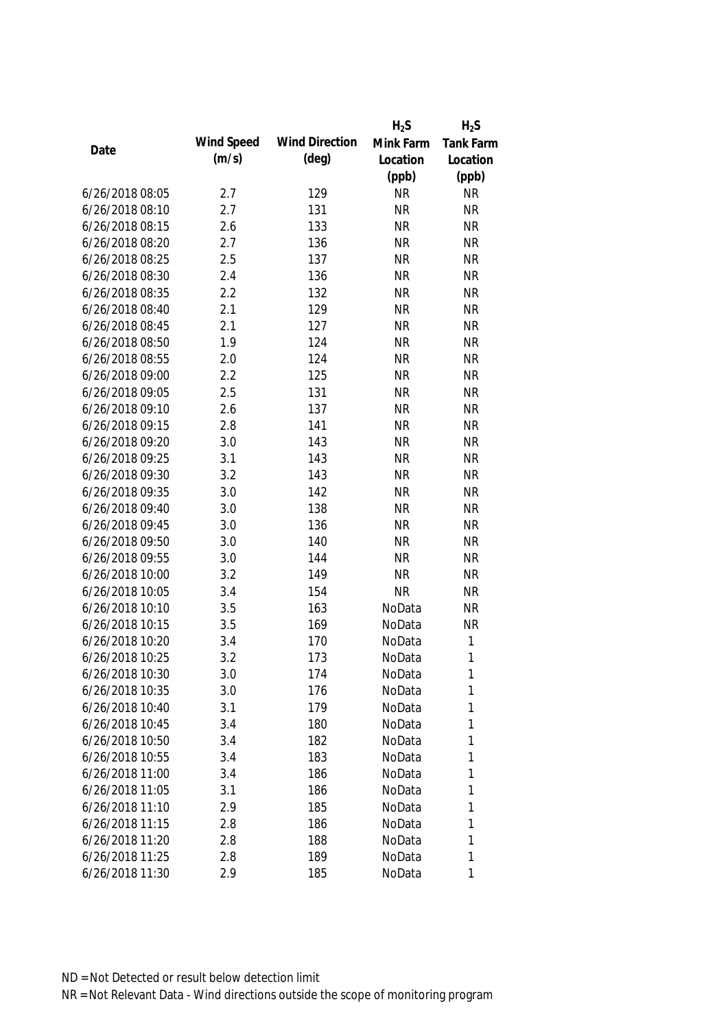| Date | Wind Speed (m/s) | Wind Direction (deg) | $H_2S$ Mink Farm Location (ppb) | $H_2S$ Tank Farm Location (ppb) |
|---|---|---|---|---|
| 6/26/2018 08:05 | 2.7 | 129 | NR | NR |
| 6/26/2018 08:10 | 2.7 | 131 | NR | NR |
| 6/26/2018 08:15 | 2.6 | 133 | NR | NR |
| 6/26/2018 08:20 | 2.7 | 136 | NR | NR |
| 6/26/2018 08:25 | 2.5 | 137 | NR | NR |
| 6/26/2018 08:30 | 2.4 | 136 | NR | NR |
| 6/26/2018 08:35 | 2.2 | 132 | NR | NR |
| 6/26/2018 08:40 | 2.1 | 129 | NR | NR |
| 6/26/2018 08:45 | 2.1 | 127 | NR | NR |
| 6/26/2018 08:50 | 1.9 | 124 | NR | NR |
| 6/26/2018 08:55 | 2.0 | 124 | NR | NR |
| 6/26/2018 09:00 | 2.2 | 125 | NR | NR |
| 6/26/2018 09:05 | 2.5 | 131 | NR | NR |
| 6/26/2018 09:10 | 2.6 | 137 | NR | NR |
| 6/26/2018 09:15 | 2.8 | 141 | NR | NR |
| 6/26/2018 09:20 | 3.0 | 143 | NR | NR |
| 6/26/2018 09:25 | 3.1 | 143 | NR | NR |
| 6/26/2018 09:30 | 3.2 | 143 | NR | NR |
| 6/26/2018 09:35 | 3.0 | 142 | NR | NR |
| 6/26/2018 09:40 | 3.0 | 138 | NR | NR |
| 6/26/2018 09:45 | 3.0 | 136 | NR | NR |
| 6/26/2018 09:50 | 3.0 | 140 | NR | NR |
| 6/26/2018 09:55 | 3.0 | 144 | NR | NR |
| 6/26/2018 10:00 | 3.2 | 149 | NR | NR |
| 6/26/2018 10:05 | 3.4 | 154 | NR | NR |
| 6/26/2018 10:10 | 3.5 | 163 | NoData | NR |
| 6/26/2018 10:15 | 3.5 | 169 | NoData | NR |
| 6/26/2018 10:20 | 3.4 | 170 | NoData | 1 |
| 6/26/2018 10:25 | 3.2 | 173 | NoData | 1 |
| 6/26/2018 10:30 | 3.0 | 174 | NoData | 1 |
| 6/26/2018 10:35 | 3.0 | 176 | NoData | 1 |
| 6/26/2018 10:40 | 3.1 | 179 | NoData | 1 |
| 6/26/2018 10:45 | 3.4 | 180 | NoData | 1 |
| 6/26/2018 10:50 | 3.4 | 182 | NoData | 1 |
| 6/26/2018 10:55 | 3.4 | 183 | NoData | 1 |
| 6/26/2018 11:00 | 3.4 | 186 | NoData | 1 |
| 6/26/2018 11:05 | 3.1 | 186 | NoData | 1 |
| 6/26/2018 11:10 | 2.9 | 185 | NoData | 1 |
| 6/26/2018 11:15 | 2.8 | 186 | NoData | 1 |
| 6/26/2018 11:20 | 2.8 | 188 | NoData | 1 |
| 6/26/2018 11:25 | 2.8 | 189 | NoData | 1 |
| 6/26/2018 11:30 | 2.9 | 185 | NoData | 1 |

ND = Not Detected or result below detection limit

NR = Not Relevant Data - Wind directions outside the scope of monitoring program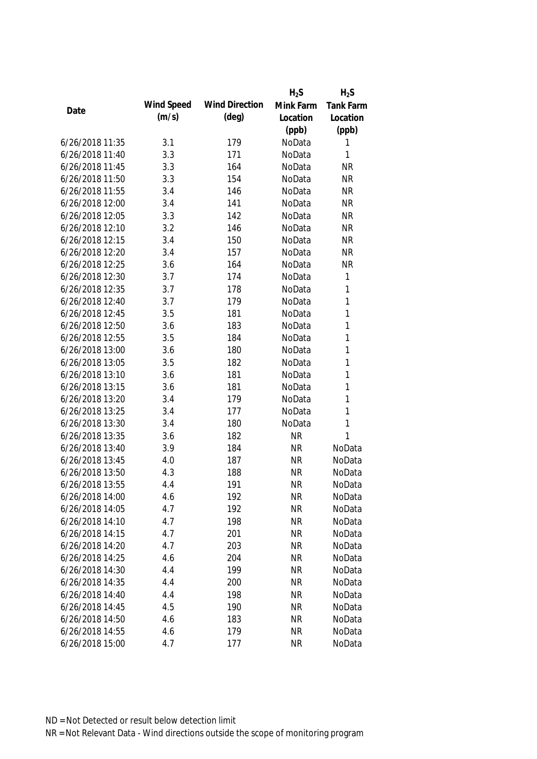| Date | Wind Speed (m/s) | Wind Direction (deg) | $H_2S$ Mink Farm Location (ppb) | $H_2S$ Tank Farm Location (ppb) |
|---|---|---|---|---|
| 6/26/2018 11:35 | 3.1 | 179 | NoData | 1 |
| 6/26/2018 11:40 | 3.3 | 171 | NoData | 1 |
| 6/26/2018 11:45 | 3.3 | 164 | NoData | NR |
| 6/26/2018 11:50 | 3.3 | 154 | NoData | NR |
| 6/26/2018 11:55 | 3.4 | 146 | NoData | NR |
| 6/26/2018 12:00 | 3.4 | 141 | NoData | NR |
| 6/26/2018 12:05 | 3.3 | 142 | NoData | NR |
| 6/26/2018 12:10 | 3.2 | 146 | NoData | NR |
| 6/26/2018 12:15 | 3.4 | 150 | NoData | NR |
| 6/26/2018 12:20 | 3.4 | 157 | NoData | NR |
| 6/26/2018 12:25 | 3.6 | 164 | NoData | NR |
| 6/26/2018 12:30 | 3.7 | 174 | NoData | 1 |
| 6/26/2018 12:35 | 3.7 | 178 | NoData | 1 |
| 6/26/2018 12:40 | 3.7 | 179 | NoData | 1 |
| 6/26/2018 12:45 | 3.5 | 181 | NoData | 1 |
| 6/26/2018 12:50 | 3.6 | 183 | NoData | 1 |
| 6/26/2018 12:55 | 3.5 | 184 | NoData | 1 |
| 6/26/2018 13:00 | 3.6 | 180 | NoData | 1 |
| 6/26/2018 13:05 | 3.5 | 182 | NoData | 1 |
| 6/26/2018 13:10 | 3.6 | 181 | NoData | 1 |
| 6/26/2018 13:15 | 3.6 | 181 | NoData | 1 |
| 6/26/2018 13:20 | 3.4 | 179 | NoData | 1 |
| 6/26/2018 13:25 | 3.4 | 177 | NoData | 1 |
| 6/26/2018 13:30 | 3.4 | 180 | NoData | 1 |
| 6/26/2018 13:35 | 3.6 | 182 | NR | 1 |
| 6/26/2018 13:40 | 3.9 | 184 | NR | NoData |
| 6/26/2018 13:45 | 4.0 | 187 | NR | NoData |
| 6/26/2018 13:50 | 4.3 | 188 | NR | NoData |
| 6/26/2018 13:55 | 4.4 | 191 | NR | NoData |
| 6/26/2018 14:00 | 4.6 | 192 | NR | NoData |
| 6/26/2018 14:05 | 4.7 | 192 | NR | NoData |
| 6/26/2018 14:10 | 4.7 | 198 | NR | NoData |
| 6/26/2018 14:15 | 4.7 | 201 | NR | NoData |
| 6/26/2018 14:20 | 4.7 | 203 | NR | NoData |
| 6/26/2018 14:25 | 4.6 | 204 | NR | NoData |
| 6/26/2018 14:30 | 4.4 | 199 | NR | NoData |
| 6/26/2018 14:35 | 4.4 | 200 | NR | NoData |
| 6/26/2018 14:40 | 4.4 | 198 | NR | NoData |
| 6/26/2018 14:45 | 4.5 | 190 | NR | NoData |
| 6/26/2018 14:50 | 4.6 | 183 | NR | NoData |
| 6/26/2018 14:55 | 4.6 | 179 | NR | NoData |
| 6/26/2018 15:00 | 4.7 | 177 | NR | NoData |

ND = Not Detected or result below detection limit

NR = Not Relevant Data - Wind directions outside the scope of monitoring program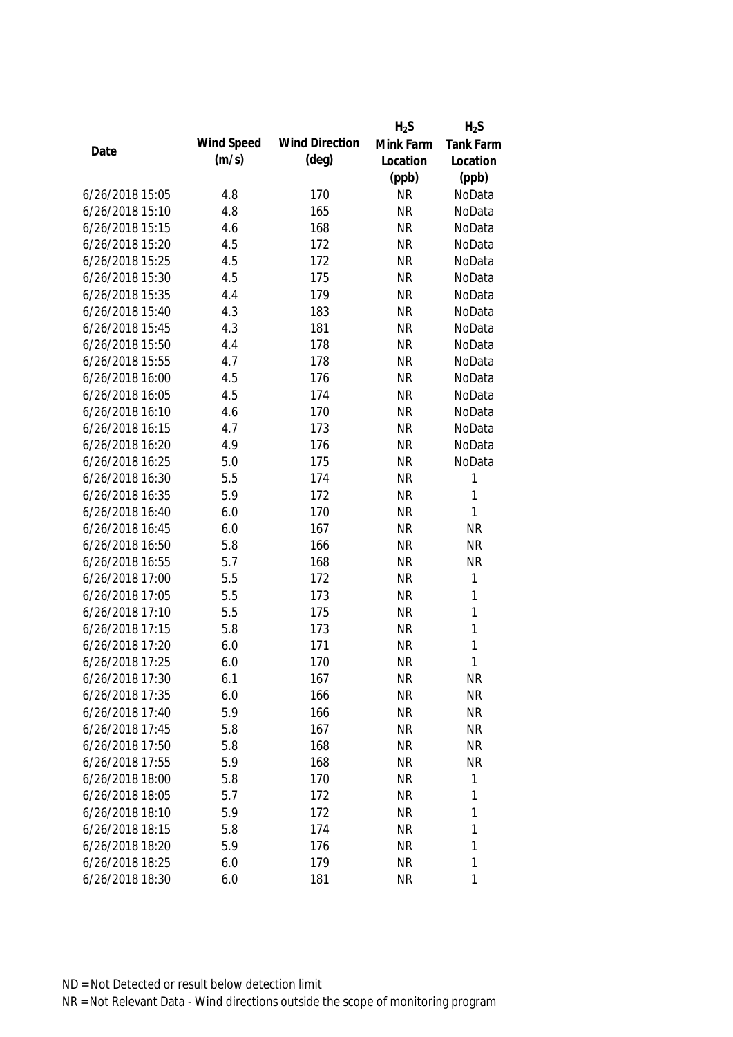| Date | Wind Speed (m/s) | Wind Direction (deg) | $H_2S$ Mink Farm Location (ppb) | $H_2S$ Tank Farm Location (ppb) |
|---|---|---|---|---|
| 6/26/2018 15:05 | 4.8 | 170 | NR | NoData |
| 6/26/2018 15:10 | 4.8 | 165 | NR | NoData |
| 6/26/2018 15:15 | 4.6 | 168 | NR | NoData |
| 6/26/2018 15:20 | 4.5 | 172 | NR | NoData |
| 6/26/2018 15:25 | 4.5 | 172 | NR | NoData |
| 6/26/2018 15:30 | 4.5 | 175 | NR | NoData |
| 6/26/2018 15:35 | 4.4 | 179 | NR | NoData |
| 6/26/2018 15:40 | 4.3 | 183 | NR | NoData |
| 6/26/2018 15:45 | 4.3 | 181 | NR | NoData |
| 6/26/2018 15:50 | 4.4 | 178 | NR | NoData |
| 6/26/2018 15:55 | 4.7 | 178 | NR | NoData |
| 6/26/2018 16:00 | 4.5 | 176 | NR | NoData |
| 6/26/2018 16:05 | 4.5 | 174 | NR | NoData |
| 6/26/2018 16:10 | 4.6 | 170 | NR | NoData |
| 6/26/2018 16:15 | 4.7 | 173 | NR | NoData |
| 6/26/2018 16:20 | 4.9 | 176 | NR | NoData |
| 6/26/2018 16:25 | 5.0 | 175 | NR | NoData |
| 6/26/2018 16:30 | 5.5 | 174 | NR | 1 |
| 6/26/2018 16:35 | 5.9 | 172 | NR | 1 |
| 6/26/2018 16:40 | 6.0 | 170 | NR | 1 |
| 6/26/2018 16:45 | 6.0 | 167 | NR | NR |
| 6/26/2018 16:50 | 5.8 | 166 | NR | NR |
| 6/26/2018 16:55 | 5.7 | 168 | NR | NR |
| 6/26/2018 17:00 | 5.5 | 172 | NR | 1 |
| 6/26/2018 17:05 | 5.5 | 173 | NR | 1 |
| 6/26/2018 17:10 | 5.5 | 175 | NR | 1 |
| 6/26/2018 17:15 | 5.8 | 173 | NR | 1 |
| 6/26/2018 17:20 | 6.0 | 171 | NR | 1 |
| 6/26/2018 17:25 | 6.0 | 170 | NR | 1 |
| 6/26/2018 17:30 | 6.1 | 167 | NR | NR |
| 6/26/2018 17:35 | 6.0 | 166 | NR | NR |
| 6/26/2018 17:40 | 5.9 | 166 | NR | NR |
| 6/26/2018 17:45 | 5.8 | 167 | NR | NR |
| 6/26/2018 17:50 | 5.8 | 168 | NR | NR |
| 6/26/2018 17:55 | 5.9 | 168 | NR | NR |
| 6/26/2018 18:00 | 5.8 | 170 | NR | 1 |
| 6/26/2018 18:05 | 5.7 | 172 | NR | 1 |
| 6/26/2018 18:10 | 5.9 | 172 | NR | 1 |
| 6/26/2018 18:15 | 5.8 | 174 | NR | 1 |
| 6/26/2018 18:20 | 5.9 | 176 | NR | 1 |
| 6/26/2018 18:25 | 6.0 | 179 | NR | 1 |
| 6/26/2018 18:30 | 6.0 | 181 | NR | 1 |

ND = Not Detected or result below detection limit

NR = Not Relevant Data - Wind directions outside the scope of monitoring program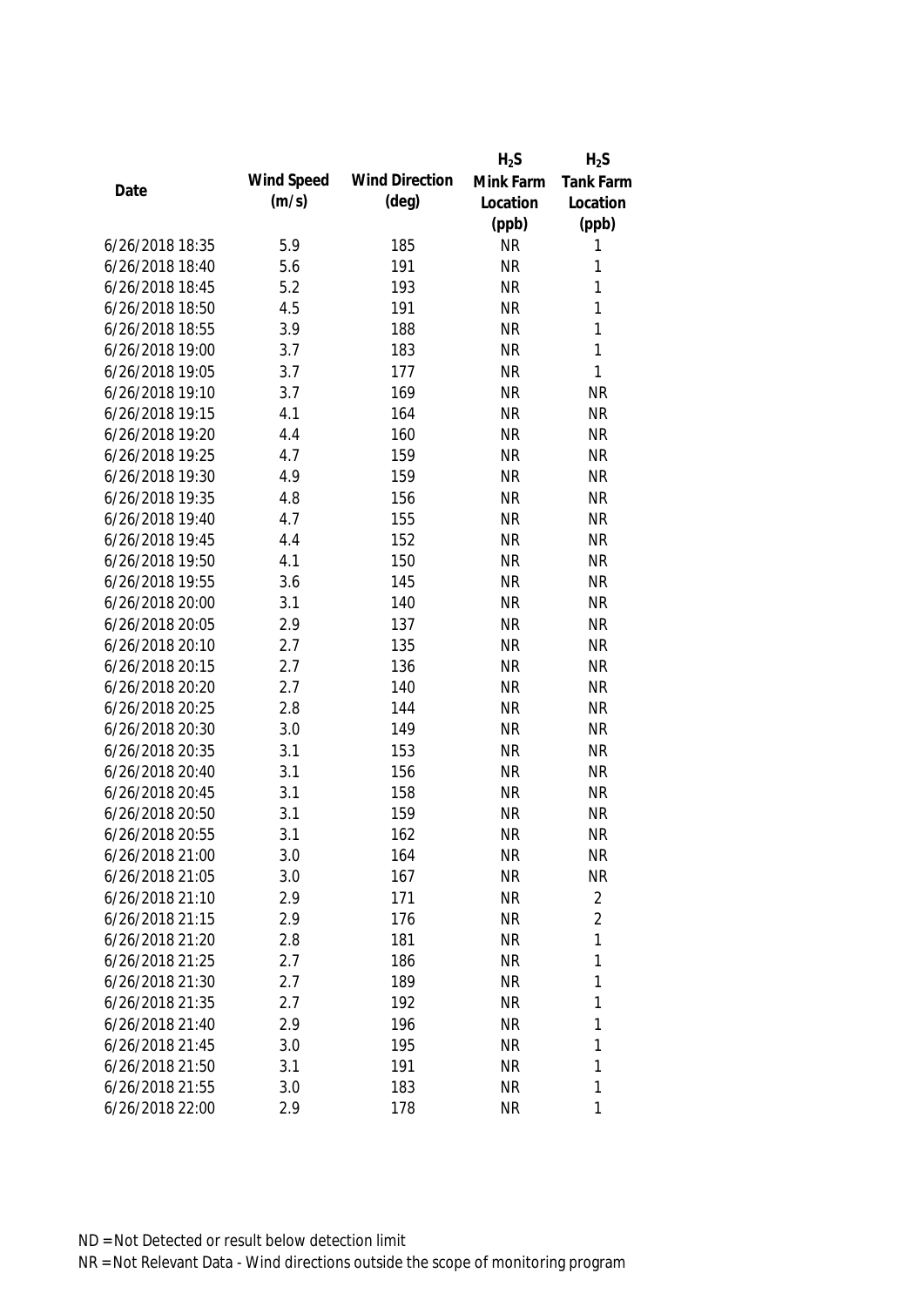| Date | Wind Speed (m/s) | Wind Direction (deg) | $H_2S$ Mink Farm Location (ppb) | $H_2S$ Tank Farm Location (ppb) |
|---|---|---|---|---|
| 6/26/2018 18:35 | 5.9 | 185 | NR | 1 |
| 6/26/2018 18:40 | 5.6 | 191 | NR | 1 |
| 6/26/2018 18:45 | 5.2 | 193 | NR | 1 |
| 6/26/2018 18:50 | 4.5 | 191 | NR | 1 |
| 6/26/2018 18:55 | 3.9 | 188 | NR | 1 |
| 6/26/2018 19:00 | 3.7 | 183 | NR | 1 |
| 6/26/2018 19:05 | 3.7 | 177 | NR | 1 |
| 6/26/2018 19:10 | 3.7 | 169 | NR | NR |
| 6/26/2018 19:15 | 4.1 | 164 | NR | NR |
| 6/26/2018 19:20 | 4.4 | 160 | NR | NR |
| 6/26/2018 19:25 | 4.7 | 159 | NR | NR |
| 6/26/2018 19:30 | 4.9 | 159 | NR | NR |
| 6/26/2018 19:35 | 4.8 | 156 | NR | NR |
| 6/26/2018 19:40 | 4.7 | 155 | NR | NR |
| 6/26/2018 19:45 | 4.4 | 152 | NR | NR |
| 6/26/2018 19:50 | 4.1 | 150 | NR | NR |
| 6/26/2018 19:55 | 3.6 | 145 | NR | NR |
| 6/26/2018 20:00 | 3.1 | 140 | NR | NR |
| 6/26/2018 20:05 | 2.9 | 137 | NR | NR |
| 6/26/2018 20:10 | 2.7 | 135 | NR | NR |
| 6/26/2018 20:15 | 2.7 | 136 | NR | NR |
| 6/26/2018 20:20 | 2.7 | 140 | NR | NR |
| 6/26/2018 20:25 | 2.8 | 144 | NR | NR |
| 6/26/2018 20:30 | 3.0 | 149 | NR | NR |
| 6/26/2018 20:35 | 3.1 | 153 | NR | NR |
| 6/26/2018 20:40 | 3.1 | 156 | NR | NR |
| 6/26/2018 20:45 | 3.1 | 158 | NR | NR |
| 6/26/2018 20:50 | 3.1 | 159 | NR | NR |
| 6/26/2018 20:55 | 3.1 | 162 | NR | NR |
| 6/26/2018 21:00 | 3.0 | 164 | NR | NR |
| 6/26/2018 21:05 | 3.0 | 167 | NR | NR |
| 6/26/2018 21:10 | 2.9 | 171 | NR | 2 |
| 6/26/2018 21:15 | 2.9 | 176 | NR | 2 |
| 6/26/2018 21:20 | 2.8 | 181 | NR | 1 |
| 6/26/2018 21:25 | 2.7 | 186 | NR | 1 |
| 6/26/2018 21:30 | 2.7 | 189 | NR | 1 |
| 6/26/2018 21:35 | 2.7 | 192 | NR | 1 |
| 6/26/2018 21:40 | 2.9 | 196 | NR | 1 |
| 6/26/2018 21:45 | 3.0 | 195 | NR | 1 |
| 6/26/2018 21:50 | 3.1 | 191 | NR | 1 |
| 6/26/2018 21:55 | 3.0 | 183 | NR | 1 |
| 6/26/2018 22:00 | 2.9 | 178 | NR | 1 |

ND = Not Detected or result below detection limit

NR = Not Relevant Data - Wind directions outside the scope of monitoring program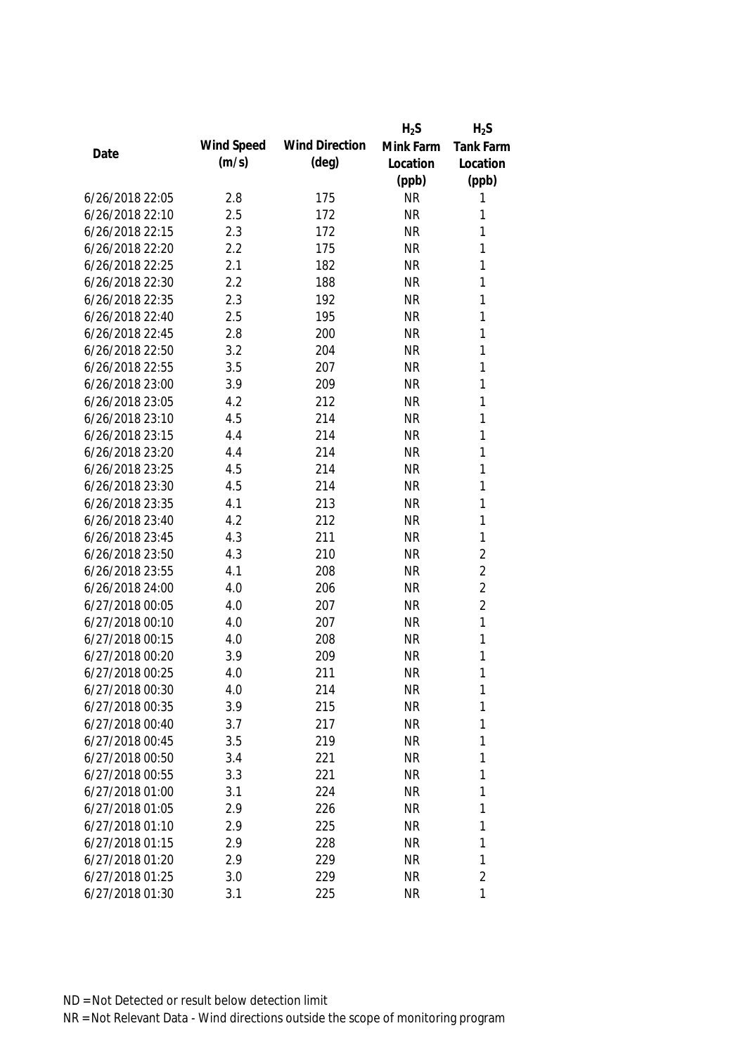| Date | Wind Speed (m/s) | Wind Direction (deg) | $H_2S$ Mink Farm Location (ppb) | $H_2S$ Tank Farm Location (ppb) |
|---|---|---|---|---|
| 6/26/2018 22:05 | 2.8 | 175 | NR | 1 |
| 6/26/2018 22:10 | 2.5 | 172 | NR | 1 |
| 6/26/2018 22:15 | 2.3 | 172 | NR | 1 |
| 6/26/2018 22:20 | 2.2 | 175 | NR | 1 |
| 6/26/2018 22:25 | 2.1 | 182 | NR | 1 |
| 6/26/2018 22:30 | 2.2 | 188 | NR | 1 |
| 6/26/2018 22:35 | 2.3 | 192 | NR | 1 |
| 6/26/2018 22:40 | 2.5 | 195 | NR | 1 |
| 6/26/2018 22:45 | 2.8 | 200 | NR | 1 |
| 6/26/2018 22:50 | 3.2 | 204 | NR | 1 |
| 6/26/2018 22:55 | 3.5 | 207 | NR | 1 |
| 6/26/2018 23:00 | 3.9 | 209 | NR | 1 |
| 6/26/2018 23:05 | 4.2 | 212 | NR | 1 |
| 6/26/2018 23:10 | 4.5 | 214 | NR | 1 |
| 6/26/2018 23:15 | 4.4 | 214 | NR | 1 |
| 6/26/2018 23:20 | 4.4 | 214 | NR | 1 |
| 6/26/2018 23:25 | 4.5 | 214 | NR | 1 |
| 6/26/2018 23:30 | 4.5 | 214 | NR | 1 |
| 6/26/2018 23:35 | 4.1 | 213 | NR | 1 |
| 6/26/2018 23:40 | 4.2 | 212 | NR | 1 |
| 6/26/2018 23:45 | 4.3 | 211 | NR | 1 |
| 6/26/2018 23:50 | 4.3 | 210 | NR | 2 |
| 6/26/2018 23:55 | 4.1 | 208 | NR | 2 |
| 6/26/2018 24:00 | 4.0 | 206 | NR | 2 |
| 6/27/2018 00:05 | 4.0 | 207 | NR | 2 |
| 6/27/2018 00:10 | 4.0 | 207 | NR | 1 |
| 6/27/2018 00:15 | 4.0 | 208 | NR | 1 |
| 6/27/2018 00:20 | 3.9 | 209 | NR | 1 |
| 6/27/2018 00:25 | 4.0 | 211 | NR | 1 |
| 6/27/2018 00:30 | 4.0 | 214 | NR | 1 |
| 6/27/2018 00:35 | 3.9 | 215 | NR | 1 |
| 6/27/2018 00:40 | 3.7 | 217 | NR | 1 |
| 6/27/2018 00:45 | 3.5 | 219 | NR | 1 |
| 6/27/2018 00:50 | 3.4 | 221 | NR | 1 |
| 6/27/2018 00:55 | 3.3 | 221 | NR | 1 |
| 6/27/2018 01:00 | 3.1 | 224 | NR | 1 |
| 6/27/2018 01:05 | 2.9 | 226 | NR | 1 |
| 6/27/2018 01:10 | 2.9 | 225 | NR | 1 |
| 6/27/2018 01:15 | 2.9 | 228 | NR | 1 |
| 6/27/2018 01:20 | 2.9 | 229 | NR | 1 |
| 6/27/2018 01:25 | 3.0 | 229 | NR | 2 |
| 6/27/2018 01:30 | 3.1 | 225 | NR | 1 |

ND = Not Detected or result below detection limit

NR = Not Relevant Data - Wind directions outside the scope of monitoring program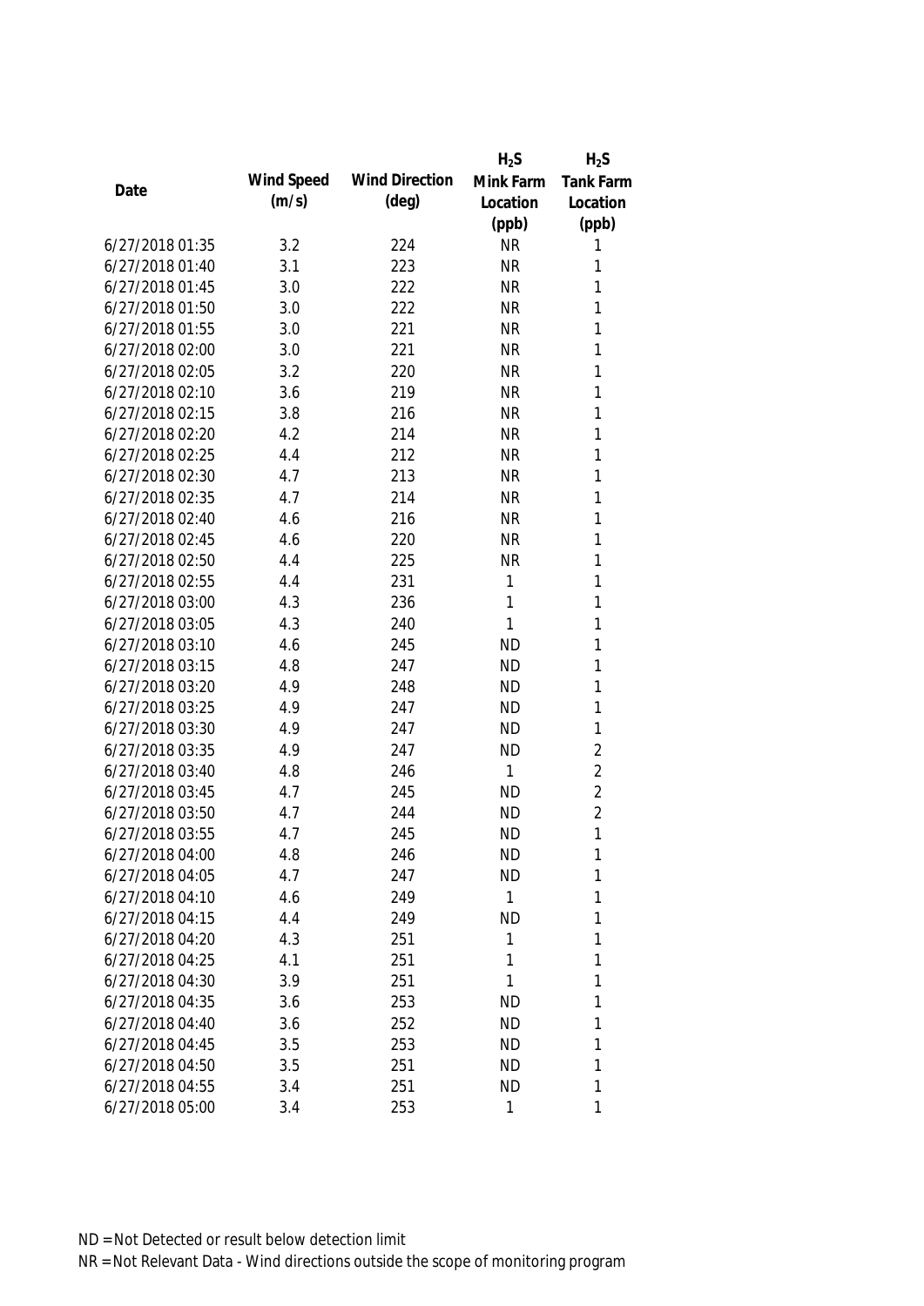| Date | Wind Speed (m/s) | Wind Direction (deg) | $H_2S$ Mink Farm Location (ppb) | $H_2S$ Tank Farm Location (ppb) |
|---|---|---|---|---|
| 6/27/2018 01:35 | 3.2 | 224 | NR | 1 |
| 6/27/2018 01:40 | 3.1 | 223 | NR | 1 |
| 6/27/2018 01:45 | 3.0 | 222 | NR | 1 |
| 6/27/2018 01:50 | 3.0 | 222 | NR | 1 |
| 6/27/2018 01:55 | 3.0 | 221 | NR | 1 |
| 6/27/2018 02:00 | 3.0 | 221 | NR | 1 |
| 6/27/2018 02:05 | 3.2 | 220 | NR | 1 |
| 6/27/2018 02:10 | 3.6 | 219 | NR | 1 |
| 6/27/2018 02:15 | 3.8 | 216 | NR | 1 |
| 6/27/2018 02:20 | 4.2 | 214 | NR | 1 |
| 6/27/2018 02:25 | 4.4 | 212 | NR | 1 |
| 6/27/2018 02:30 | 4.7 | 213 | NR | 1 |
| 6/27/2018 02:35 | 4.7 | 214 | NR | 1 |
| 6/27/2018 02:40 | 4.6 | 216 | NR | 1 |
| 6/27/2018 02:45 | 4.6 | 220 | NR | 1 |
| 6/27/2018 02:50 | 4.4 | 225 | NR | 1 |
| 6/27/2018 02:55 | 4.4 | 231 | 1 | 1 |
| 6/27/2018 03:00 | 4.3 | 236 | 1 | 1 |
| 6/27/2018 03:05 | 4.3 | 240 | 1 | 1 |
| 6/27/2018 03:10 | 4.6 | 245 | ND | 1 |
| 6/27/2018 03:15 | 4.8 | 247 | ND | 1 |
| 6/27/2018 03:20 | 4.9 | 248 | ND | 1 |
| 6/27/2018 03:25 | 4.9 | 247 | ND | 1 |
| 6/27/2018 03:30 | 4.9 | 247 | ND | 1 |
| 6/27/2018 03:35 | 4.9 | 247 | ND | 2 |
| 6/27/2018 03:40 | 4.8 | 246 | 1 | 2 |
| 6/27/2018 03:45 | 4.7 | 245 | ND | 2 |
| 6/27/2018 03:50 | 4.7 | 244 | ND | 2 |
| 6/27/2018 03:55 | 4.7 | 245 | ND | 1 |
| 6/27/2018 04:00 | 4.8 | 246 | ND | 1 |
| 6/27/2018 04:05 | 4.7 | 247 | ND | 1 |
| 6/27/2018 04:10 | 4.6 | 249 | 1 | 1 |
| 6/27/2018 04:15 | 4.4 | 249 | ND | 1 |
| 6/27/2018 04:20 | 4.3 | 251 | 1 | 1 |
| 6/27/2018 04:25 | 4.1 | 251 | 1 | 1 |
| 6/27/2018 04:30 | 3.9 | 251 | 1 | 1 |
| 6/27/2018 04:35 | 3.6 | 253 | ND | 1 |
| 6/27/2018 04:40 | 3.6 | 252 | ND | 1 |
| 6/27/2018 04:45 | 3.5 | 253 | ND | 1 |
| 6/27/2018 04:50 | 3.5 | 251 | ND | 1 |
| 6/27/2018 04:55 | 3.4 | 251 | ND | 1 |
| 6/27/2018 05:00 | 3.4 | 253 | 1 | 1 |

ND = Not Detected or result below detection limit

NR = Not Relevant Data - Wind directions outside the scope of monitoring program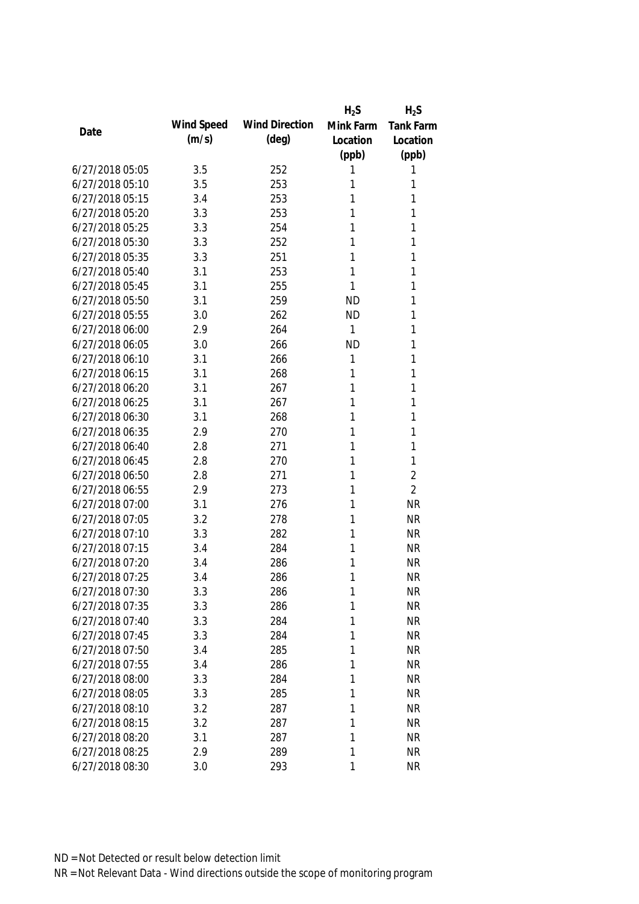| Date | Wind Speed (m/s) | Wind Direction (deg) | $H_2S$ Mink Farm Location (ppb) | $H_2S$ Tank Farm Location (ppb) |
|---|---|---|---|---|
| 6/27/2018 05:05 | 3.5 | 252 | 1 | 1 |
| 6/27/2018 05:10 | 3.5 | 253 | 1 | 1 |
| 6/27/2018 05:15 | 3.4 | 253 | 1 | 1 |
| 6/27/2018 05:20 | 3.3 | 253 | 1 | 1 |
| 6/27/2018 05:25 | 3.3 | 254 | 1 | 1 |
| 6/27/2018 05:30 | 3.3 | 252 | 1 | 1 |
| 6/27/2018 05:35 | 3.3 | 251 | 1 | 1 |
| 6/27/2018 05:40 | 3.1 | 253 | 1 | 1 |
| 6/27/2018 05:45 | 3.1 | 255 | 1 | 1 |
| 6/27/2018 05:50 | 3.1 | 259 | ND | 1 |
| 6/27/2018 05:55 | 3.0 | 262 | ND | 1 |
| 6/27/2018 06:00 | 2.9 | 264 | 1 | 1 |
| 6/27/2018 06:05 | 3.0 | 266 | ND | 1 |
| 6/27/2018 06:10 | 3.1 | 266 | 1 | 1 |
| 6/27/2018 06:15 | 3.1 | 268 | 1 | 1 |
| 6/27/2018 06:20 | 3.1 | 267 | 1 | 1 |
| 6/27/2018 06:25 | 3.1 | 267 | 1 | 1 |
| 6/27/2018 06:30 | 3.1 | 268 | 1 | 1 |
| 6/27/2018 06:35 | 2.9 | 270 | 1 | 1 |
| 6/27/2018 06:40 | 2.8 | 271 | 1 | 1 |
| 6/27/2018 06:45 | 2.8 | 270 | 1 | 1 |
| 6/27/2018 06:50 | 2.8 | 271 | 1 | 2 |
| 6/27/2018 06:55 | 2.9 | 273 | 1 | 2 |
| 6/27/2018 07:00 | 3.1 | 276 | 1 | NR |
| 6/27/2018 07:05 | 3.2 | 278 | 1 | NR |
| 6/27/2018 07:10 | 3.3 | 282 | 1 | NR |
| 6/27/2018 07:15 | 3.4 | 284 | 1 | NR |
| 6/27/2018 07:20 | 3.4 | 286 | 1 | NR |
| 6/27/2018 07:25 | 3.4 | 286 | 1 | NR |
| 6/27/2018 07:30 | 3.3 | 286 | 1 | NR |
| 6/27/2018 07:35 | 3.3 | 286 | 1 | NR |
| 6/27/2018 07:40 | 3.3 | 284 | 1 | NR |
| 6/27/2018 07:45 | 3.3 | 284 | 1 | NR |
| 6/27/2018 07:50 | 3.4 | 285 | 1 | NR |
| 6/27/2018 07:55 | 3.4 | 286 | 1 | NR |
| 6/27/2018 08:00 | 3.3 | 284 | 1 | NR |
| 6/27/2018 08:05 | 3.3 | 285 | 1 | NR |
| 6/27/2018 08:10 | 3.2 | 287 | 1 | NR |
| 6/27/2018 08:15 | 3.2 | 287 | 1 | NR |
| 6/27/2018 08:20 | 3.1 | 287 | 1 | NR |
| 6/27/2018 08:25 | 2.9 | 289 | 1 | NR |
| 6/27/2018 08:30 | 3.0 | 293 | 1 | NR |

ND = Not Detected or result below detection limit

NR = Not Relevant Data - Wind directions outside the scope of monitoring program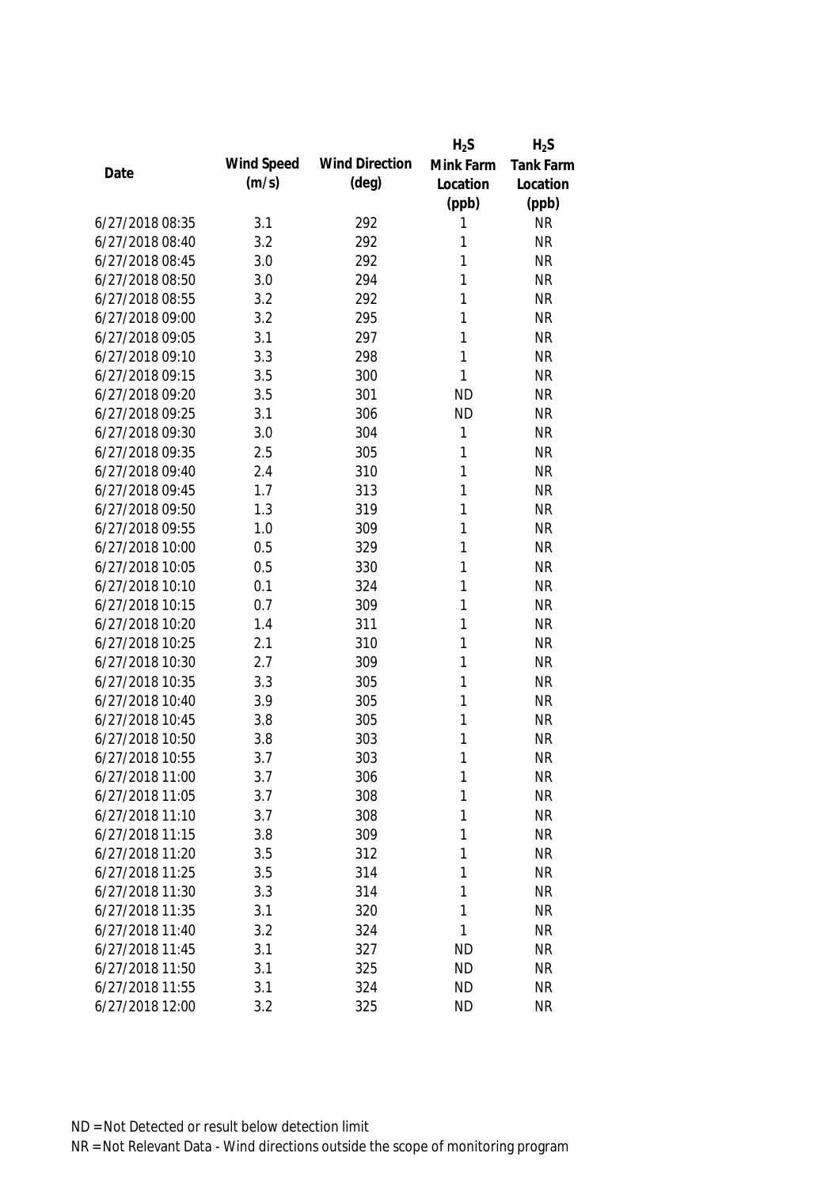| Date | Wind Speed (m/s) | Wind Direction (deg) | $H_2S$ Mink Farm Location (ppb) | $H_2S$ Tank Farm Location (ppb) |
|---|---|---|---|---|
| 6/27/2018 08:35 | 3.1 | 292 | 1 | NR |
| 6/27/2018 08:40 | 3.2 | 292 | 1 | NR |
| 6/27/2018 08:45 | 3.0 | 292 | 1 | NR |
| 6/27/2018 08:50 | 3.0 | 294 | 1 | NR |
| 6/27/2018 08:55 | 3.2 | 292 | 1 | NR |
| 6/27/2018 09:00 | 3.2 | 295 | 1 | NR |
| 6/27/2018 09:05 | 3.1 | 297 | 1 | NR |
| 6/27/2018 09:10 | 3.3 | 298 | 1 | NR |
| 6/27/2018 09:15 | 3.5 | 300 | 1 | NR |
| 6/27/2018 09:20 | 3.5 | 301 | ND | NR |
| 6/27/2018 09:25 | 3.1 | 306 | ND | NR |
| 6/27/2018 09:30 | 3.0 | 304 | 1 | NR |
| 6/27/2018 09:35 | 2.5 | 305 | 1 | NR |
| 6/27/2018 09:40 | 2.4 | 310 | 1 | NR |
| 6/27/2018 09:45 | 1.7 | 313 | 1 | NR |
| 6/27/2018 09:50 | 1.3 | 319 | 1 | NR |
| 6/27/2018 09:55 | 1.0 | 309 | 1 | NR |
| 6/27/2018 10:00 | 0.5 | 329 | 1 | NR |
| 6/27/2018 10:05 | 0.5 | 330 | 1 | NR |
| 6/27/2018 10:10 | 0.1 | 324 | 1 | NR |
| 6/27/2018 10:15 | 0.7 | 309 | 1 | NR |
| 6/27/2018 10:20 | 1.4 | 311 | 1 | NR |
| 6/27/2018 10:25 | 2.1 | 310 | 1 | NR |
| 6/27/2018 10:30 | 2.7 | 309 | 1 | NR |
| 6/27/2018 10:35 | 3.3 | 305 | 1 | NR |
| 6/27/2018 10:40 | 3.9 | 305 | 1 | NR |
| 6/27/2018 10:45 | 3.8 | 305 | 1 | NR |
| 6/27/2018 10:50 | 3.8 | 303 | 1 | NR |
| 6/27/2018 10:55 | 3.7 | 303 | 1 | NR |
| 6/27/2018 11:00 | 3.7 | 306 | 1 | NR |
| 6/27/2018 11:05 | 3.7 | 308 | 1 | NR |
| 6/27/2018 11:10 | 3.7 | 308 | 1 | NR |
| 6/27/2018 11:15 | 3.8 | 309 | 1 | NR |
| 6/27/2018 11:20 | 3.5 | 312 | 1 | NR |
| 6/27/2018 11:25 | 3.5 | 314 | 1 | NR |
| 6/27/2018 11:30 | 3.3 | 314 | 1 | NR |
| 6/27/2018 11:35 | 3.1 | 320 | 1 | NR |
| 6/27/2018 11:40 | 3.2 | 324 | 1 | NR |
| 6/27/2018 11:45 | 3.1 | 327 | ND | NR |
| 6/27/2018 11:50 | 3.1 | 325 | ND | NR |
| 6/27/2018 11:55 | 3.1 | 324 | ND | NR |
| 6/27/2018 12:00 | 3.2 | 325 | ND | NR |

ND = Not Detected or result below detection limit

NR = Not Relevant Data - Wind directions outside the scope of monitoring program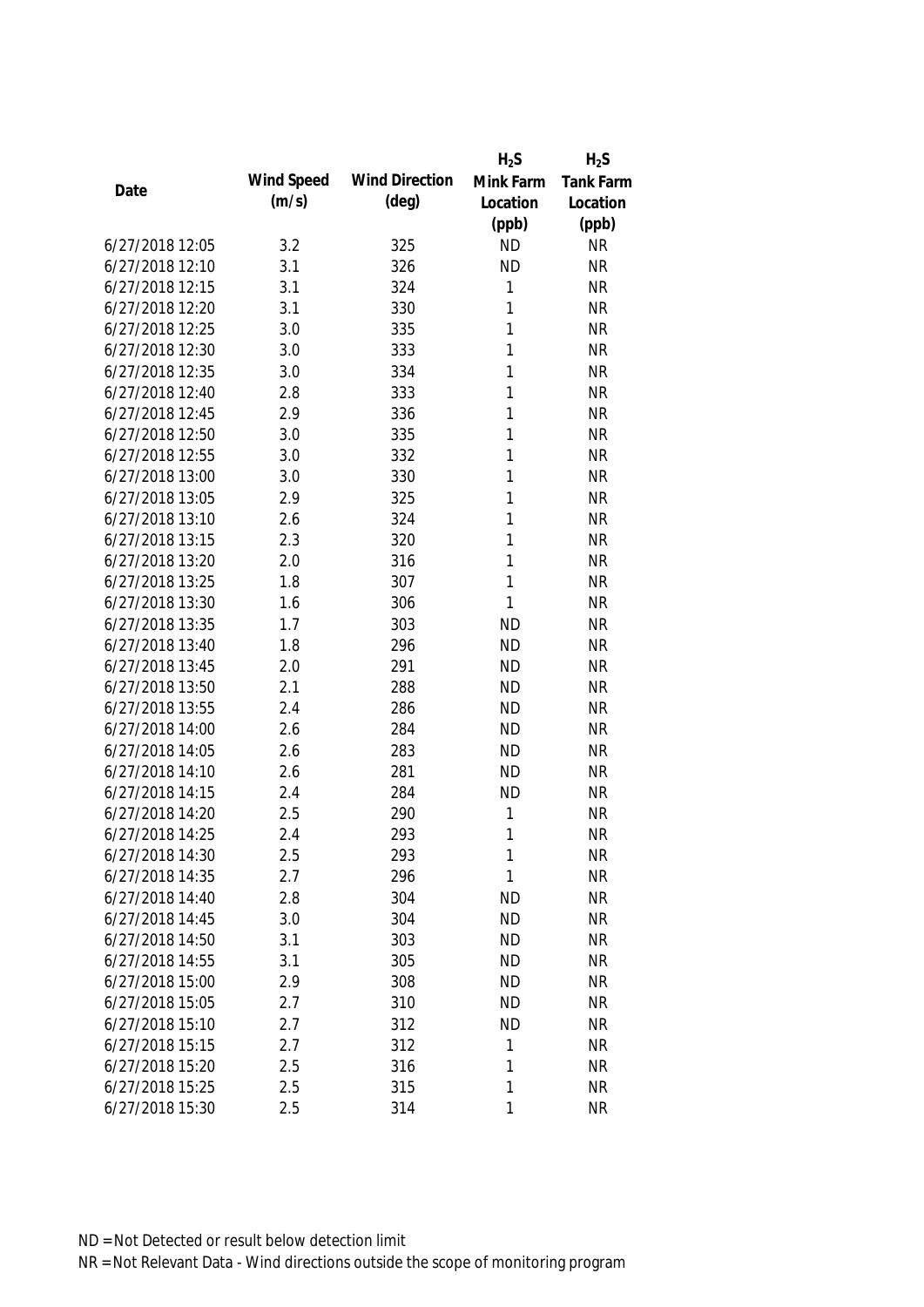| Date | Wind Speed (m/s) | Wind Direction (deg) | $H_2S$ Mink Farm Location (ppb) | $H_2S$ Tank Farm Location (ppb) |
|---|---|---|---|---|
| 6/27/2018 12:05 | 3.2 | 325 | ND | NR |
| 6/27/2018 12:10 | 3.1 | 326 | ND | NR |
| 6/27/2018 12:15 | 3.1 | 324 | 1 | NR |
| 6/27/2018 12:20 | 3.1 | 330 | 1 | NR |
| 6/27/2018 12:25 | 3.0 | 335 | 1 | NR |
| 6/27/2018 12:30 | 3.0 | 333 | 1 | NR |
| 6/27/2018 12:35 | 3.0 | 334 | 1 | NR |
| 6/27/2018 12:40 | 2.8 | 333 | 1 | NR |
| 6/27/2018 12:45 | 2.9 | 336 | 1 | NR |
| 6/27/2018 12:50 | 3.0 | 335 | 1 | NR |
| 6/27/2018 12:55 | 3.0 | 332 | 1 | NR |
| 6/27/2018 13:00 | 3.0 | 330 | 1 | NR |
| 6/27/2018 13:05 | 2.9 | 325 | 1 | NR |
| 6/27/2018 13:10 | 2.6 | 324 | 1 | NR |
| 6/27/2018 13:15 | 2.3 | 320 | 1 | NR |
| 6/27/2018 13:20 | 2.0 | 316 | 1 | NR |
| 6/27/2018 13:25 | 1.8 | 307 | 1 | NR |
| 6/27/2018 13:30 | 1.6 | 306 | 1 | NR |
| 6/27/2018 13:35 | 1.7 | 303 | ND | NR |
| 6/27/2018 13:40 | 1.8 | 296 | ND | NR |
| 6/27/2018 13:45 | 2.0 | 291 | ND | NR |
| 6/27/2018 13:50 | 2.1 | 288 | ND | NR |
| 6/27/2018 13:55 | 2.4 | 286 | ND | NR |
| 6/27/2018 14:00 | 2.6 | 284 | ND | NR |
| 6/27/2018 14:05 | 2.6 | 283 | ND | NR |
| 6/27/2018 14:10 | 2.6 | 281 | ND | NR |
| 6/27/2018 14:15 | 2.4 | 284 | ND | NR |
| 6/27/2018 14:20 | 2.5 | 290 | 1 | NR |
| 6/27/2018 14:25 | 2.4 | 293 | 1 | NR |
| 6/27/2018 14:30 | 2.5 | 293 | 1 | NR |
| 6/27/2018 14:35 | 2.7 | 296 | 1 | NR |
| 6/27/2018 14:40 | 2.8 | 304 | ND | NR |
| 6/27/2018 14:45 | 3.0 | 304 | ND | NR |
| 6/27/2018 14:50 | 3.1 | 303 | ND | NR |
| 6/27/2018 14:55 | 3.1 | 305 | ND | NR |
| 6/27/2018 15:00 | 2.9 | 308 | ND | NR |
| 6/27/2018 15:05 | 2.7 | 310 | ND | NR |
| 6/27/2018 15:10 | 2.7 | 312 | ND | NR |
| 6/27/2018 15:15 | 2.7 | 312 | 1 | NR |
| 6/27/2018 15:20 | 2.5 | 316 | 1 | NR |
| 6/27/2018 15:25 | 2.5 | 315 | 1 | NR |
| 6/27/2018 15:30 | 2.5 | 314 | 1 | NR |

ND = Not Detected or result below detection limit

NR = Not Relevant Data - Wind directions outside the scope of monitoring program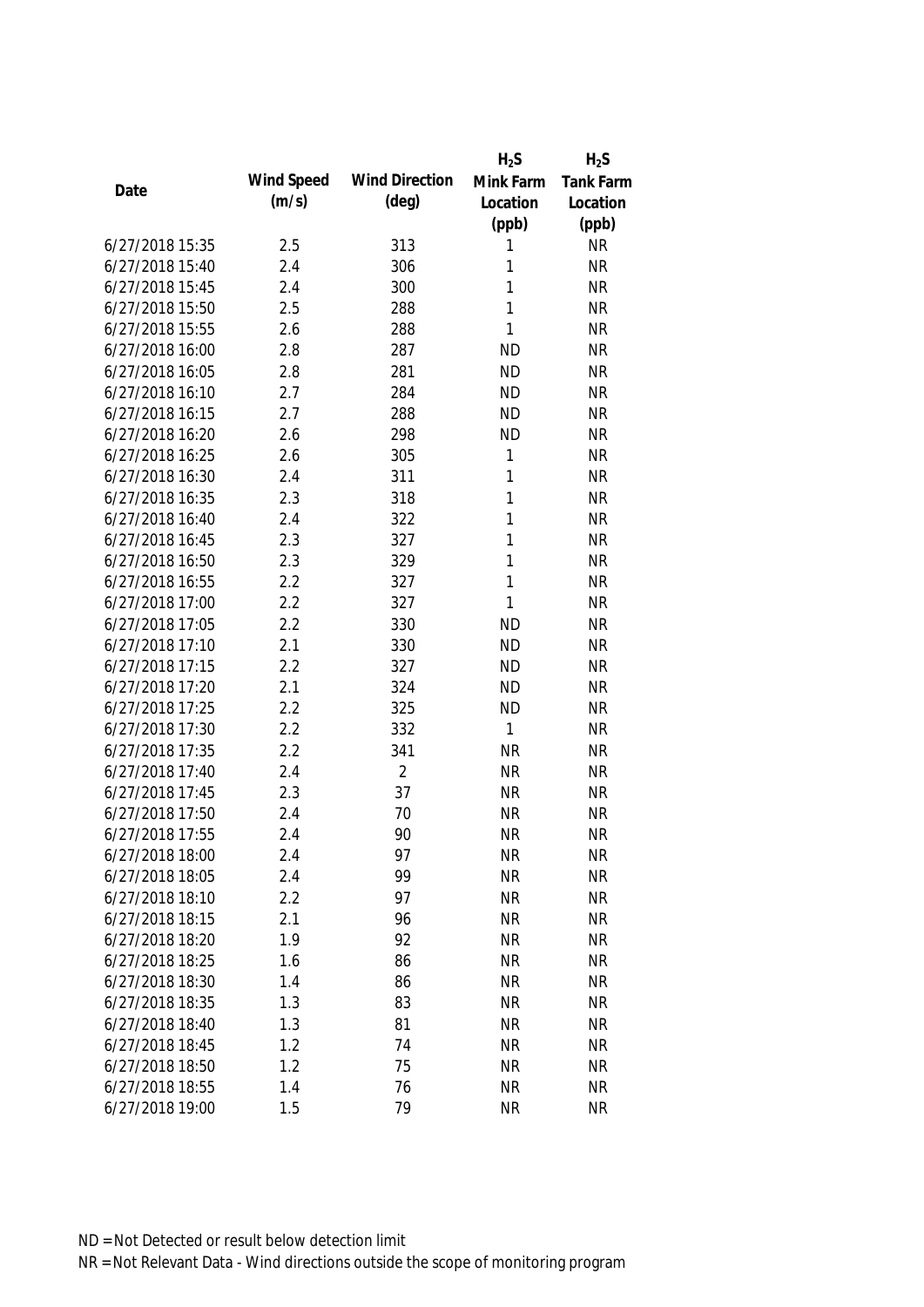| Date | Wind Speed (m/s) | Wind Direction (deg) | $H_2S$ Mink Farm Location (ppb) | $H_2S$ Tank Farm Location (ppb) |
|---|---|---|---|---|
| 6/27/2018 15:35 | 2.5 | 313 | 1 | NR |
| 6/27/2018 15:40 | 2.4 | 306 | 1 | NR |
| 6/27/2018 15:45 | 2.4 | 300 | 1 | NR |
| 6/27/2018 15:50 | 2.5 | 288 | 1 | NR |
| 6/27/2018 15:55 | 2.6 | 288 | 1 | NR |
| 6/27/2018 16:00 | 2.8 | 287 | ND | NR |
| 6/27/2018 16:05 | 2.8 | 281 | ND | NR |
| 6/27/2018 16:10 | 2.7 | 284 | ND | NR |
| 6/27/2018 16:15 | 2.7 | 288 | ND | NR |
| 6/27/2018 16:20 | 2.6 | 298 | ND | NR |
| 6/27/2018 16:25 | 2.6 | 305 | 1 | NR |
| 6/27/2018 16:30 | 2.4 | 311 | 1 | NR |
| 6/27/2018 16:35 | 2.3 | 318 | 1 | NR |
| 6/27/2018 16:40 | 2.4 | 322 | 1 | NR |
| 6/27/2018 16:45 | 2.3 | 327 | 1 | NR |
| 6/27/2018 16:50 | 2.3 | 329 | 1 | NR |
| 6/27/2018 16:55 | 2.2 | 327 | 1 | NR |
| 6/27/2018 17:00 | 2.2 | 327 | 1 | NR |
| 6/27/2018 17:05 | 2.2 | 330 | ND | NR |
| 6/27/2018 17:10 | 2.1 | 330 | ND | NR |
| 6/27/2018 17:15 | 2.2 | 327 | ND | NR |
| 6/27/2018 17:20 | 2.1 | 324 | ND | NR |
| 6/27/2018 17:25 | 2.2 | 325 | ND | NR |
| 6/27/2018 17:30 | 2.2 | 332 | 1 | NR |
| 6/27/2018 17:35 | 2.2 | 341 | NR | NR |
| 6/27/2018 17:40 | 2.4 | 2 | NR | NR |
| 6/27/2018 17:45 | 2.3 | 37 | NR | NR |
| 6/27/2018 17:50 | 2.4 | 70 | NR | NR |
| 6/27/2018 17:55 | 2.4 | 90 | NR | NR |
| 6/27/2018 18:00 | 2.4 | 97 | NR | NR |
| 6/27/2018 18:05 | 2.4 | 99 | NR | NR |
| 6/27/2018 18:10 | 2.2 | 97 | NR | NR |
| 6/27/2018 18:15 | 2.1 | 96 | NR | NR |
| 6/27/2018 18:20 | 1.9 | 92 | NR | NR |
| 6/27/2018 18:25 | 1.6 | 86 | NR | NR |
| 6/27/2018 18:30 | 1.4 | 86 | NR | NR |
| 6/27/2018 18:35 | 1.3 | 83 | NR | NR |
| 6/27/2018 18:40 | 1.3 | 81 | NR | NR |
| 6/27/2018 18:45 | 1.2 | 74 | NR | NR |
| 6/27/2018 18:50 | 1.2 | 75 | NR | NR |
| 6/27/2018 18:55 | 1.4 | 76 | NR | NR |
| 6/27/2018 19:00 | 1.5 | 79 | NR | NR |

ND = Not Detected or result below detection limit

NR = Not Relevant Data - Wind directions outside the scope of monitoring program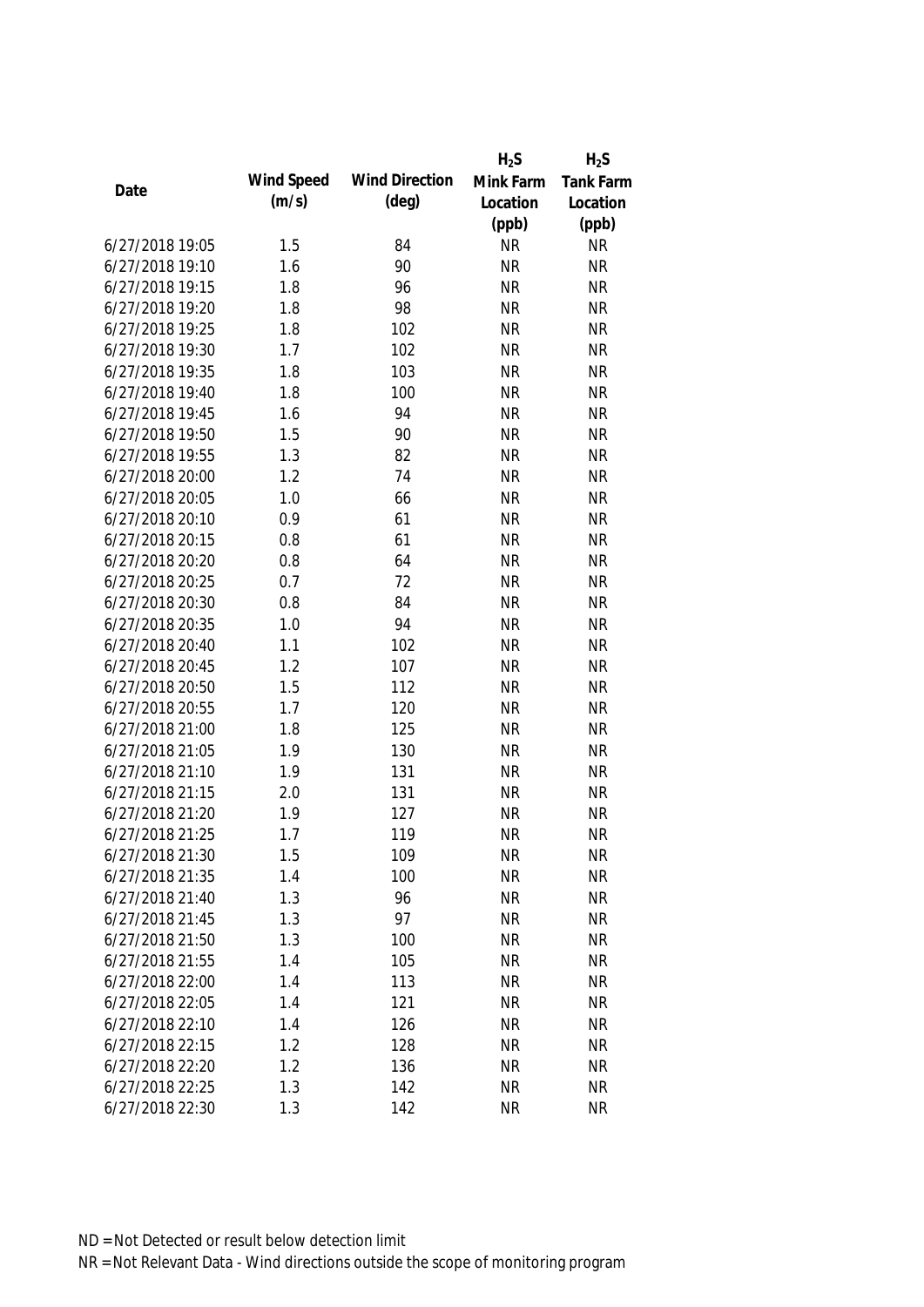| Date | Wind Speed (m/s) | Wind Direction (deg) | $H_2S$ Mink Farm Location (ppb) | $H_2S$ Tank Farm Location (ppb) |
|---|---|---|---|---|
| 6/27/2018 19:05 | 1.5 | 84 | NR | NR |
| 6/27/2018 19:10 | 1.6 | 90 | NR | NR |
| 6/27/2018 19:15 | 1.8 | 96 | NR | NR |
| 6/27/2018 19:20 | 1.8 | 98 | NR | NR |
| 6/27/2018 19:25 | 1.8 | 102 | NR | NR |
| 6/27/2018 19:30 | 1.7 | 102 | NR | NR |
| 6/27/2018 19:35 | 1.8 | 103 | NR | NR |
| 6/27/2018 19:40 | 1.8 | 100 | NR | NR |
| 6/27/2018 19:45 | 1.6 | 94 | NR | NR |
| 6/27/2018 19:50 | 1.5 | 90 | NR | NR |
| 6/27/2018 19:55 | 1.3 | 82 | NR | NR |
| 6/27/2018 20:00 | 1.2 | 74 | NR | NR |
| 6/27/2018 20:05 | 1.0 | 66 | NR | NR |
| 6/27/2018 20:10 | 0.9 | 61 | NR | NR |
| 6/27/2018 20:15 | 0.8 | 61 | NR | NR |
| 6/27/2018 20:20 | 0.8 | 64 | NR | NR |
| 6/27/2018 20:25 | 0.7 | 72 | NR | NR |
| 6/27/2018 20:30 | 0.8 | 84 | NR | NR |
| 6/27/2018 20:35 | 1.0 | 94 | NR | NR |
| 6/27/2018 20:40 | 1.1 | 102 | NR | NR |
| 6/27/2018 20:45 | 1.2 | 107 | NR | NR |
| 6/27/2018 20:50 | 1.5 | 112 | NR | NR |
| 6/27/2018 20:55 | 1.7 | 120 | NR | NR |
| 6/27/2018 21:00 | 1.8 | 125 | NR | NR |
| 6/27/2018 21:05 | 1.9 | 130 | NR | NR |
| 6/27/2018 21:10 | 1.9 | 131 | NR | NR |
| 6/27/2018 21:15 | 2.0 | 131 | NR | NR |
| 6/27/2018 21:20 | 1.9 | 127 | NR | NR |
| 6/27/2018 21:25 | 1.7 | 119 | NR | NR |
| 6/27/2018 21:30 | 1.5 | 109 | NR | NR |
| 6/27/2018 21:35 | 1.4 | 100 | NR | NR |
| 6/27/2018 21:40 | 1.3 | 96 | NR | NR |
| 6/27/2018 21:45 | 1.3 | 97 | NR | NR |
| 6/27/2018 21:50 | 1.3 | 100 | NR | NR |
| 6/27/2018 21:55 | 1.4 | 105 | NR | NR |
| 6/27/2018 22:00 | 1.4 | 113 | NR | NR |
| 6/27/2018 22:05 | 1.4 | 121 | NR | NR |
| 6/27/2018 22:10 | 1.4 | 126 | NR | NR |
| 6/27/2018 22:15 | 1.2 | 128 | NR | NR |
| 6/27/2018 22:20 | 1.2 | 136 | NR | NR |
| 6/27/2018 22:25 | 1.3 | 142 | NR | NR |
| 6/27/2018 22:30 | 1.3 | 142 | NR | NR |

ND = Not Detected or result below detection limit

NR = Not Relevant Data - Wind directions outside the scope of monitoring program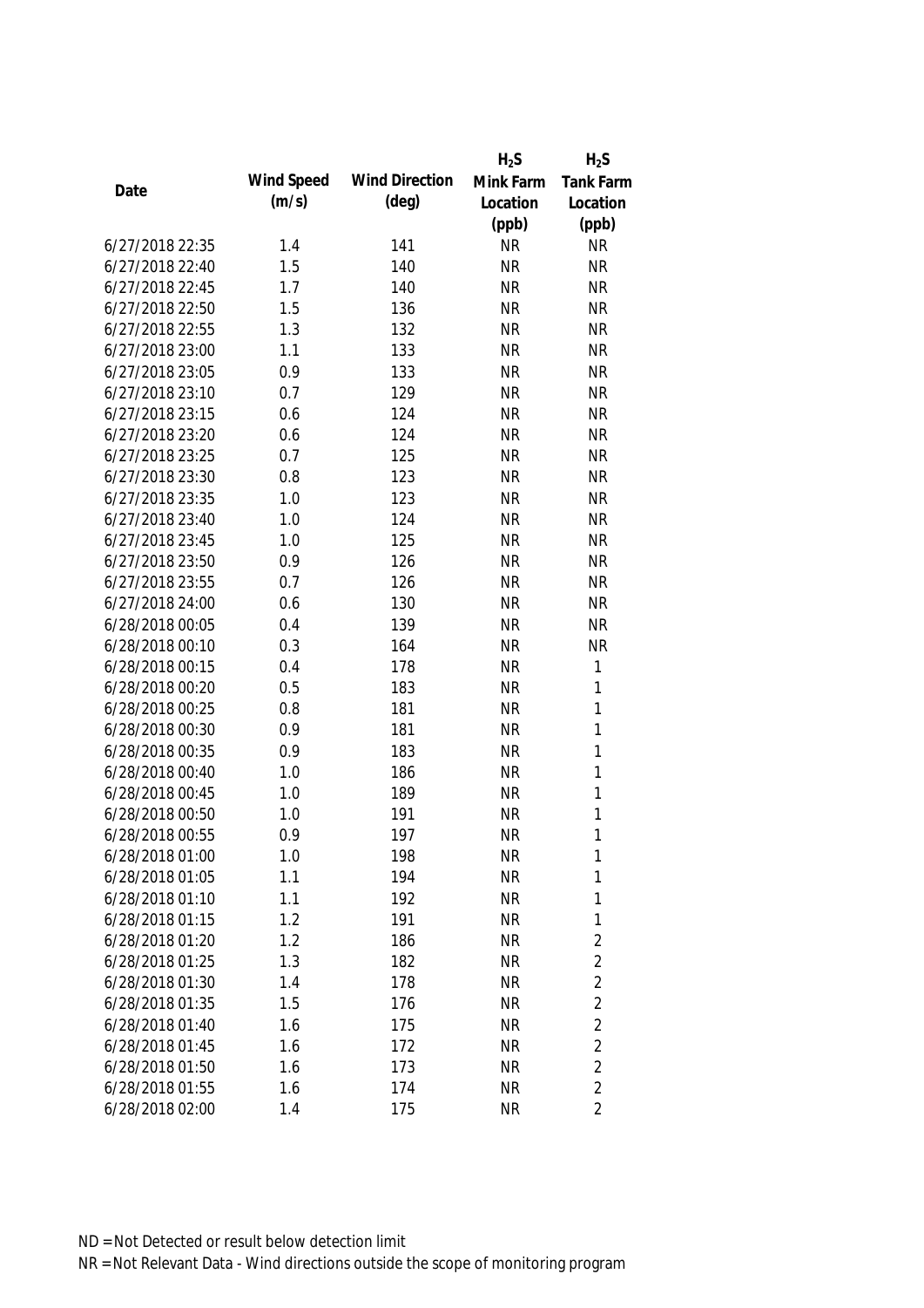| Date | Wind Speed (m/s) | Wind Direction (deg) | $H_2S$ Mink Farm Location (ppb) | $H_2S$ Tank Farm Location (ppb) |
|---|---|---|---|---|
| 6/27/2018 22:35 | 1.4 | 141 | NR | NR |
| 6/27/2018 22:40 | 1.5 | 140 | NR | NR |
| 6/27/2018 22:45 | 1.7 | 140 | NR | NR |
| 6/27/2018 22:50 | 1.5 | 136 | NR | NR |
| 6/27/2018 22:55 | 1.3 | 132 | NR | NR |
| 6/27/2018 23:00 | 1.1 | 133 | NR | NR |
| 6/27/2018 23:05 | 0.9 | 133 | NR | NR |
| 6/27/2018 23:10 | 0.7 | 129 | NR | NR |
| 6/27/2018 23:15 | 0.6 | 124 | NR | NR |
| 6/27/2018 23:20 | 0.6 | 124 | NR | NR |
| 6/27/2018 23:25 | 0.7 | 125 | NR | NR |
| 6/27/2018 23:30 | 0.8 | 123 | NR | NR |
| 6/27/2018 23:35 | 1.0 | 123 | NR | NR |
| 6/27/2018 23:40 | 1.0 | 124 | NR | NR |
| 6/27/2018 23:45 | 1.0 | 125 | NR | NR |
| 6/27/2018 23:50 | 0.9 | 126 | NR | NR |
| 6/27/2018 23:55 | 0.7 | 126 | NR | NR |
| 6/27/2018 24:00 | 0.6 | 130 | NR | NR |
| 6/28/2018 00:05 | 0.4 | 139 | NR | NR |
| 6/28/2018 00:10 | 0.3 | 164 | NR | NR |
| 6/28/2018 00:15 | 0.4 | 178 | NR | 1 |
| 6/28/2018 00:20 | 0.5 | 183 | NR | 1 |
| 6/28/2018 00:25 | 0.8 | 181 | NR | 1 |
| 6/28/2018 00:30 | 0.9 | 181 | NR | 1 |
| 6/28/2018 00:35 | 0.9 | 183 | NR | 1 |
| 6/28/2018 00:40 | 1.0 | 186 | NR | 1 |
| 6/28/2018 00:45 | 1.0 | 189 | NR | 1 |
| 6/28/2018 00:50 | 1.0 | 191 | NR | 1 |
| 6/28/2018 00:55 | 0.9 | 197 | NR | 1 |
| 6/28/2018 01:00 | 1.0 | 198 | NR | 1 |
| 6/28/2018 01:05 | 1.1 | 194 | NR | 1 |
| 6/28/2018 01:10 | 1.1 | 192 | NR | 1 |
| 6/28/2018 01:15 | 1.2 | 191 | NR | 1 |
| 6/28/2018 01:20 | 1.2 | 186 | NR | 2 |
| 6/28/2018 01:25 | 1.3 | 182 | NR | 2 |
| 6/28/2018 01:30 | 1.4 | 178 | NR | 2 |
| 6/28/2018 01:35 | 1.5 | 176 | NR | 2 |
| 6/28/2018 01:40 | 1.6 | 175 | NR | 2 |
| 6/28/2018 01:45 | 1.6 | 172 | NR | 2 |
| 6/28/2018 01:50 | 1.6 | 173 | NR | 2 |
| 6/28/2018 01:55 | 1.6 | 174 | NR | 2 |
| 6/28/2018 02:00 | 1.4 | 175 | NR | 2 |

ND = Not Detected or result below detection limit

NR = Not Relevant Data - Wind directions outside the scope of monitoring program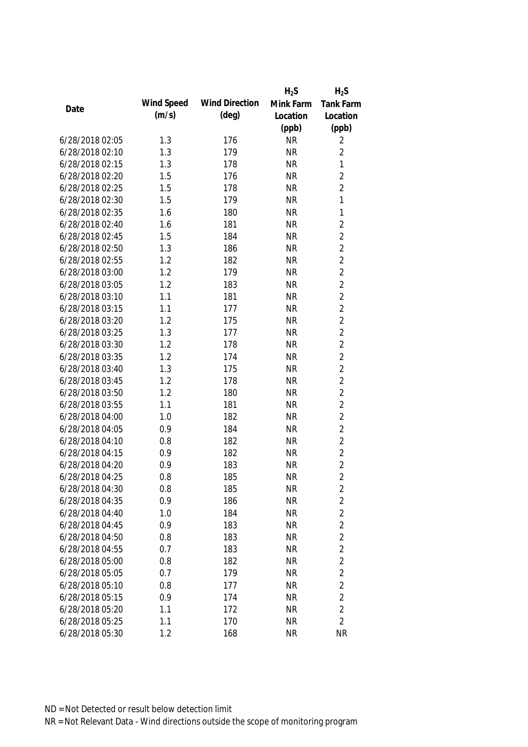| Date | Wind Speed (m/s) | Wind Direction (deg) | $H_2S$ Mink Farm Location (ppb) | $H_2S$ Tank Farm Location (ppb) |
|---|---|---|---|---|
| 6/28/2018 02:05 | 1.3 | 176 | NR | 2 |
| 6/28/2018 02:10 | 1.3 | 179 | NR | 2 |
| 6/28/2018 02:15 | 1.3 | 178 | NR | 1 |
| 6/28/2018 02:20 | 1.5 | 176 | NR | 2 |
| 6/28/2018 02:25 | 1.5 | 178 | NR | 2 |
| 6/28/2018 02:30 | 1.5 | 179 | NR | 1 |
| 6/28/2018 02:35 | 1.6 | 180 | NR | 1 |
| 6/28/2018 02:40 | 1.6 | 181 | NR | 2 |
| 6/28/2018 02:45 | 1.5 | 184 | NR | 2 |
| 6/28/2018 02:50 | 1.3 | 186 | NR | 2 |
| 6/28/2018 02:55 | 1.2 | 182 | NR | 2 |
| 6/28/2018 03:00 | 1.2 | 179 | NR | 2 |
| 6/28/2018 03:05 | 1.2 | 183 | NR | 2 |
| 6/28/2018 03:10 | 1.1 | 181 | NR | 2 |
| 6/28/2018 03:15 | 1.1 | 177 | NR | 2 |
| 6/28/2018 03:20 | 1.2 | 175 | NR | 2 |
| 6/28/2018 03:25 | 1.3 | 177 | NR | 2 |
| 6/28/2018 03:30 | 1.2 | 178 | NR | 2 |
| 6/28/2018 03:35 | 1.2 | 174 | NR | 2 |
| 6/28/2018 03:40 | 1.3 | 175 | NR | 2 |
| 6/28/2018 03:45 | 1.2 | 178 | NR | 2 |
| 6/28/2018 03:50 | 1.2 | 180 | NR | 2 |
| 6/28/2018 03:55 | 1.1 | 181 | NR | 2 |
| 6/28/2018 04:00 | 1.0 | 182 | NR | 2 |
| 6/28/2018 04:05 | 0.9 | 184 | NR | 2 |
| 6/28/2018 04:10 | 0.8 | 182 | NR | 2 |
| 6/28/2018 04:15 | 0.9 | 182 | NR | 2 |
| 6/28/2018 04:20 | 0.9 | 183 | NR | 2 |
| 6/28/2018 04:25 | 0.8 | 185 | NR | 2 |
| 6/28/2018 04:30 | 0.8 | 185 | NR | 2 |
| 6/28/2018 04:35 | 0.9 | 186 | NR | 2 |
| 6/28/2018 04:40 | 1.0 | 184 | NR | 2 |
| 6/28/2018 04:45 | 0.9 | 183 | NR | 2 |
| 6/28/2018 04:50 | 0.8 | 183 | NR | 2 |
| 6/28/2018 04:55 | 0.7 | 183 | NR | 2 |
| 6/28/2018 05:00 | 0.8 | 182 | NR | 2 |
| 6/28/2018 05:05 | 0.7 | 179 | NR | 2 |
| 6/28/2018 05:10 | 0.8 | 177 | NR | 2 |
| 6/28/2018 05:15 | 0.9 | 174 | NR | 2 |
| 6/28/2018 05:20 | 1.1 | 172 | NR | 2 |
| 6/28/2018 05:25 | 1.1 | 170 | NR | 2 |
| 6/28/2018 05:30 | 1.2 | 168 | NR | NR |

ND = Not Detected or result below detection limit

NR = Not Relevant Data - Wind directions outside the scope of monitoring program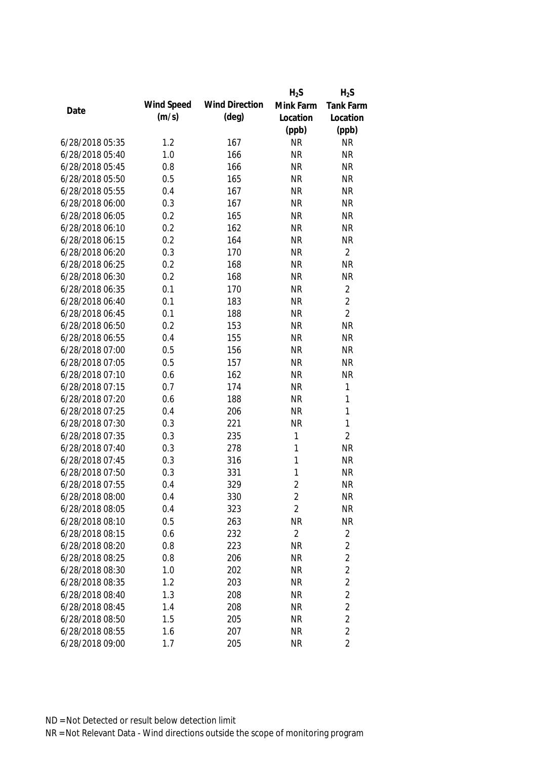| Date | Wind Speed (m/s) | Wind Direction (deg) | $H_2S$ Mink Farm Location (ppb) | $H_2S$ Tank Farm Location (ppb) |
|---|---|---|---|---|
| 6/28/2018 05:35 | 1.2 | 167 | NR | NR |
| 6/28/2018 05:40 | 1.0 | 166 | NR | NR |
| 6/28/2018 05:45 | 0.8 | 166 | NR | NR |
| 6/28/2018 05:50 | 0.5 | 165 | NR | NR |
| 6/28/2018 05:55 | 0.4 | 167 | NR | NR |
| 6/28/2018 06:00 | 0.3 | 167 | NR | NR |
| 6/28/2018 06:05 | 0.2 | 165 | NR | NR |
| 6/28/2018 06:10 | 0.2 | 162 | NR | NR |
| 6/28/2018 06:15 | 0.2 | 164 | NR | NR |
| 6/28/2018 06:20 | 0.3 | 170 | NR | 2 |
| 6/28/2018 06:25 | 0.2 | 168 | NR | NR |
| 6/28/2018 06:30 | 0.2 | 168 | NR | NR |
| 6/28/2018 06:35 | 0.1 | 170 | NR | 2 |
| 6/28/2018 06:40 | 0.1 | 183 | NR | 2 |
| 6/28/2018 06:45 | 0.1 | 188 | NR | 2 |
| 6/28/2018 06:50 | 0.2 | 153 | NR | NR |
| 6/28/2018 06:55 | 0.4 | 155 | NR | NR |
| 6/28/2018 07:00 | 0.5 | 156 | NR | NR |
| 6/28/2018 07:05 | 0.5 | 157 | NR | NR |
| 6/28/2018 07:10 | 0.6 | 162 | NR | NR |
| 6/28/2018 07:15 | 0.7 | 174 | NR | 1 |
| 6/28/2018 07:20 | 0.6 | 188 | NR | 1 |
| 6/28/2018 07:25 | 0.4 | 206 | NR | 1 |
| 6/28/2018 07:30 | 0.3 | 221 | NR | 1 |
| 6/28/2018 07:35 | 0.3 | 235 | 1 | 2 |
| 6/28/2018 07:40 | 0.3 | 278 | 1 | NR |
| 6/28/2018 07:45 | 0.3 | 316 | 1 | NR |
| 6/28/2018 07:50 | 0.3 | 331 | 1 | NR |
| 6/28/2018 07:55 | 0.4 | 329 | 2 | NR |
| 6/28/2018 08:00 | 0.4 | 330 | 2 | NR |
| 6/28/2018 08:05 | 0.4 | 323 | 2 | NR |
| 6/28/2018 08:10 | 0.5 | 263 | NR | NR |
| 6/28/2018 08:15 | 0.6 | 232 | 2 | 2 |
| 6/28/2018 08:20 | 0.8 | 223 | NR | 2 |
| 6/28/2018 08:25 | 0.8 | 206 | NR | 2 |
| 6/28/2018 08:30 | 1.0 | 202 | NR | 2 |
| 6/28/2018 08:35 | 1.2 | 203 | NR | 2 |
| 6/28/2018 08:40 | 1.3 | 208 | NR | 2 |
| 6/28/2018 08:45 | 1.4 | 208 | NR | 2 |
| 6/28/2018 08:50 | 1.5 | 205 | NR | 2 |
| 6/28/2018 08:55 | 1.6 | 207 | NR | 2 |
| 6/28/2018 09:00 | 1.7 | 205 | NR | 2 |

ND = Not Detected or result below detection limit

NR = Not Relevant Data - Wind directions outside the scope of monitoring program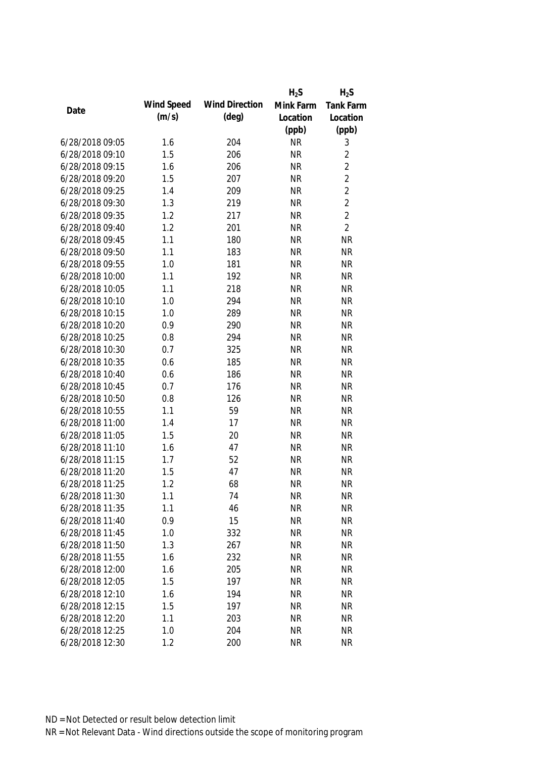| Date | Wind Speed (m/s) | Wind Direction (deg) | $H_2S$ Mink Farm Location (ppb) | $H_2S$ Tank Farm Location (ppb) |
|---|---|---|---|---|
| 6/28/2018 09:05 | 1.6 | 204 | NR | 3 |
| 6/28/2018 09:10 | 1.5 | 206 | NR | 2 |
| 6/28/2018 09:15 | 1.6 | 206 | NR | 2 |
| 6/28/2018 09:20 | 1.5 | 207 | NR | 2 |
| 6/28/2018 09:25 | 1.4 | 209 | NR | 2 |
| 6/28/2018 09:30 | 1.3 | 219 | NR | 2 |
| 6/28/2018 09:35 | 1.2 | 217 | NR | 2 |
| 6/28/2018 09:40 | 1.2 | 201 | NR | 2 |
| 6/28/2018 09:45 | 1.1 | 180 | NR | NR |
| 6/28/2018 09:50 | 1.1 | 183 | NR | NR |
| 6/28/2018 09:55 | 1.0 | 181 | NR | NR |
| 6/28/2018 10:00 | 1.1 | 192 | NR | NR |
| 6/28/2018 10:05 | 1.1 | 218 | NR | NR |
| 6/28/2018 10:10 | 1.0 | 294 | NR | NR |
| 6/28/2018 10:15 | 1.0 | 289 | NR | NR |
| 6/28/2018 10:20 | 0.9 | 290 | NR | NR |
| 6/28/2018 10:25 | 0.8 | 294 | NR | NR |
| 6/28/2018 10:30 | 0.7 | 325 | NR | NR |
| 6/28/2018 10:35 | 0.6 | 185 | NR | NR |
| 6/28/2018 10:40 | 0.6 | 186 | NR | NR |
| 6/28/2018 10:45 | 0.7 | 176 | NR | NR |
| 6/28/2018 10:50 | 0.8 | 126 | NR | NR |
| 6/28/2018 10:55 | 1.1 | 59 | NR | NR |
| 6/28/2018 11:00 | 1.4 | 17 | NR | NR |
| 6/28/2018 11:05 | 1.5 | 20 | NR | NR |
| 6/28/2018 11:10 | 1.6 | 47 | NR | NR |
| 6/28/2018 11:15 | 1.7 | 52 | NR | NR |
| 6/28/2018 11:20 | 1.5 | 47 | NR | NR |
| 6/28/2018 11:25 | 1.2 | 68 | NR | NR |
| 6/28/2018 11:30 | 1.1 | 74 | NR | NR |
| 6/28/2018 11:35 | 1.1 | 46 | NR | NR |
| 6/28/2018 11:40 | 0.9 | 15 | NR | NR |
| 6/28/2018 11:45 | 1.0 | 332 | NR | NR |
| 6/28/2018 11:50 | 1.3 | 267 | NR | NR |
| 6/28/2018 11:55 | 1.6 | 232 | NR | NR |
| 6/28/2018 12:00 | 1.6 | 205 | NR | NR |
| 6/28/2018 12:05 | 1.5 | 197 | NR | NR |
| 6/28/2018 12:10 | 1.6 | 194 | NR | NR |
| 6/28/2018 12:15 | 1.5 | 197 | NR | NR |
| 6/28/2018 12:20 | 1.1 | 203 | NR | NR |
| 6/28/2018 12:25 | 1.0 | 204 | NR | NR |
| 6/28/2018 12:30 | 1.2 | 200 | NR | NR |

ND = Not Detected or result below detection limit

NR = Not Relevant Data - Wind directions outside the scope of monitoring program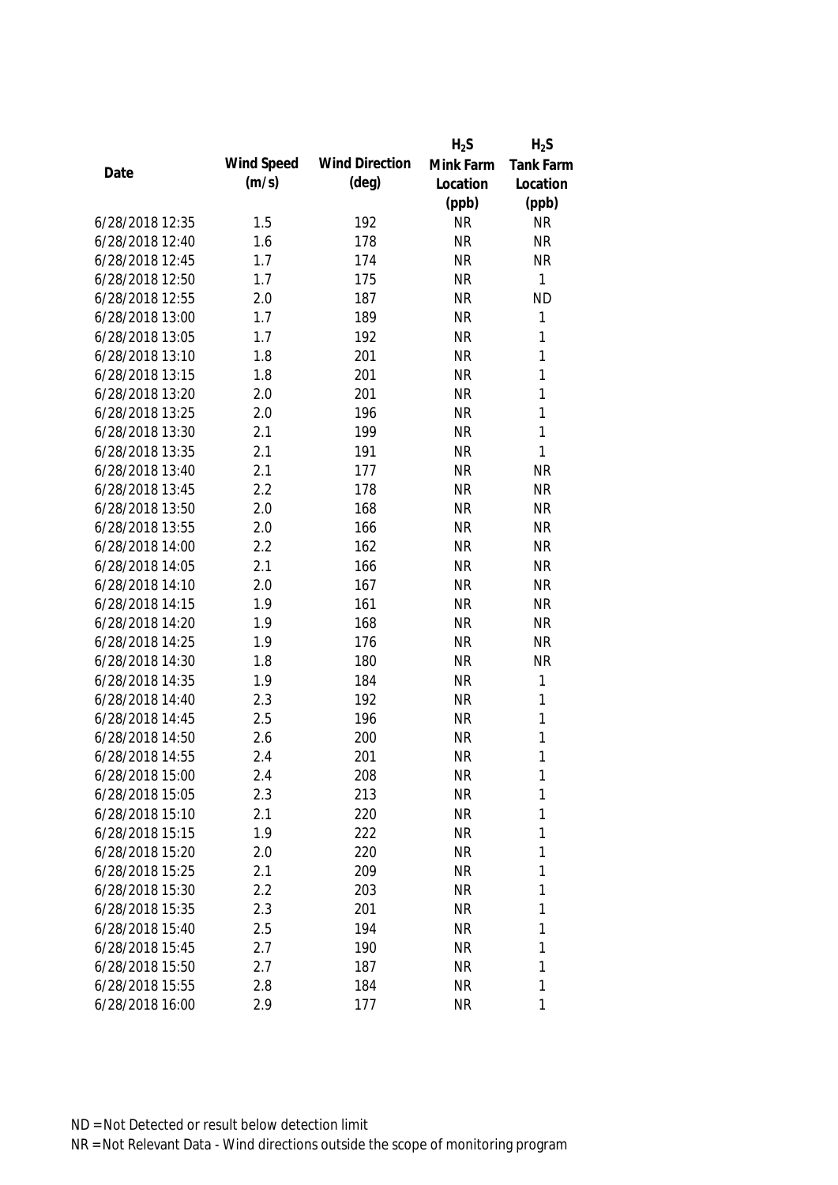| Date | Wind Speed (m/s) | Wind Direction (deg) | $H_2S$ Mink Farm Location (ppb) | $H_2S$ Tank Farm Location (ppb) |
|---|---|---|---|---|
| 6/28/2018 12:35 | 1.5 | 192 | NR | NR |
| 6/28/2018 12:40 | 1.6 | 178 | NR | NR |
| 6/28/2018 12:45 | 1.7 | 174 | NR | NR |
| 6/28/2018 12:50 | 1.7 | 175 | NR | 1 |
| 6/28/2018 12:55 | 2.0 | 187 | NR | ND |
| 6/28/2018 13:00 | 1.7 | 189 | NR | 1 |
| 6/28/2018 13:05 | 1.7 | 192 | NR | 1 |
| 6/28/2018 13:10 | 1.8 | 201 | NR | 1 |
| 6/28/2018 13:15 | 1.8 | 201 | NR | 1 |
| 6/28/2018 13:20 | 2.0 | 201 | NR | 1 |
| 6/28/2018 13:25 | 2.0 | 196 | NR | 1 |
| 6/28/2018 13:30 | 2.1 | 199 | NR | 1 |
| 6/28/2018 13:35 | 2.1 | 191 | NR | 1 |
| 6/28/2018 13:40 | 2.1 | 177 | NR | NR |
| 6/28/2018 13:45 | 2.2 | 178 | NR | NR |
| 6/28/2018 13:50 | 2.0 | 168 | NR | NR |
| 6/28/2018 13:55 | 2.0 | 166 | NR | NR |
| 6/28/2018 14:00 | 2.2 | 162 | NR | NR |
| 6/28/2018 14:05 | 2.1 | 166 | NR | NR |
| 6/28/2018 14:10 | 2.0 | 167 | NR | NR |
| 6/28/2018 14:15 | 1.9 | 161 | NR | NR |
| 6/28/2018 14:20 | 1.9 | 168 | NR | NR |
| 6/28/2018 14:25 | 1.9 | 176 | NR | NR |
| 6/28/2018 14:30 | 1.8 | 180 | NR | NR |
| 6/28/2018 14:35 | 1.9 | 184 | NR | 1 |
| 6/28/2018 14:40 | 2.3 | 192 | NR | 1 |
| 6/28/2018 14:45 | 2.5 | 196 | NR | 1 |
| 6/28/2018 14:50 | 2.6 | 200 | NR | 1 |
| 6/28/2018 14:55 | 2.4 | 201 | NR | 1 |
| 6/28/2018 15:00 | 2.4 | 208 | NR | 1 |
| 6/28/2018 15:05 | 2.3 | 213 | NR | 1 |
| 6/28/2018 15:10 | 2.1 | 220 | NR | 1 |
| 6/28/2018 15:15 | 1.9 | 222 | NR | 1 |
| 6/28/2018 15:20 | 2.0 | 220 | NR | 1 |
| 6/28/2018 15:25 | 2.1 | 209 | NR | 1 |
| 6/28/2018 15:30 | 2.2 | 203 | NR | 1 |
| 6/28/2018 15:35 | 2.3 | 201 | NR | 1 |
| 6/28/2018 15:40 | 2.5 | 194 | NR | 1 |
| 6/28/2018 15:45 | 2.7 | 190 | NR | 1 |
| 6/28/2018 15:50 | 2.7 | 187 | NR | 1 |
| 6/28/2018 15:55 | 2.8 | 184 | NR | 1 |
| 6/28/2018 16:00 | 2.9 | 177 | NR | 1 |

ND = Not Detected or result below detection limit

NR = Not Relevant Data - Wind directions outside the scope of monitoring program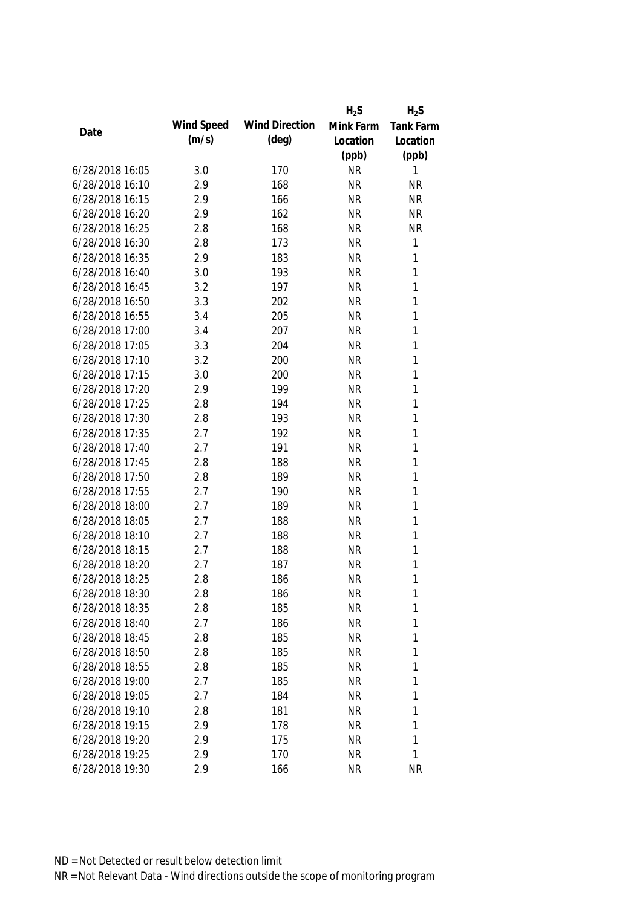| Date | Wind Speed (m/s) | Wind Direction (deg) | $H_2S$ Mink Farm Location (ppb) | $H_2S$ Tank Farm Location (ppb) |
|---|---|---|---|---|
| 6/28/2018 16:05 | 3.0 | 170 | NR | 1 |
| 6/28/2018 16:10 | 2.9 | 168 | NR | NR |
| 6/28/2018 16:15 | 2.9 | 166 | NR | NR |
| 6/28/2018 16:20 | 2.9 | 162 | NR | NR |
| 6/28/2018 16:25 | 2.8 | 168 | NR | NR |
| 6/28/2018 16:30 | 2.8 | 173 | NR | 1 |
| 6/28/2018 16:35 | 2.9 | 183 | NR | 1 |
| 6/28/2018 16:40 | 3.0 | 193 | NR | 1 |
| 6/28/2018 16:45 | 3.2 | 197 | NR | 1 |
| 6/28/2018 16:50 | 3.3 | 202 | NR | 1 |
| 6/28/2018 16:55 | 3.4 | 205 | NR | 1 |
| 6/28/2018 17:00 | 3.4 | 207 | NR | 1 |
| 6/28/2018 17:05 | 3.3 | 204 | NR | 1 |
| 6/28/2018 17:10 | 3.2 | 200 | NR | 1 |
| 6/28/2018 17:15 | 3.0 | 200 | NR | 1 |
| 6/28/2018 17:20 | 2.9 | 199 | NR | 1 |
| 6/28/2018 17:25 | 2.8 | 194 | NR | 1 |
| 6/28/2018 17:30 | 2.8 | 193 | NR | 1 |
| 6/28/2018 17:35 | 2.7 | 192 | NR | 1 |
| 6/28/2018 17:40 | 2.7 | 191 | NR | 1 |
| 6/28/2018 17:45 | 2.8 | 188 | NR | 1 |
| 6/28/2018 17:50 | 2.8 | 189 | NR | 1 |
| 6/28/2018 17:55 | 2.7 | 190 | NR | 1 |
| 6/28/2018 18:00 | 2.7 | 189 | NR | 1 |
| 6/28/2018 18:05 | 2.7 | 188 | NR | 1 |
| 6/28/2018 18:10 | 2.7 | 188 | NR | 1 |
| 6/28/2018 18:15 | 2.7 | 188 | NR | 1 |
| 6/28/2018 18:20 | 2.7 | 187 | NR | 1 |
| 6/28/2018 18:25 | 2.8 | 186 | NR | 1 |
| 6/28/2018 18:30 | 2.8 | 186 | NR | 1 |
| 6/28/2018 18:35 | 2.8 | 185 | NR | 1 |
| 6/28/2018 18:40 | 2.7 | 186 | NR | 1 |
| 6/28/2018 18:45 | 2.8 | 185 | NR | 1 |
| 6/28/2018 18:50 | 2.8 | 185 | NR | 1 |
| 6/28/2018 18:55 | 2.8 | 185 | NR | 1 |
| 6/28/2018 19:00 | 2.7 | 185 | NR | 1 |
| 6/28/2018 19:05 | 2.7 | 184 | NR | 1 |
| 6/28/2018 19:10 | 2.8 | 181 | NR | 1 |
| 6/28/2018 19:15 | 2.9 | 178 | NR | 1 |
| 6/28/2018 19:20 | 2.9 | 175 | NR | 1 |
| 6/28/2018 19:25 | 2.9 | 170 | NR | 1 |
| 6/28/2018 19:30 | 2.9 | 166 | NR | NR |

ND = Not Detected or result below detection limit

NR = Not Relevant Data - Wind directions outside the scope of monitoring program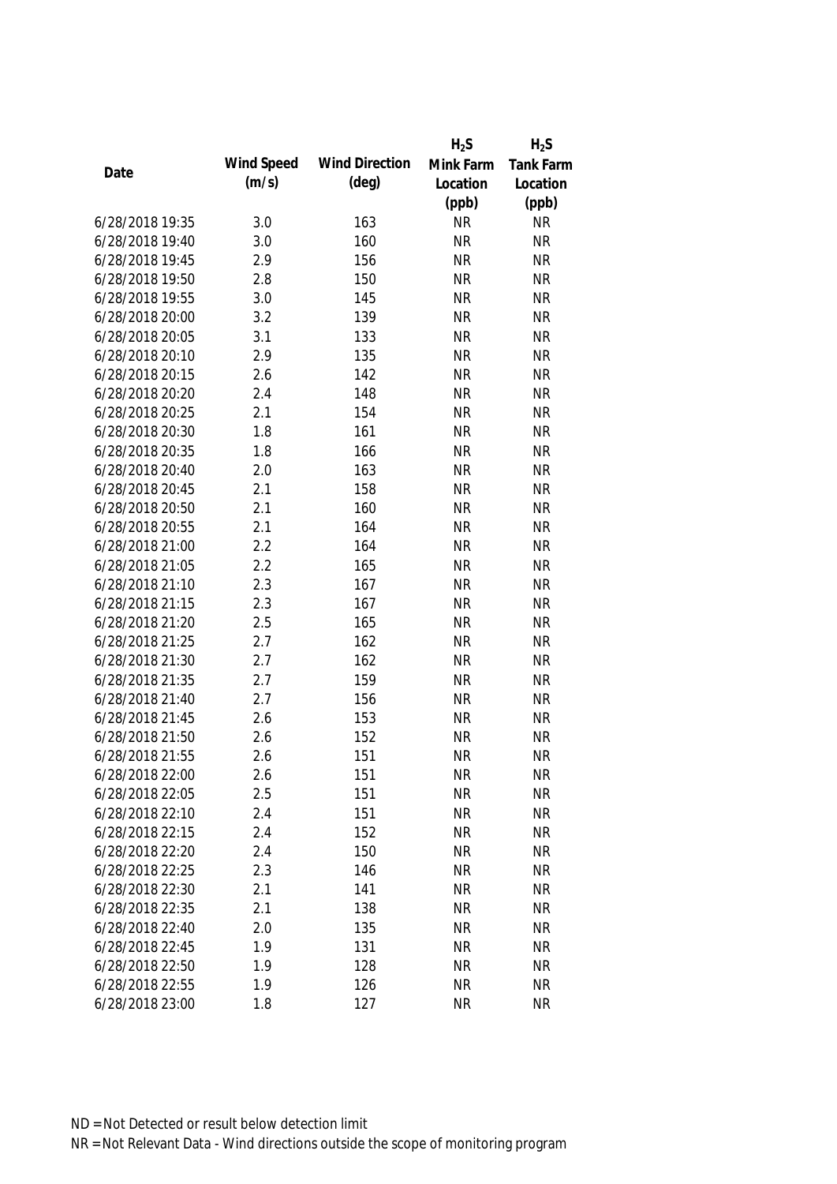| Date | Wind Speed (m/s) | Wind Direction (deg) | $H_2S$ Mink Farm Location (ppb) | $H_2S$ Tank Farm Location (ppb) |
|---|---|---|---|---|
| 6/28/2018 19:35 | 3.0 | 163 | NR | NR |
| 6/28/2018 19:40 | 3.0 | 160 | NR | NR |
| 6/28/2018 19:45 | 2.9 | 156 | NR | NR |
| 6/28/2018 19:50 | 2.8 | 150 | NR | NR |
| 6/28/2018 19:55 | 3.0 | 145 | NR | NR |
| 6/28/2018 20:00 | 3.2 | 139 | NR | NR |
| 6/28/2018 20:05 | 3.1 | 133 | NR | NR |
| 6/28/2018 20:10 | 2.9 | 135 | NR | NR |
| 6/28/2018 20:15 | 2.6 | 142 | NR | NR |
| 6/28/2018 20:20 | 2.4 | 148 | NR | NR |
| 6/28/2018 20:25 | 2.1 | 154 | NR | NR |
| 6/28/2018 20:30 | 1.8 | 161 | NR | NR |
| 6/28/2018 20:35 | 1.8 | 166 | NR | NR |
| 6/28/2018 20:40 | 2.0 | 163 | NR | NR |
| 6/28/2018 20:45 | 2.1 | 158 | NR | NR |
| 6/28/2018 20:50 | 2.1 | 160 | NR | NR |
| 6/28/2018 20:55 | 2.1 | 164 | NR | NR |
| 6/28/2018 21:00 | 2.2 | 164 | NR | NR |
| 6/28/2018 21:05 | 2.2 | 165 | NR | NR |
| 6/28/2018 21:10 | 2.3 | 167 | NR | NR |
| 6/28/2018 21:15 | 2.3 | 167 | NR | NR |
| 6/28/2018 21:20 | 2.5 | 165 | NR | NR |
| 6/28/2018 21:25 | 2.7 | 162 | NR | NR |
| 6/28/2018 21:30 | 2.7 | 162 | NR | NR |
| 6/28/2018 21:35 | 2.7 | 159 | NR | NR |
| 6/28/2018 21:40 | 2.7 | 156 | NR | NR |
| 6/28/2018 21:45 | 2.6 | 153 | NR | NR |
| 6/28/2018 21:50 | 2.6 | 152 | NR | NR |
| 6/28/2018 21:55 | 2.6 | 151 | NR | NR |
| 6/28/2018 22:00 | 2.6 | 151 | NR | NR |
| 6/28/2018 22:05 | 2.5 | 151 | NR | NR |
| 6/28/2018 22:10 | 2.4 | 151 | NR | NR |
| 6/28/2018 22:15 | 2.4 | 152 | NR | NR |
| 6/28/2018 22:20 | 2.4 | 150 | NR | NR |
| 6/28/2018 22:25 | 2.3 | 146 | NR | NR |
| 6/28/2018 22:30 | 2.1 | 141 | NR | NR |
| 6/28/2018 22:35 | 2.1 | 138 | NR | NR |
| 6/28/2018 22:40 | 2.0 | 135 | NR | NR |
| 6/28/2018 22:45 | 1.9 | 131 | NR | NR |
| 6/28/2018 22:50 | 1.9 | 128 | NR | NR |
| 6/28/2018 22:55 | 1.9 | 126 | NR | NR |
| 6/28/2018 23:00 | 1.8 | 127 | NR | NR |

ND = Not Detected or result below detection limit

NR = Not Relevant Data - Wind directions outside the scope of monitoring program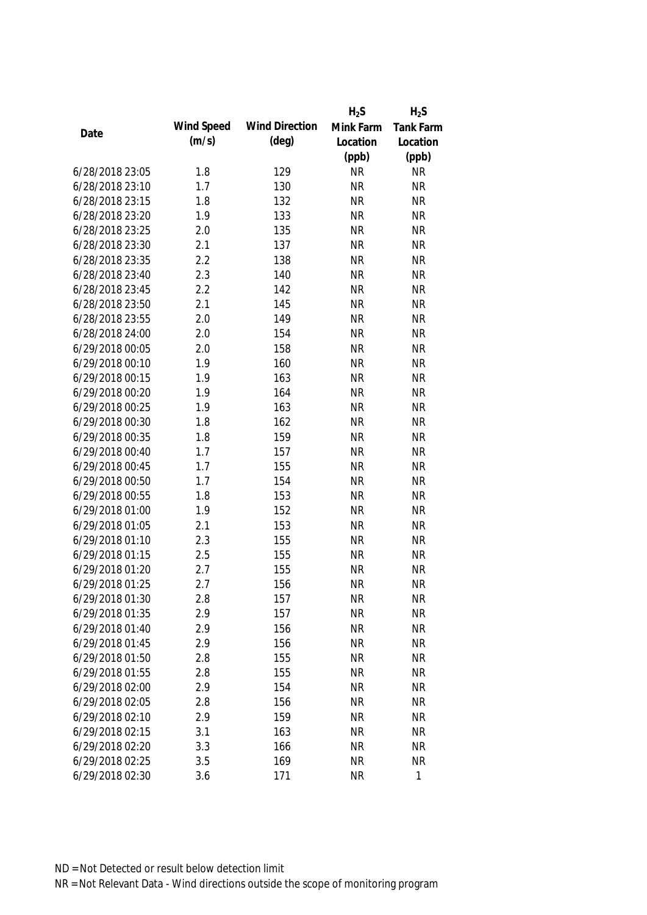| Date | Wind Speed (m/s) | Wind Direction (deg) | $H_2S$ Mink Farm Location (ppb) | $H_2S$ Tank Farm Location (ppb) |
|---|---|---|---|---|
| 6/28/2018 23:05 | 1.8 | 129 | NR | NR |
| 6/28/2018 23:10 | 1.7 | 130 | NR | NR |
| 6/28/2018 23:15 | 1.8 | 132 | NR | NR |
| 6/28/2018 23:20 | 1.9 | 133 | NR | NR |
| 6/28/2018 23:25 | 2.0 | 135 | NR | NR |
| 6/28/2018 23:30 | 2.1 | 137 | NR | NR |
| 6/28/2018 23:35 | 2.2 | 138 | NR | NR |
| 6/28/2018 23:40 | 2.3 | 140 | NR | NR |
| 6/28/2018 23:45 | 2.2 | 142 | NR | NR |
| 6/28/2018 23:50 | 2.1 | 145 | NR | NR |
| 6/28/2018 23:55 | 2.0 | 149 | NR | NR |
| 6/28/2018 24:00 | 2.0 | 154 | NR | NR |
| 6/29/2018 00:05 | 2.0 | 158 | NR | NR |
| 6/29/2018 00:10 | 1.9 | 160 | NR | NR |
| 6/29/2018 00:15 | 1.9 | 163 | NR | NR |
| 6/29/2018 00:20 | 1.9 | 164 | NR | NR |
| 6/29/2018 00:25 | 1.9 | 163 | NR | NR |
| 6/29/2018 00:30 | 1.8 | 162 | NR | NR |
| 6/29/2018 00:35 | 1.8 | 159 | NR | NR |
| 6/29/2018 00:40 | 1.7 | 157 | NR | NR |
| 6/29/2018 00:45 | 1.7 | 155 | NR | NR |
| 6/29/2018 00:50 | 1.7 | 154 | NR | NR |
| 6/29/2018 00:55 | 1.8 | 153 | NR | NR |
| 6/29/2018 01:00 | 1.9 | 152 | NR | NR |
| 6/29/2018 01:05 | 2.1 | 153 | NR | NR |
| 6/29/2018 01:10 | 2.3 | 155 | NR | NR |
| 6/29/2018 01:15 | 2.5 | 155 | NR | NR |
| 6/29/2018 01:20 | 2.7 | 155 | NR | NR |
| 6/29/2018 01:25 | 2.7 | 156 | NR | NR |
| 6/29/2018 01:30 | 2.8 | 157 | NR | NR |
| 6/29/2018 01:35 | 2.9 | 157 | NR | NR |
| 6/29/2018 01:40 | 2.9 | 156 | NR | NR |
| 6/29/2018 01:45 | 2.9 | 156 | NR | NR |
| 6/29/2018 01:50 | 2.8 | 155 | NR | NR |
| 6/29/2018 01:55 | 2.8 | 155 | NR | NR |
| 6/29/2018 02:00 | 2.9 | 154 | NR | NR |
| 6/29/2018 02:05 | 2.8 | 156 | NR | NR |
| 6/29/2018 02:10 | 2.9 | 159 | NR | NR |
| 6/29/2018 02:15 | 3.1 | 163 | NR | NR |
| 6/29/2018 02:20 | 3.3 | 166 | NR | NR |
| 6/29/2018 02:25 | 3.5 | 169 | NR | NR |
| 6/29/2018 02:30 | 3.6 | 171 | NR | 1 |

ND = Not Detected or result below detection limit

NR = Not Relevant Data - Wind directions outside the scope of monitoring program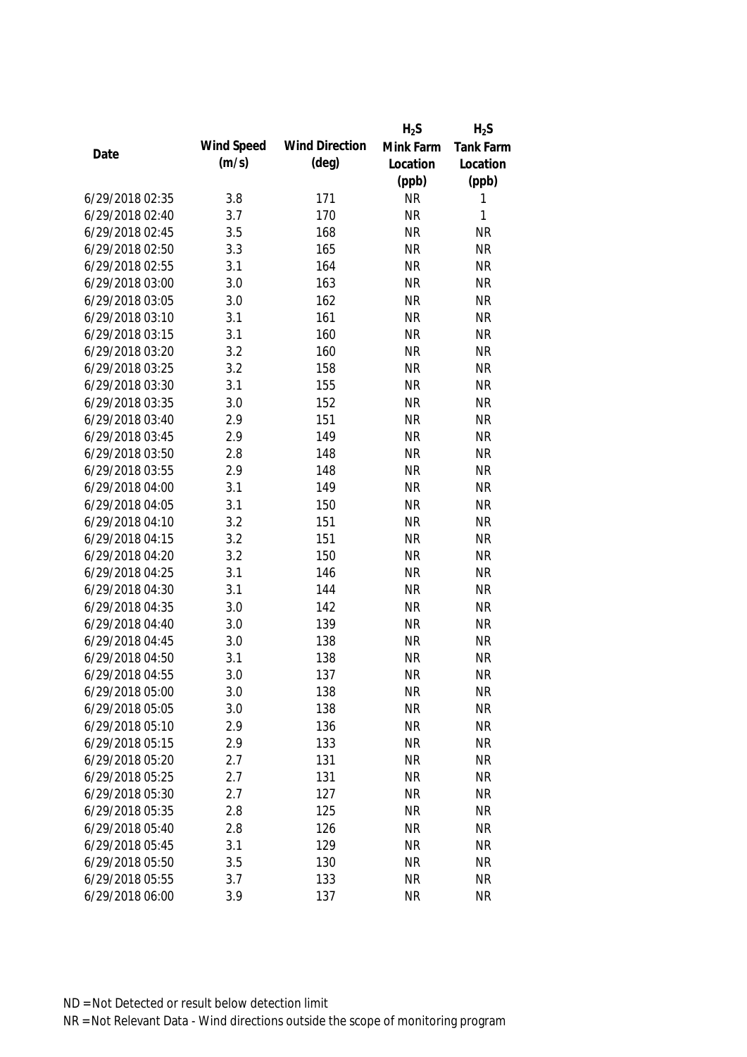| Date | Wind Speed (m/s) | Wind Direction (deg) | $H_2S$ Mink Farm Location (ppb) | $H_2S$ Tank Farm Location (ppb) |
|---|---|---|---|---|
| 6/29/2018 02:35 | 3.8 | 171 | NR | 1 |
| 6/29/2018 02:40 | 3.7 | 170 | NR | 1 |
| 6/29/2018 02:45 | 3.5 | 168 | NR | NR |
| 6/29/2018 02:50 | 3.3 | 165 | NR | NR |
| 6/29/2018 02:55 | 3.1 | 164 | NR | NR |
| 6/29/2018 03:00 | 3.0 | 163 | NR | NR |
| 6/29/2018 03:05 | 3.0 | 162 | NR | NR |
| 6/29/2018 03:10 | 3.1 | 161 | NR | NR |
| 6/29/2018 03:15 | 3.1 | 160 | NR | NR |
| 6/29/2018 03:20 | 3.2 | 160 | NR | NR |
| 6/29/2018 03:25 | 3.2 | 158 | NR | NR |
| 6/29/2018 03:30 | 3.1 | 155 | NR | NR |
| 6/29/2018 03:35 | 3.0 | 152 | NR | NR |
| 6/29/2018 03:40 | 2.9 | 151 | NR | NR |
| 6/29/2018 03:45 | 2.9 | 149 | NR | NR |
| 6/29/2018 03:50 | 2.8 | 148 | NR | NR |
| 6/29/2018 03:55 | 2.9 | 148 | NR | NR |
| 6/29/2018 04:00 | 3.1 | 149 | NR | NR |
| 6/29/2018 04:05 | 3.1 | 150 | NR | NR |
| 6/29/2018 04:10 | 3.2 | 151 | NR | NR |
| 6/29/2018 04:15 | 3.2 | 151 | NR | NR |
| 6/29/2018 04:20 | 3.2 | 150 | NR | NR |
| 6/29/2018 04:25 | 3.1 | 146 | NR | NR |
| 6/29/2018 04:30 | 3.1 | 144 | NR | NR |
| 6/29/2018 04:35 | 3.0 | 142 | NR | NR |
| 6/29/2018 04:40 | 3.0 | 139 | NR | NR |
| 6/29/2018 04:45 | 3.0 | 138 | NR | NR |
| 6/29/2018 04:50 | 3.1 | 138 | NR | NR |
| 6/29/2018 04:55 | 3.0 | 137 | NR | NR |
| 6/29/2018 05:00 | 3.0 | 138 | NR | NR |
| 6/29/2018 05:05 | 3.0 | 138 | NR | NR |
| 6/29/2018 05:10 | 2.9 | 136 | NR | NR |
| 6/29/2018 05:15 | 2.9 | 133 | NR | NR |
| 6/29/2018 05:20 | 2.7 | 131 | NR | NR |
| 6/29/2018 05:25 | 2.7 | 131 | NR | NR |
| 6/29/2018 05:30 | 2.7 | 127 | NR | NR |
| 6/29/2018 05:35 | 2.8 | 125 | NR | NR |
| 6/29/2018 05:40 | 2.8 | 126 | NR | NR |
| 6/29/2018 05:45 | 3.1 | 129 | NR | NR |
| 6/29/2018 05:50 | 3.5 | 130 | NR | NR |
| 6/29/2018 05:55 | 3.7 | 133 | NR | NR |
| 6/29/2018 06:00 | 3.9 | 137 | NR | NR |

ND = Not Detected or result below detection limit

NR = Not Relevant Data - Wind directions outside the scope of monitoring program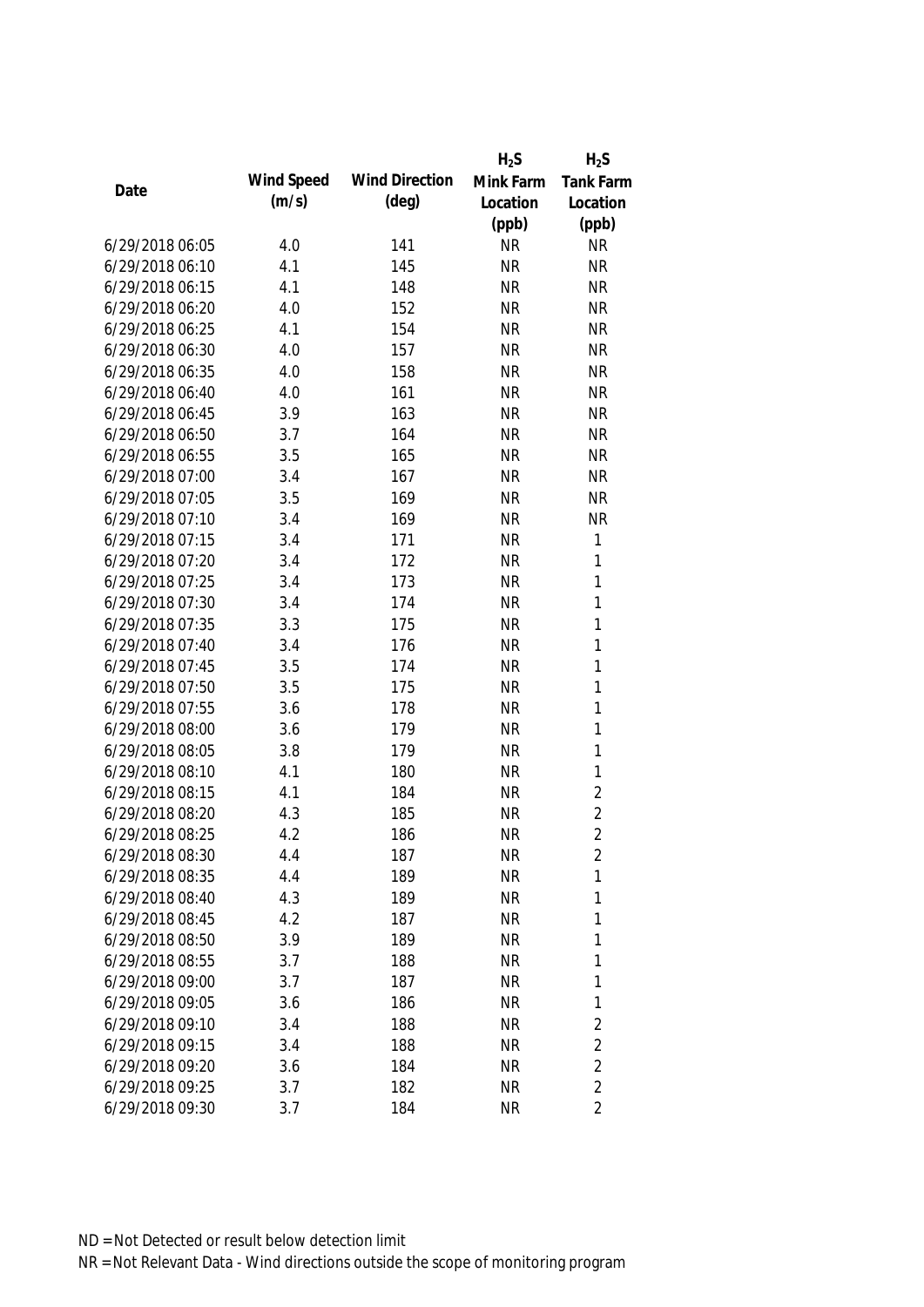| Date | Wind Speed (m/s) | Wind Direction (deg) | $H_2S$ Mink Farm Location (ppb) | $H_2S$ Tank Farm Location (ppb) |
|---|---|---|---|---|
| 6/29/2018 06:05 | 4.0 | 141 | NR | NR |
| 6/29/2018 06:10 | 4.1 | 145 | NR | NR |
| 6/29/2018 06:15 | 4.1 | 148 | NR | NR |
| 6/29/2018 06:20 | 4.0 | 152 | NR | NR |
| 6/29/2018 06:25 | 4.1 | 154 | NR | NR |
| 6/29/2018 06:30 | 4.0 | 157 | NR | NR |
| 6/29/2018 06:35 | 4.0 | 158 | NR | NR |
| 6/29/2018 06:40 | 4.0 | 161 | NR | NR |
| 6/29/2018 06:45 | 3.9 | 163 | NR | NR |
| 6/29/2018 06:50 | 3.7 | 164 | NR | NR |
| 6/29/2018 06:55 | 3.5 | 165 | NR | NR |
| 6/29/2018 07:00 | 3.4 | 167 | NR | NR |
| 6/29/2018 07:05 | 3.5 | 169 | NR | NR |
| 6/29/2018 07:10 | 3.4 | 169 | NR | NR |
| 6/29/2018 07:15 | 3.4 | 171 | NR | 1 |
| 6/29/2018 07:20 | 3.4 | 172 | NR | 1 |
| 6/29/2018 07:25 | 3.4 | 173 | NR | 1 |
| 6/29/2018 07:30 | 3.4 | 174 | NR | 1 |
| 6/29/2018 07:35 | 3.3 | 175 | NR | 1 |
| 6/29/2018 07:40 | 3.4 | 176 | NR | 1 |
| 6/29/2018 07:45 | 3.5 | 174 | NR | 1 |
| 6/29/2018 07:50 | 3.5 | 175 | NR | 1 |
| 6/29/2018 07:55 | 3.6 | 178 | NR | 1 |
| 6/29/2018 08:00 | 3.6 | 179 | NR | 1 |
| 6/29/2018 08:05 | 3.8 | 179 | NR | 1 |
| 6/29/2018 08:10 | 4.1 | 180 | NR | 1 |
| 6/29/2018 08:15 | 4.1 | 184 | NR | 2 |
| 6/29/2018 08:20 | 4.3 | 185 | NR | 2 |
| 6/29/2018 08:25 | 4.2 | 186 | NR | 2 |
| 6/29/2018 08:30 | 4.4 | 187 | NR | 2 |
| 6/29/2018 08:35 | 4.4 | 189 | NR | 1 |
| 6/29/2018 08:40 | 4.3 | 189 | NR | 1 |
| 6/29/2018 08:45 | 4.2 | 187 | NR | 1 |
| 6/29/2018 08:50 | 3.9 | 189 | NR | 1 |
| 6/29/2018 08:55 | 3.7 | 188 | NR | 1 |
| 6/29/2018 09:00 | 3.7 | 187 | NR | 1 |
| 6/29/2018 09:05 | 3.6 | 186 | NR | 1 |
| 6/29/2018 09:10 | 3.4 | 188 | NR | 2 |
| 6/29/2018 09:15 | 3.4 | 188 | NR | 2 |
| 6/29/2018 09:20 | 3.6 | 184 | NR | 2 |
| 6/29/2018 09:25 | 3.7 | 182 | NR | 2 |
| 6/29/2018 09:30 | 3.7 | 184 | NR | 2 |

ND = Not Detected or result below detection limit

NR = Not Relevant Data - Wind directions outside the scope of monitoring program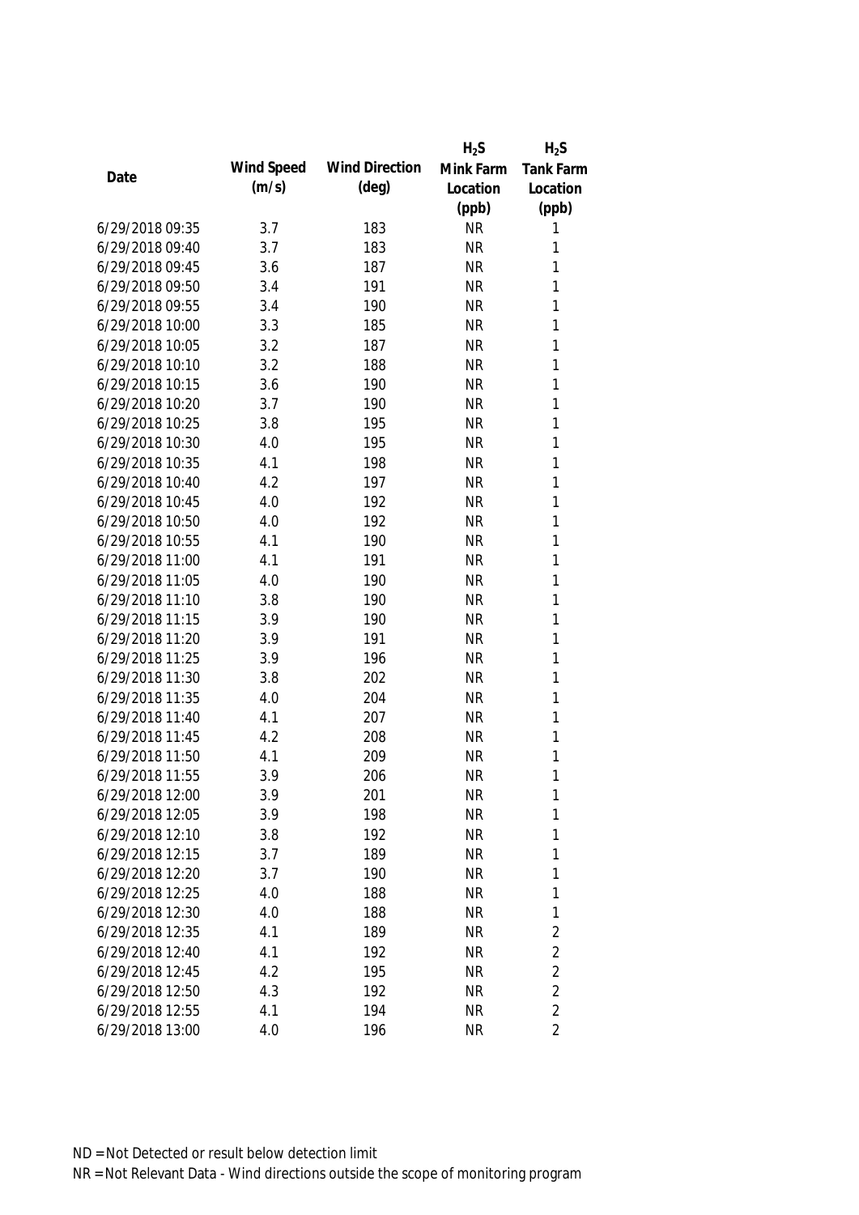| Date | Wind Speed (m/s) | Wind Direction (deg) | $H_2S$ Mink Farm Location (ppb) | $H_2S$ Tank Farm Location (ppb) |
|---|---|---|---|---|
| 6/29/2018 09:35 | 3.7 | 183 | NR | 1 |
| 6/29/2018 09:40 | 3.7 | 183 | NR | 1 |
| 6/29/2018 09:45 | 3.6 | 187 | NR | 1 |
| 6/29/2018 09:50 | 3.4 | 191 | NR | 1 |
| 6/29/2018 09:55 | 3.4 | 190 | NR | 1 |
| 6/29/2018 10:00 | 3.3 | 185 | NR | 1 |
| 6/29/2018 10:05 | 3.2 | 187 | NR | 1 |
| 6/29/2018 10:10 | 3.2 | 188 | NR | 1 |
| 6/29/2018 10:15 | 3.6 | 190 | NR | 1 |
| 6/29/2018 10:20 | 3.7 | 190 | NR | 1 |
| 6/29/2018 10:25 | 3.8 | 195 | NR | 1 |
| 6/29/2018 10:30 | 4.0 | 195 | NR | 1 |
| 6/29/2018 10:35 | 4.1 | 198 | NR | 1 |
| 6/29/2018 10:40 | 4.2 | 197 | NR | 1 |
| 6/29/2018 10:45 | 4.0 | 192 | NR | 1 |
| 6/29/2018 10:50 | 4.0 | 192 | NR | 1 |
| 6/29/2018 10:55 | 4.1 | 190 | NR | 1 |
| 6/29/2018 11:00 | 4.1 | 191 | NR | 1 |
| 6/29/2018 11:05 | 4.0 | 190 | NR | 1 |
| 6/29/2018 11:10 | 3.8 | 190 | NR | 1 |
| 6/29/2018 11:15 | 3.9 | 190 | NR | 1 |
| 6/29/2018 11:20 | 3.9 | 191 | NR | 1 |
| 6/29/2018 11:25 | 3.9 | 196 | NR | 1 |
| 6/29/2018 11:30 | 3.8 | 202 | NR | 1 |
| 6/29/2018 11:35 | 4.0 | 204 | NR | 1 |
| 6/29/2018 11:40 | 4.1 | 207 | NR | 1 |
| 6/29/2018 11:45 | 4.2 | 208 | NR | 1 |
| 6/29/2018 11:50 | 4.1 | 209 | NR | 1 |
| 6/29/2018 11:55 | 3.9 | 206 | NR | 1 |
| 6/29/2018 12:00 | 3.9 | 201 | NR | 1 |
| 6/29/2018 12:05 | 3.9 | 198 | NR | 1 |
| 6/29/2018 12:10 | 3.8 | 192 | NR | 1 |
| 6/29/2018 12:15 | 3.7 | 189 | NR | 1 |
| 6/29/2018 12:20 | 3.7 | 190 | NR | 1 |
| 6/29/2018 12:25 | 4.0 | 188 | NR | 1 |
| 6/29/2018 12:30 | 4.0 | 188 | NR | 1 |
| 6/29/2018 12:35 | 4.1 | 189 | NR | 2 |
| 6/29/2018 12:40 | 4.1 | 192 | NR | 2 |
| 6/29/2018 12:45 | 4.2 | 195 | NR | 2 |
| 6/29/2018 12:50 | 4.3 | 192 | NR | 2 |
| 6/29/2018 12:55 | 4.1 | 194 | NR | 2 |
| 6/29/2018 13:00 | 4.0 | 196 | NR | 2 |

ND = Not Detected or result below detection limit

NR = Not Relevant Data - Wind directions outside the scope of monitoring program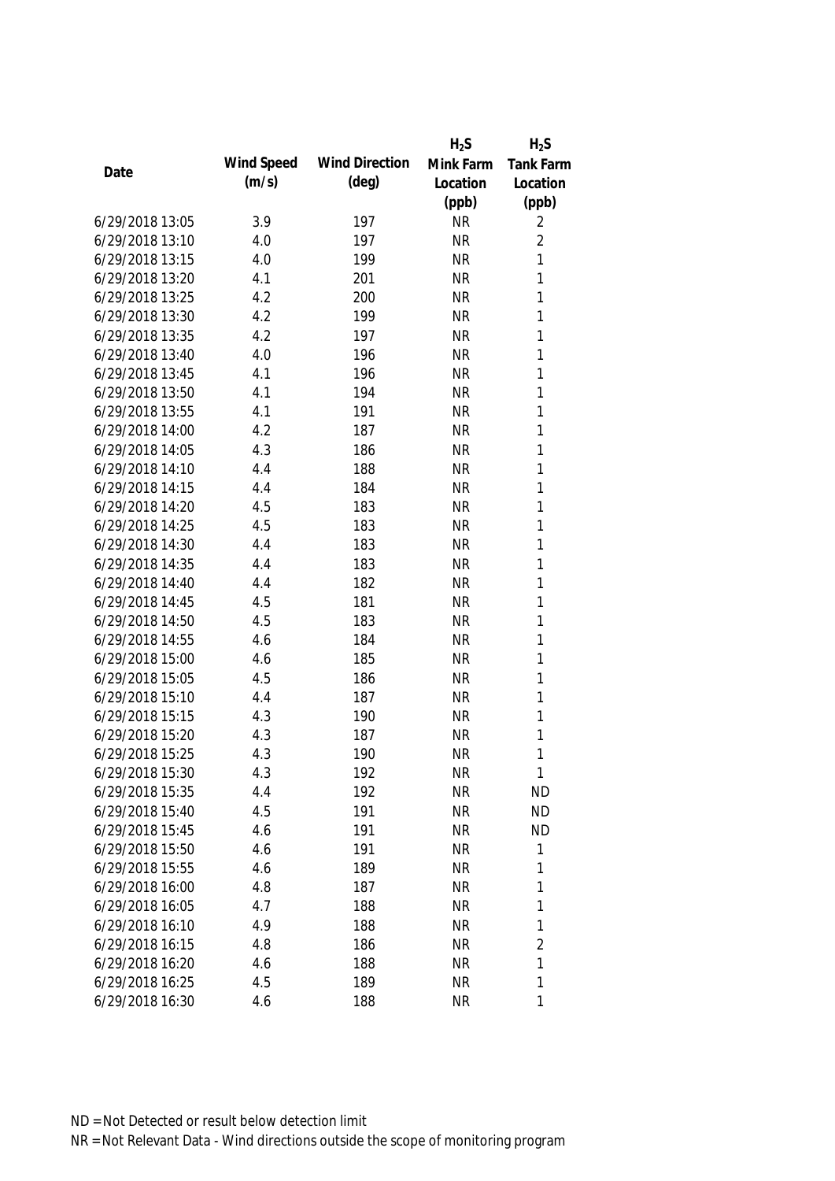| Date | Wind Speed (m/s) | Wind Direction (deg) | $H_2S$ Mink Farm Location (ppb) | $H_2S$ Tank Farm Location (ppb) |
|---|---|---|---|---|
| 6/29/2018 13:05 | 3.9 | 197 | NR | 2 |
| 6/29/2018 13:10 | 4.0 | 197 | NR | 2 |
| 6/29/2018 13:15 | 4.0 | 199 | NR | 1 |
| 6/29/2018 13:20 | 4.1 | 201 | NR | 1 |
| 6/29/2018 13:25 | 4.2 | 200 | NR | 1 |
| 6/29/2018 13:30 | 4.2 | 199 | NR | 1 |
| 6/29/2018 13:35 | 4.2 | 197 | NR | 1 |
| 6/29/2018 13:40 | 4.0 | 196 | NR | 1 |
| 6/29/2018 13:45 | 4.1 | 196 | NR | 1 |
| 6/29/2018 13:50 | 4.1 | 194 | NR | 1 |
| 6/29/2018 13:55 | 4.1 | 191 | NR | 1 |
| 6/29/2018 14:00 | 4.2 | 187 | NR | 1 |
| 6/29/2018 14:05 | 4.3 | 186 | NR | 1 |
| 6/29/2018 14:10 | 4.4 | 188 | NR | 1 |
| 6/29/2018 14:15 | 4.4 | 184 | NR | 1 |
| 6/29/2018 14:20 | 4.5 | 183 | NR | 1 |
| 6/29/2018 14:25 | 4.5 | 183 | NR | 1 |
| 6/29/2018 14:30 | 4.4 | 183 | NR | 1 |
| 6/29/2018 14:35 | 4.4 | 183 | NR | 1 |
| 6/29/2018 14:40 | 4.4 | 182 | NR | 1 |
| 6/29/2018 14:45 | 4.5 | 181 | NR | 1 |
| 6/29/2018 14:50 | 4.5 | 183 | NR | 1 |
| 6/29/2018 14:55 | 4.6 | 184 | NR | 1 |
| 6/29/2018 15:00 | 4.6 | 185 | NR | 1 |
| 6/29/2018 15:05 | 4.5 | 186 | NR | 1 |
| 6/29/2018 15:10 | 4.4 | 187 | NR | 1 |
| 6/29/2018 15:15 | 4.3 | 190 | NR | 1 |
| 6/29/2018 15:20 | 4.3 | 187 | NR | 1 |
| 6/29/2018 15:25 | 4.3 | 190 | NR | 1 |
| 6/29/2018 15:30 | 4.3 | 192 | NR | 1 |
| 6/29/2018 15:35 | 4.4 | 192 | NR | ND |
| 6/29/2018 15:40 | 4.5 | 191 | NR | ND |
| 6/29/2018 15:45 | 4.6 | 191 | NR | ND |
| 6/29/2018 15:50 | 4.6 | 191 | NR | 1 |
| 6/29/2018 15:55 | 4.6 | 189 | NR | 1 |
| 6/29/2018 16:00 | 4.8 | 187 | NR | 1 |
| 6/29/2018 16:05 | 4.7 | 188 | NR | 1 |
| 6/29/2018 16:10 | 4.9 | 188 | NR | 1 |
| 6/29/2018 16:15 | 4.8 | 186 | NR | 2 |
| 6/29/2018 16:20 | 4.6 | 188 | NR | 1 |
| 6/29/2018 16:25 | 4.5 | 189 | NR | 1 |
| 6/29/2018 16:30 | 4.6 | 188 | NR | 1 |

ND = Not Detected or result below detection limit

NR = Not Relevant Data - Wind directions outside the scope of monitoring program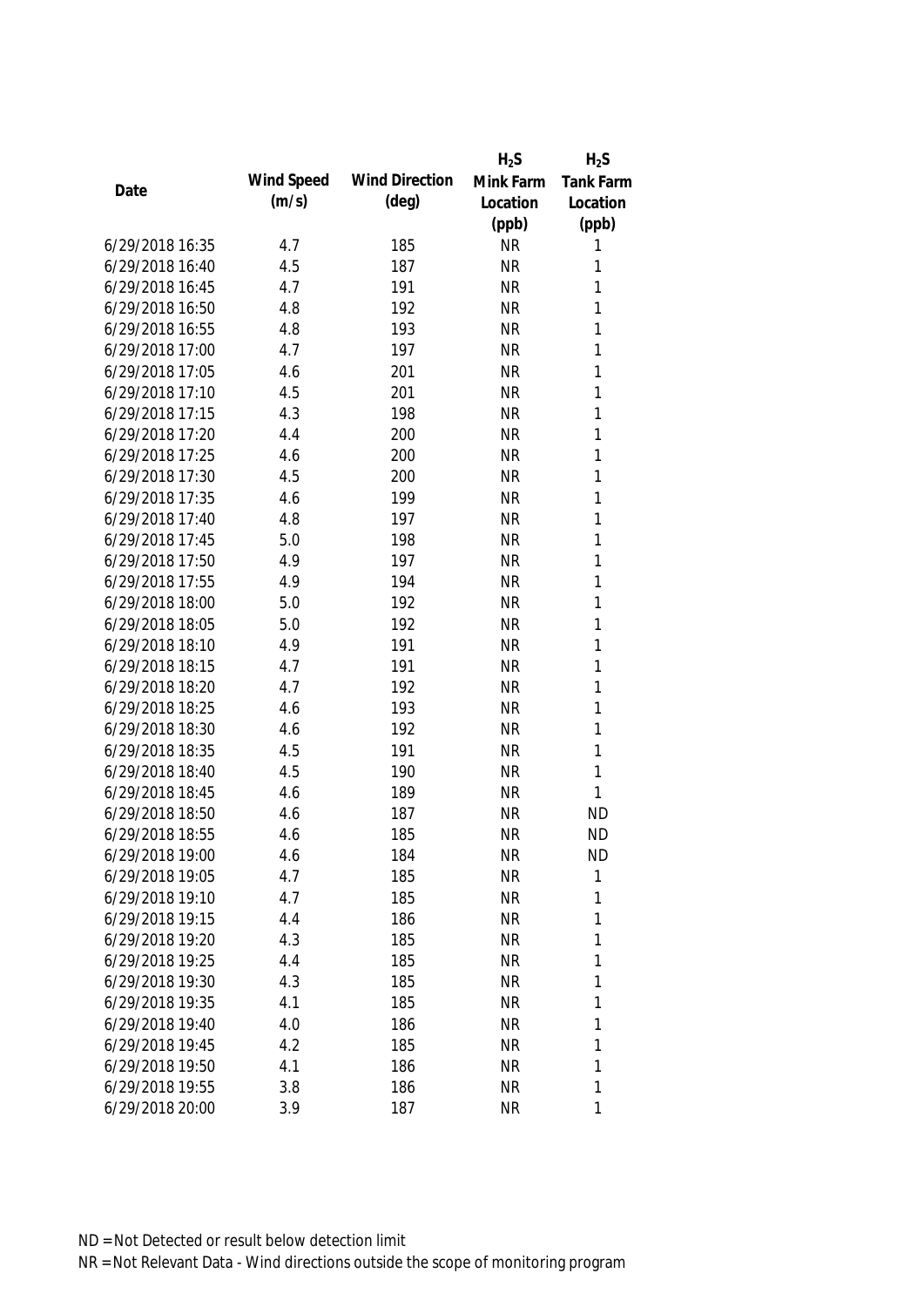| Date | Wind Speed (m/s) | Wind Direction (deg) | $H_2S$ Mink Farm Location (ppb) | $H_2S$ Tank Farm Location (ppb) |
|---|---|---|---|---|
| 6/29/2018 16:35 | 4.7 | 185 | NR | 1 |
| 6/29/2018 16:40 | 4.5 | 187 | NR | 1 |
| 6/29/2018 16:45 | 4.7 | 191 | NR | 1 |
| 6/29/2018 16:50 | 4.8 | 192 | NR | 1 |
| 6/29/2018 16:55 | 4.8 | 193 | NR | 1 |
| 6/29/2018 17:00 | 4.7 | 197 | NR | 1 |
| 6/29/2018 17:05 | 4.6 | 201 | NR | 1 |
| 6/29/2018 17:10 | 4.5 | 201 | NR | 1 |
| 6/29/2018 17:15 | 4.3 | 198 | NR | 1 |
| 6/29/2018 17:20 | 4.4 | 200 | NR | 1 |
| 6/29/2018 17:25 | 4.6 | 200 | NR | 1 |
| 6/29/2018 17:30 | 4.5 | 200 | NR | 1 |
| 6/29/2018 17:35 | 4.6 | 199 | NR | 1 |
| 6/29/2018 17:40 | 4.8 | 197 | NR | 1 |
| 6/29/2018 17:45 | 5.0 | 198 | NR | 1 |
| 6/29/2018 17:50 | 4.9 | 197 | NR | 1 |
| 6/29/2018 17:55 | 4.9 | 194 | NR | 1 |
| 6/29/2018 18:00 | 5.0 | 192 | NR | 1 |
| 6/29/2018 18:05 | 5.0 | 192 | NR | 1 |
| 6/29/2018 18:10 | 4.9 | 191 | NR | 1 |
| 6/29/2018 18:15 | 4.7 | 191 | NR | 1 |
| 6/29/2018 18:20 | 4.7 | 192 | NR | 1 |
| 6/29/2018 18:25 | 4.6 | 193 | NR | 1 |
| 6/29/2018 18:30 | 4.6 | 192 | NR | 1 |
| 6/29/2018 18:35 | 4.5 | 191 | NR | 1 |
| 6/29/2018 18:40 | 4.5 | 190 | NR | 1 |
| 6/29/2018 18:45 | 4.6 | 189 | NR | 1 |
| 6/29/2018 18:50 | 4.6 | 187 | NR | ND |
| 6/29/2018 18:55 | 4.6 | 185 | NR | ND |
| 6/29/2018 19:00 | 4.6 | 184 | NR | ND |
| 6/29/2018 19:05 | 4.7 | 185 | NR | 1 |
| 6/29/2018 19:10 | 4.7 | 185 | NR | 1 |
| 6/29/2018 19:15 | 4.4 | 186 | NR | 1 |
| 6/29/2018 19:20 | 4.3 | 185 | NR | 1 |
| 6/29/2018 19:25 | 4.4 | 185 | NR | 1 |
| 6/29/2018 19:30 | 4.3 | 185 | NR | 1 |
| 6/29/2018 19:35 | 4.1 | 185 | NR | 1 |
| 6/29/2018 19:40 | 4.0 | 186 | NR | 1 |
| 6/29/2018 19:45 | 4.2 | 185 | NR | 1 |
| 6/29/2018 19:50 | 4.1 | 186 | NR | 1 |
| 6/29/2018 19:55 | 3.8 | 186 | NR | 1 |
| 6/29/2018 20:00 | 3.9 | 187 | NR | 1 |

ND = Not Detected or result below detection limit

NR = Not Relevant Data - Wind directions outside the scope of monitoring program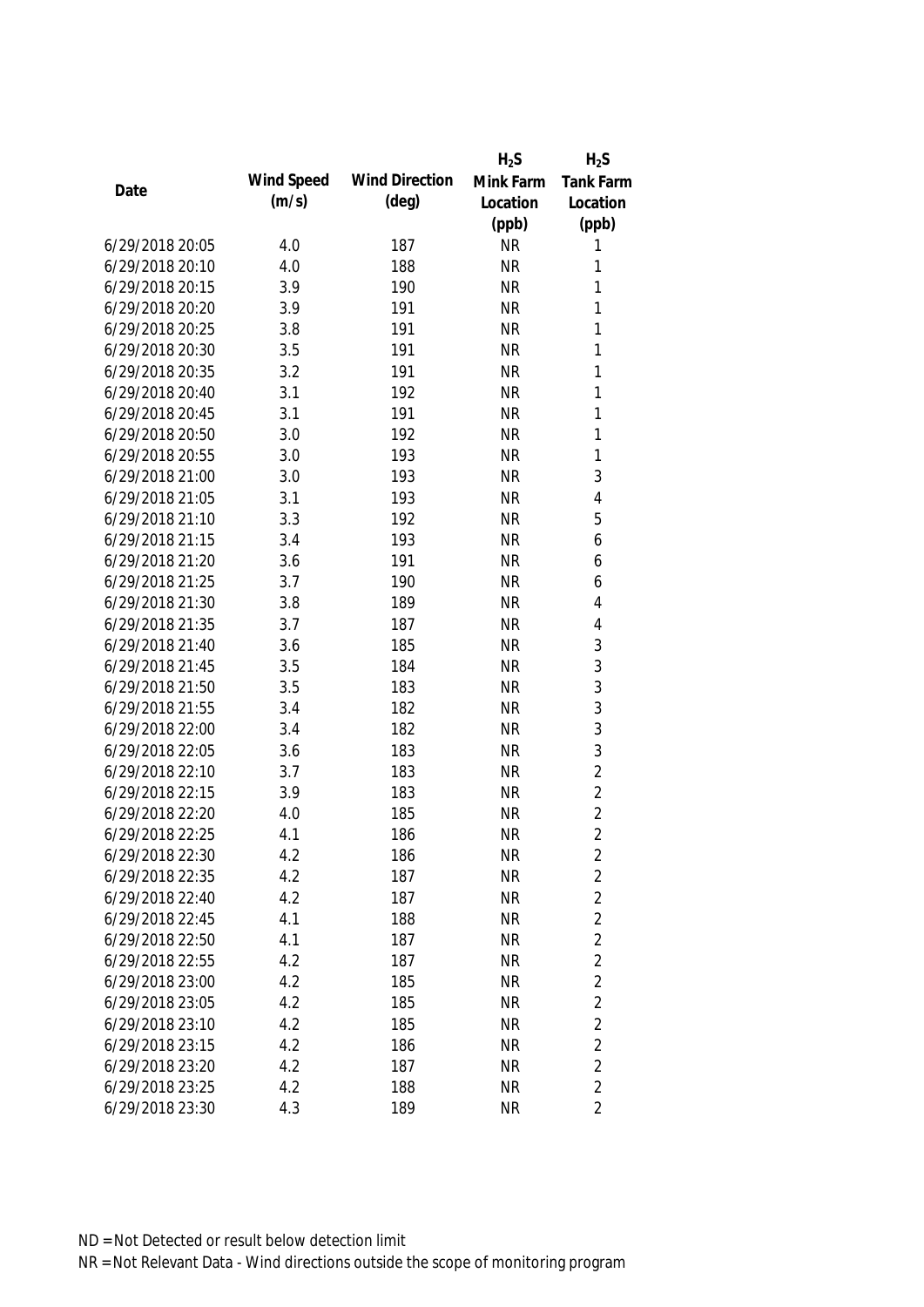| Date | Wind Speed (m/s) | Wind Direction (deg) | $H_2S$ Mink Farm Location (ppb) | $H_2S$ Tank Farm Location (ppb) |
|---|---|---|---|---|
| 6/29/2018 20:05 | 4.0 | 187 | NR | 1 |
| 6/29/2018 20:10 | 4.0 | 188 | NR | 1 |
| 6/29/2018 20:15 | 3.9 | 190 | NR | 1 |
| 6/29/2018 20:20 | 3.9 | 191 | NR | 1 |
| 6/29/2018 20:25 | 3.8 | 191 | NR | 1 |
| 6/29/2018 20:30 | 3.5 | 191 | NR | 1 |
| 6/29/2018 20:35 | 3.2 | 191 | NR | 1 |
| 6/29/2018 20:40 | 3.1 | 192 | NR | 1 |
| 6/29/2018 20:45 | 3.1 | 191 | NR | 1 |
| 6/29/2018 20:50 | 3.0 | 192 | NR | 1 |
| 6/29/2018 20:55 | 3.0 | 193 | NR | 1 |
| 6/29/2018 21:00 | 3.0 | 193 | NR | 3 |
| 6/29/2018 21:05 | 3.1 | 193 | NR | 4 |
| 6/29/2018 21:10 | 3.3 | 192 | NR | 5 |
| 6/29/2018 21:15 | 3.4 | 193 | NR | 6 |
| 6/29/2018 21:20 | 3.6 | 191 | NR | 6 |
| 6/29/2018 21:25 | 3.7 | 190 | NR | 6 |
| 6/29/2018 21:30 | 3.8 | 189 | NR | 4 |
| 6/29/2018 21:35 | 3.7 | 187 | NR | 4 |
| 6/29/2018 21:40 | 3.6 | 185 | NR | 3 |
| 6/29/2018 21:45 | 3.5 | 184 | NR | 3 |
| 6/29/2018 21:50 | 3.5 | 183 | NR | 3 |
| 6/29/2018 21:55 | 3.4 | 182 | NR | 3 |
| 6/29/2018 22:00 | 3.4 | 182 | NR | 3 |
| 6/29/2018 22:05 | 3.6 | 183 | NR | 3 |
| 6/29/2018 22:10 | 3.7 | 183 | NR | 2 |
| 6/29/2018 22:15 | 3.9 | 183 | NR | 2 |
| 6/29/2018 22:20 | 4.0 | 185 | NR | 2 |
| 6/29/2018 22:25 | 4.1 | 186 | NR | 2 |
| 6/29/2018 22:30 | 4.2 | 186 | NR | 2 |
| 6/29/2018 22:35 | 4.2 | 187 | NR | 2 |
| 6/29/2018 22:40 | 4.2 | 187 | NR | 2 |
| 6/29/2018 22:45 | 4.1 | 188 | NR | 2 |
| 6/29/2018 22:50 | 4.1 | 187 | NR | 2 |
| 6/29/2018 22:55 | 4.2 | 187 | NR | 2 |
| 6/29/2018 23:00 | 4.2 | 185 | NR | 2 |
| 6/29/2018 23:05 | 4.2 | 185 | NR | 2 |
| 6/29/2018 23:10 | 4.2 | 185 | NR | 2 |
| 6/29/2018 23:15 | 4.2 | 186 | NR | 2 |
| 6/29/2018 23:20 | 4.2 | 187 | NR | 2 |
| 6/29/2018 23:25 | 4.2 | 188 | NR | 2 |
| 6/29/2018 23:30 | 4.3 | 189 | NR | 2 |

ND = Not Detected or result below detection limit

NR = Not Relevant Data - Wind directions outside the scope of monitoring program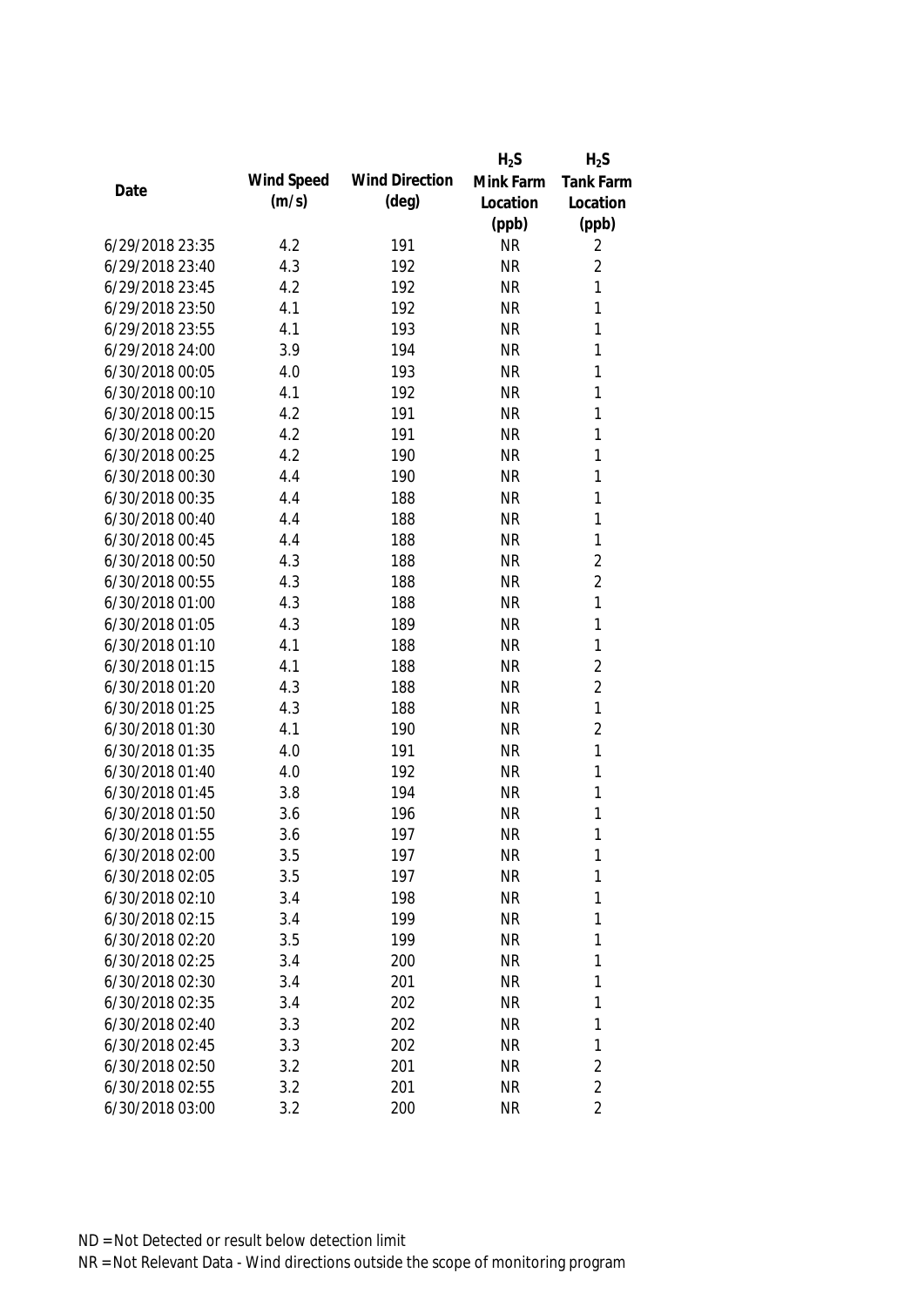| Date | Wind Speed (m/s) | Wind Direction (deg) | $H_2S$ Mink Farm Location (ppb) | $H_2S$ Tank Farm Location (ppb) |
|---|---|---|---|---|
| 6/29/2018 23:35 | 4.2 | 191 | NR | 2 |
| 6/29/2018 23:40 | 4.3 | 192 | NR | 2 |
| 6/29/2018 23:45 | 4.2 | 192 | NR | 1 |
| 6/29/2018 23:50 | 4.1 | 192 | NR | 1 |
| 6/29/2018 23:55 | 4.1 | 193 | NR | 1 |
| 6/29/2018 24:00 | 3.9 | 194 | NR | 1 |
| 6/30/2018 00:05 | 4.0 | 193 | NR | 1 |
| 6/30/2018 00:10 | 4.1 | 192 | NR | 1 |
| 6/30/2018 00:15 | 4.2 | 191 | NR | 1 |
| 6/30/2018 00:20 | 4.2 | 191 | NR | 1 |
| 6/30/2018 00:25 | 4.2 | 190 | NR | 1 |
| 6/30/2018 00:30 | 4.4 | 190 | NR | 1 |
| 6/30/2018 00:35 | 4.4 | 188 | NR | 1 |
| 6/30/2018 00:40 | 4.4 | 188 | NR | 1 |
| 6/30/2018 00:45 | 4.4 | 188 | NR | 1 |
| 6/30/2018 00:50 | 4.3 | 188 | NR | 2 |
| 6/30/2018 00:55 | 4.3 | 188 | NR | 2 |
| 6/30/2018 01:00 | 4.3 | 188 | NR | 1 |
| 6/30/2018 01:05 | 4.3 | 189 | NR | 1 |
| 6/30/2018 01:10 | 4.1 | 188 | NR | 1 |
| 6/30/2018 01:15 | 4.1 | 188 | NR | 2 |
| 6/30/2018 01:20 | 4.3 | 188 | NR | 2 |
| 6/30/2018 01:25 | 4.3 | 188 | NR | 1 |
| 6/30/2018 01:30 | 4.1 | 190 | NR | 2 |
| 6/30/2018 01:35 | 4.0 | 191 | NR | 1 |
| 6/30/2018 01:40 | 4.0 | 192 | NR | 1 |
| 6/30/2018 01:45 | 3.8 | 194 | NR | 1 |
| 6/30/2018 01:50 | 3.6 | 196 | NR | 1 |
| 6/30/2018 01:55 | 3.6 | 197 | NR | 1 |
| 6/30/2018 02:00 | 3.5 | 197 | NR | 1 |
| 6/30/2018 02:05 | 3.5 | 197 | NR | 1 |
| 6/30/2018 02:10 | 3.4 | 198 | NR | 1 |
| 6/30/2018 02:15 | 3.4 | 199 | NR | 1 |
| 6/30/2018 02:20 | 3.5 | 199 | NR | 1 |
| 6/30/2018 02:25 | 3.4 | 200 | NR | 1 |
| 6/30/2018 02:30 | 3.4 | 201 | NR | 1 |
| 6/30/2018 02:35 | 3.4 | 202 | NR | 1 |
| 6/30/2018 02:40 | 3.3 | 202 | NR | 1 |
| 6/30/2018 02:45 | 3.3 | 202 | NR | 1 |
| 6/30/2018 02:50 | 3.2 | 201 | NR | 2 |
| 6/30/2018 02:55 | 3.2 | 201 | NR | 2 |
| 6/30/2018 03:00 | 3.2 | 200 | NR | 2 |

ND = Not Detected or result below detection limit

NR = Not Relevant Data - Wind directions outside the scope of monitoring program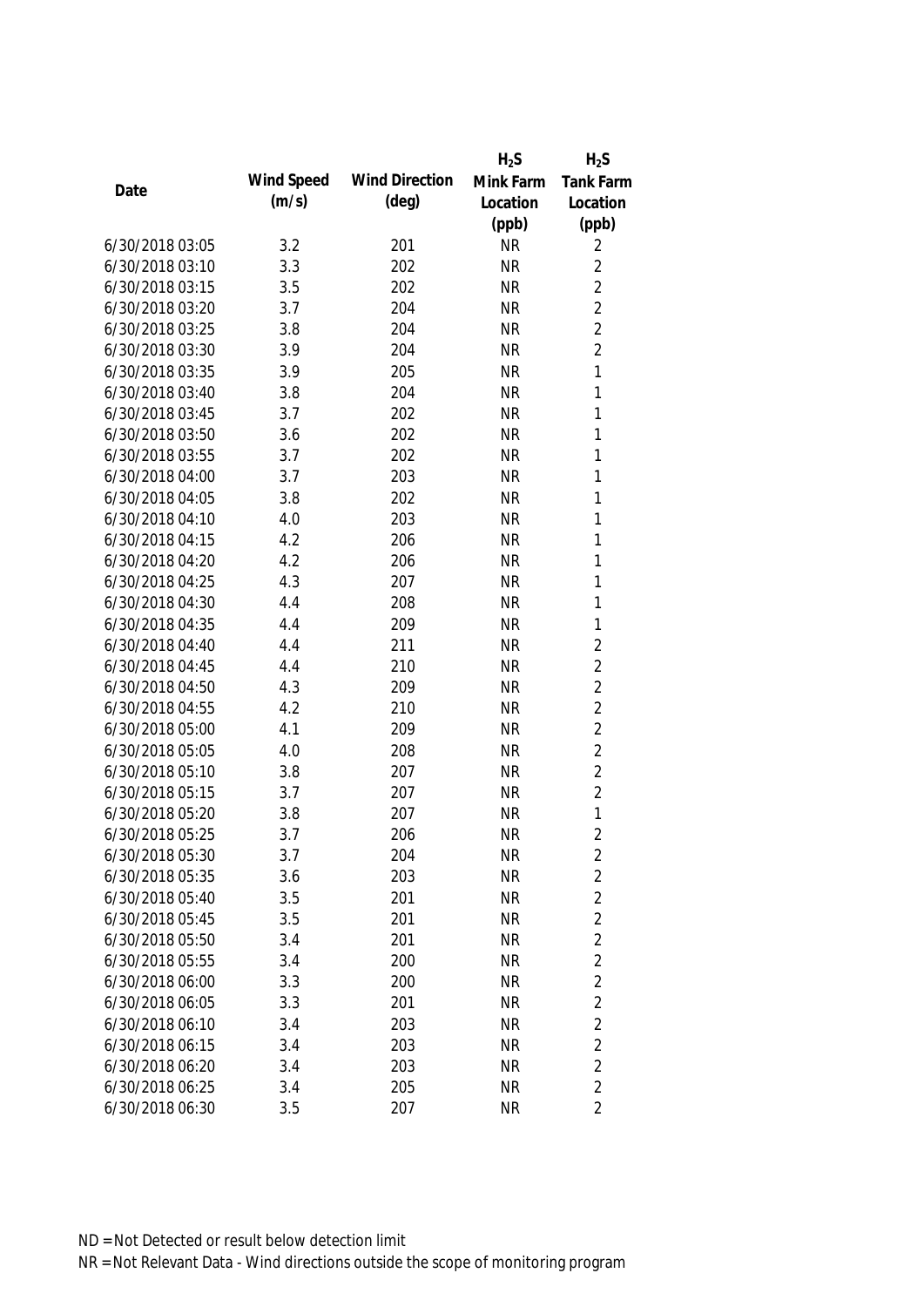| Date | Wind Speed (m/s) | Wind Direction (deg) | $H_2S$ Mink Farm Location (ppb) | $H_2S$ Tank Farm Location (ppb) |
|---|---|---|---|---|
| 6/30/2018 03:05 | 3.2 | 201 | NR | 2 |
| 6/30/2018 03:10 | 3.3 | 202 | NR | 2 |
| 6/30/2018 03:15 | 3.5 | 202 | NR | 2 |
| 6/30/2018 03:20 | 3.7 | 204 | NR | 2 |
| 6/30/2018 03:25 | 3.8 | 204 | NR | 2 |
| 6/30/2018 03:30 | 3.9 | 204 | NR | 2 |
| 6/30/2018 03:35 | 3.9 | 205 | NR | 1 |
| 6/30/2018 03:40 | 3.8 | 204 | NR | 1 |
| 6/30/2018 03:45 | 3.7 | 202 | NR | 1 |
| 6/30/2018 03:50 | 3.6 | 202 | NR | 1 |
| 6/30/2018 03:55 | 3.7 | 202 | NR | 1 |
| 6/30/2018 04:00 | 3.7 | 203 | NR | 1 |
| 6/30/2018 04:05 | 3.8 | 202 | NR | 1 |
| 6/30/2018 04:10 | 4.0 | 203 | NR | 1 |
| 6/30/2018 04:15 | 4.2 | 206 | NR | 1 |
| 6/30/2018 04:20 | 4.2 | 206 | NR | 1 |
| 6/30/2018 04:25 | 4.3 | 207 | NR | 1 |
| 6/30/2018 04:30 | 4.4 | 208 | NR | 1 |
| 6/30/2018 04:35 | 4.4 | 209 | NR | 1 |
| 6/30/2018 04:40 | 4.4 | 211 | NR | 2 |
| 6/30/2018 04:45 | 4.4 | 210 | NR | 2 |
| 6/30/2018 04:50 | 4.3 | 209 | NR | 2 |
| 6/30/2018 04:55 | 4.2 | 210 | NR | 2 |
| 6/30/2018 05:00 | 4.1 | 209 | NR | 2 |
| 6/30/2018 05:05 | 4.0 | 208 | NR | 2 |
| 6/30/2018 05:10 | 3.8 | 207 | NR | 2 |
| 6/30/2018 05:15 | 3.7 | 207 | NR | 2 |
| 6/30/2018 05:20 | 3.8 | 207 | NR | 1 |
| 6/30/2018 05:25 | 3.7 | 206 | NR | 2 |
| 6/30/2018 05:30 | 3.7 | 204 | NR | 2 |
| 6/30/2018 05:35 | 3.6 | 203 | NR | 2 |
| 6/30/2018 05:40 | 3.5 | 201 | NR | 2 |
| 6/30/2018 05:45 | 3.5 | 201 | NR | 2 |
| 6/30/2018 05:50 | 3.4 | 201 | NR | 2 |
| 6/30/2018 05:55 | 3.4 | 200 | NR | 2 |
| 6/30/2018 06:00 | 3.3 | 200 | NR | 2 |
| 6/30/2018 06:05 | 3.3 | 201 | NR | 2 |
| 6/30/2018 06:10 | 3.4 | 203 | NR | 2 |
| 6/30/2018 06:15 | 3.4 | 203 | NR | 2 |
| 6/30/2018 06:20 | 3.4 | 203 | NR | 2 |
| 6/30/2018 06:25 | 3.4 | 205 | NR | 2 |
| 6/30/2018 06:30 | 3.5 | 207 | NR | 2 |

ND = Not Detected or result below detection limit

NR = Not Relevant Data - Wind directions outside the scope of monitoring program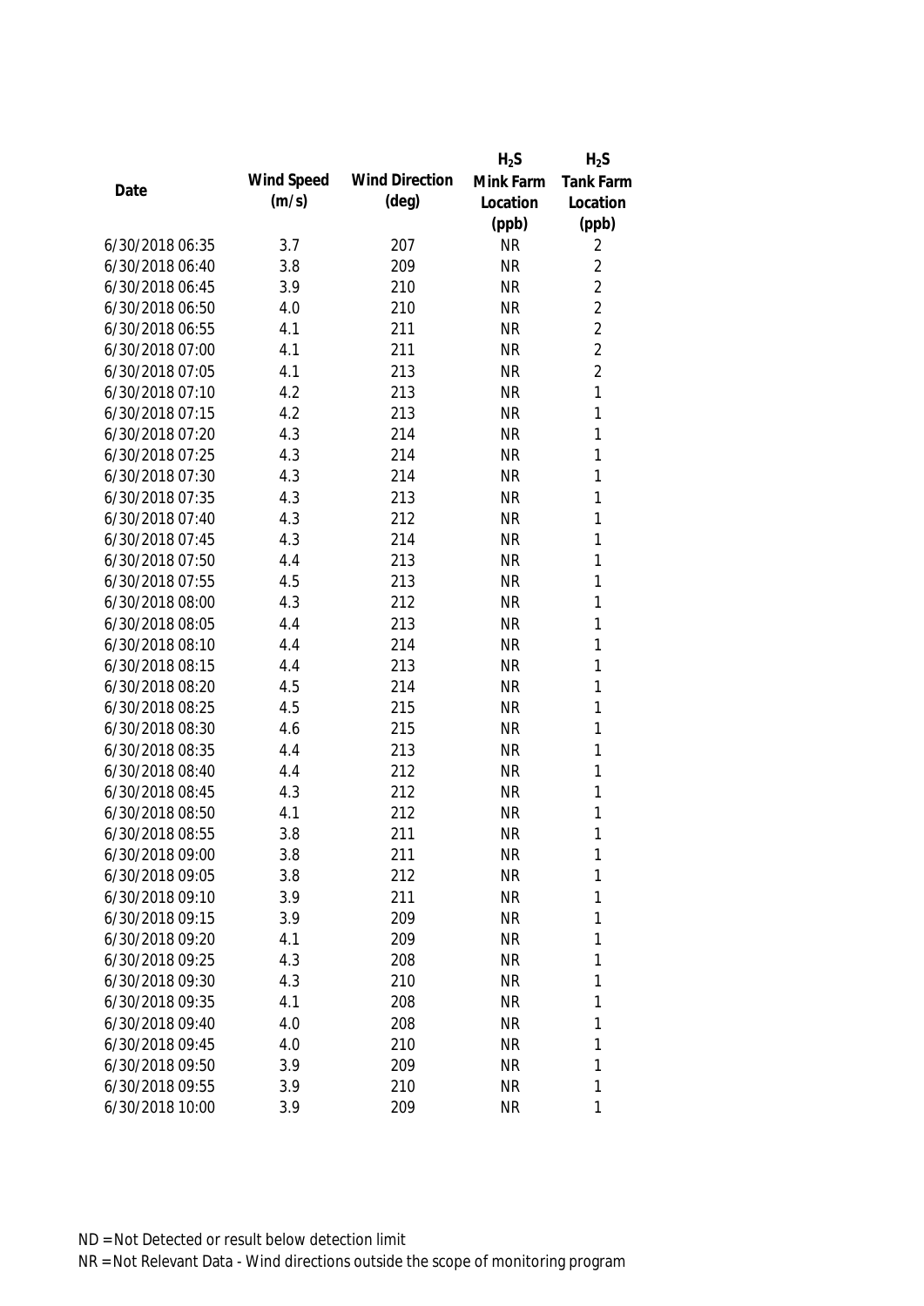| Date | Wind Speed (m/s) | Wind Direction (deg) | $H_2S$ Mink Farm Location (ppb) | $H_2S$ Tank Farm Location (ppb) |
|---|---|---|---|---|
| 6/30/2018 06:35 | 3.7 | 207 | NR | 2 |
| 6/30/2018 06:40 | 3.8 | 209 | NR | 2 |
| 6/30/2018 06:45 | 3.9 | 210 | NR | 2 |
| 6/30/2018 06:50 | 4.0 | 210 | NR | 2 |
| 6/30/2018 06:55 | 4.1 | 211 | NR | 2 |
| 6/30/2018 07:00 | 4.1 | 211 | NR | 2 |
| 6/30/2018 07:05 | 4.1 | 213 | NR | 2 |
| 6/30/2018 07:10 | 4.2 | 213 | NR | 1 |
| 6/30/2018 07:15 | 4.2 | 213 | NR | 1 |
| 6/30/2018 07:20 | 4.3 | 214 | NR | 1 |
| 6/30/2018 07:25 | 4.3 | 214 | NR | 1 |
| 6/30/2018 07:30 | 4.3 | 214 | NR | 1 |
| 6/30/2018 07:35 | 4.3 | 213 | NR | 1 |
| 6/30/2018 07:40 | 4.3 | 212 | NR | 1 |
| 6/30/2018 07:45 | 4.3 | 214 | NR | 1 |
| 6/30/2018 07:50 | 4.4 | 213 | NR | 1 |
| 6/30/2018 07:55 | 4.5 | 213 | NR | 1 |
| 6/30/2018 08:00 | 4.3 | 212 | NR | 1 |
| 6/30/2018 08:05 | 4.4 | 213 | NR | 1 |
| 6/30/2018 08:10 | 4.4 | 214 | NR | 1 |
| 6/30/2018 08:15 | 4.4 | 213 | NR | 1 |
| 6/30/2018 08:20 | 4.5 | 214 | NR | 1 |
| 6/30/2018 08:25 | 4.5 | 215 | NR | 1 |
| 6/30/2018 08:30 | 4.6 | 215 | NR | 1 |
| 6/30/2018 08:35 | 4.4 | 213 | NR | 1 |
| 6/30/2018 08:40 | 4.4 | 212 | NR | 1 |
| 6/30/2018 08:45 | 4.3 | 212 | NR | 1 |
| 6/30/2018 08:50 | 4.1 | 212 | NR | 1 |
| 6/30/2018 08:55 | 3.8 | 211 | NR | 1 |
| 6/30/2018 09:00 | 3.8 | 211 | NR | 1 |
| 6/30/2018 09:05 | 3.8 | 212 | NR | 1 |
| 6/30/2018 09:10 | 3.9 | 211 | NR | 1 |
| 6/30/2018 09:15 | 3.9 | 209 | NR | 1 |
| 6/30/2018 09:20 | 4.1 | 209 | NR | 1 |
| 6/30/2018 09:25 | 4.3 | 208 | NR | 1 |
| 6/30/2018 09:30 | 4.3 | 210 | NR | 1 |
| 6/30/2018 09:35 | 4.1 | 208 | NR | 1 |
| 6/30/2018 09:40 | 4.0 | 208 | NR | 1 |
| 6/30/2018 09:45 | 4.0 | 210 | NR | 1 |
| 6/30/2018 09:50 | 3.9 | 209 | NR | 1 |
| 6/30/2018 09:55 | 3.9 | 210 | NR | 1 |
| 6/30/2018 10:00 | 3.9 | 209 | NR | 1 |

ND = Not Detected or result below detection limit

NR = Not Relevant Data - Wind directions outside the scope of monitoring program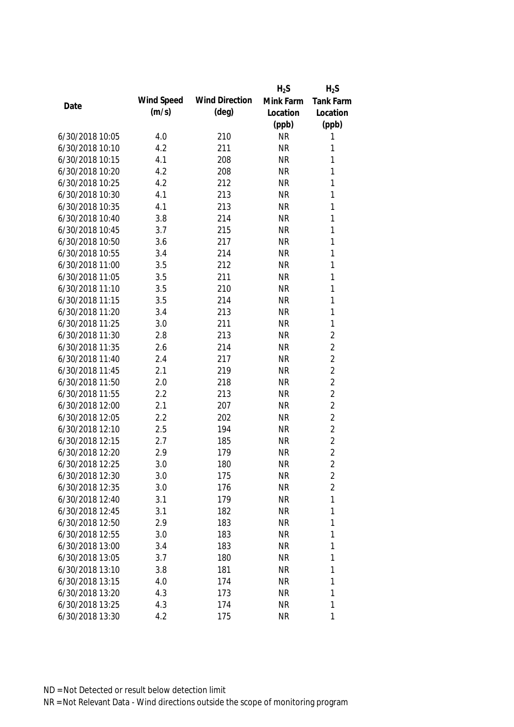| Date | Wind Speed (m/s) | Wind Direction (deg) | $H_2S$ Mink Farm Location (ppb) | $H_2S$ Tank Farm Location (ppb) |
|---|---|---|---|---|
| 6/30/2018 10:05 | 4.0 | 210 | NR | 1 |
| 6/30/2018 10:10 | 4.2 | 211 | NR | 1 |
| 6/30/2018 10:15 | 4.1 | 208 | NR | 1 |
| 6/30/2018 10:20 | 4.2 | 208 | NR | 1 |
| 6/30/2018 10:25 | 4.2 | 212 | NR | 1 |
| 6/30/2018 10:30 | 4.1 | 213 | NR | 1 |
| 6/30/2018 10:35 | 4.1 | 213 | NR | 1 |
| 6/30/2018 10:40 | 3.8 | 214 | NR | 1 |
| 6/30/2018 10:45 | 3.7 | 215 | NR | 1 |
| 6/30/2018 10:50 | 3.6 | 217 | NR | 1 |
| 6/30/2018 10:55 | 3.4 | 214 | NR | 1 |
| 6/30/2018 11:00 | 3.5 | 212 | NR | 1 |
| 6/30/2018 11:05 | 3.5 | 211 | NR | 1 |
| 6/30/2018 11:10 | 3.5 | 210 | NR | 1 |
| 6/30/2018 11:15 | 3.5 | 214 | NR | 1 |
| 6/30/2018 11:20 | 3.4 | 213 | NR | 1 |
| 6/30/2018 11:25 | 3.0 | 211 | NR | 1 |
| 6/30/2018 11:30 | 2.8 | 213 | NR | 2 |
| 6/30/2018 11:35 | 2.6 | 214 | NR | 2 |
| 6/30/2018 11:40 | 2.4 | 217 | NR | 2 |
| 6/30/2018 11:45 | 2.1 | 219 | NR | 2 |
| 6/30/2018 11:50 | 2.0 | 218 | NR | 2 |
| 6/30/2018 11:55 | 2.2 | 213 | NR | 2 |
| 6/30/2018 12:00 | 2.1 | 207 | NR | 2 |
| 6/30/2018 12:05 | 2.2 | 202 | NR | 2 |
| 6/30/2018 12:10 | 2.5 | 194 | NR | 2 |
| 6/30/2018 12:15 | 2.7 | 185 | NR | 2 |
| 6/30/2018 12:20 | 2.9 | 179 | NR | 2 |
| 6/30/2018 12:25 | 3.0 | 180 | NR | 2 |
| 6/30/2018 12:30 | 3.0 | 175 | NR | 2 |
| 6/30/2018 12:35 | 3.0 | 176 | NR | 2 |
| 6/30/2018 12:40 | 3.1 | 179 | NR | 1 |
| 6/30/2018 12:45 | 3.1 | 182 | NR | 1 |
| 6/30/2018 12:50 | 2.9 | 183 | NR | 1 |
| 6/30/2018 12:55 | 3.0 | 183 | NR | 1 |
| 6/30/2018 13:00 | 3.4 | 183 | NR | 1 |
| 6/30/2018 13:05 | 3.7 | 180 | NR | 1 |
| 6/30/2018 13:10 | 3.8 | 181 | NR | 1 |
| 6/30/2018 13:15 | 4.0 | 174 | NR | 1 |
| 6/30/2018 13:20 | 4.3 | 173 | NR | 1 |
| 6/30/2018 13:25 | 4.3 | 174 | NR | 1 |
| 6/30/2018 13:30 | 4.2 | 175 | NR | 1 |

ND = Not Detected or result below detection limit

NR = Not Relevant Data - Wind directions outside the scope of monitoring program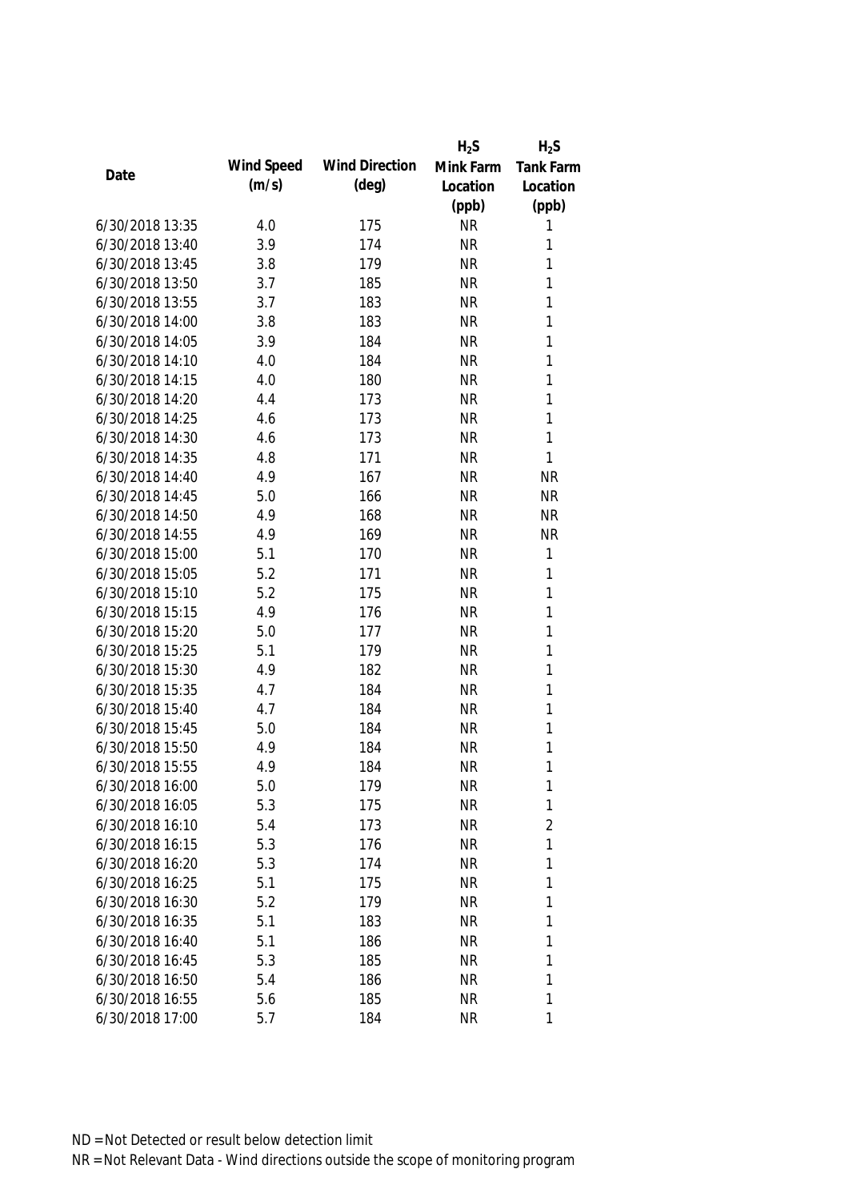| Date | Wind Speed (m/s) | Wind Direction (deg) | $H_2S$ Mink Farm Location (ppb) | $H_2S$ Tank Farm Location (ppb) |
|---|---|---|---|---|
| 6/30/2018 13:35 | 4.0 | 175 | NR | 1 |
| 6/30/2018 13:40 | 3.9 | 174 | NR | 1 |
| 6/30/2018 13:45 | 3.8 | 179 | NR | 1 |
| 6/30/2018 13:50 | 3.7 | 185 | NR | 1 |
| 6/30/2018 13:55 | 3.7 | 183 | NR | 1 |
| 6/30/2018 14:00 | 3.8 | 183 | NR | 1 |
| 6/30/2018 14:05 | 3.9 | 184 | NR | 1 |
| 6/30/2018 14:10 | 4.0 | 184 | NR | 1 |
| 6/30/2018 14:15 | 4.0 | 180 | NR | 1 |
| 6/30/2018 14:20 | 4.4 | 173 | NR | 1 |
| 6/30/2018 14:25 | 4.6 | 173 | NR | 1 |
| 6/30/2018 14:30 | 4.6 | 173 | NR | 1 |
| 6/30/2018 14:35 | 4.8 | 171 | NR | 1 |
| 6/30/2018 14:40 | 4.9 | 167 | NR | NR |
| 6/30/2018 14:45 | 5.0 | 166 | NR | NR |
| 6/30/2018 14:50 | 4.9 | 168 | NR | NR |
| 6/30/2018 14:55 | 4.9 | 169 | NR | NR |
| 6/30/2018 15:00 | 5.1 | 170 | NR | 1 |
| 6/30/2018 15:05 | 5.2 | 171 | NR | 1 |
| 6/30/2018 15:10 | 5.2 | 175 | NR | 1 |
| 6/30/2018 15:15 | 4.9 | 176 | NR | 1 |
| 6/30/2018 15:20 | 5.0 | 177 | NR | 1 |
| 6/30/2018 15:25 | 5.1 | 179 | NR | 1 |
| 6/30/2018 15:30 | 4.9 | 182 | NR | 1 |
| 6/30/2018 15:35 | 4.7 | 184 | NR | 1 |
| 6/30/2018 15:40 | 4.7 | 184 | NR | 1 |
| 6/30/2018 15:45 | 5.0 | 184 | NR | 1 |
| 6/30/2018 15:50 | 4.9 | 184 | NR | 1 |
| 6/30/2018 15:55 | 4.9 | 184 | NR | 1 |
| 6/30/2018 16:00 | 5.0 | 179 | NR | 1 |
| 6/30/2018 16:05 | 5.3 | 175 | NR | 1 |
| 6/30/2018 16:10 | 5.4 | 173 | NR | 2 |
| 6/30/2018 16:15 | 5.3 | 176 | NR | 1 |
| 6/30/2018 16:20 | 5.3 | 174 | NR | 1 |
| 6/30/2018 16:25 | 5.1 | 175 | NR | 1 |
| 6/30/2018 16:30 | 5.2 | 179 | NR | 1 |
| 6/30/2018 16:35 | 5.1 | 183 | NR | 1 |
| 6/30/2018 16:40 | 5.1 | 186 | NR | 1 |
| 6/30/2018 16:45 | 5.3 | 185 | NR | 1 |
| 6/30/2018 16:50 | 5.4 | 186 | NR | 1 |
| 6/30/2018 16:55 | 5.6 | 185 | NR | 1 |
| 6/30/2018 17:00 | 5.7 | 184 | NR | 1 |

ND = Not Detected or result below detection limit

NR = Not Relevant Data - Wind directions outside the scope of monitoring program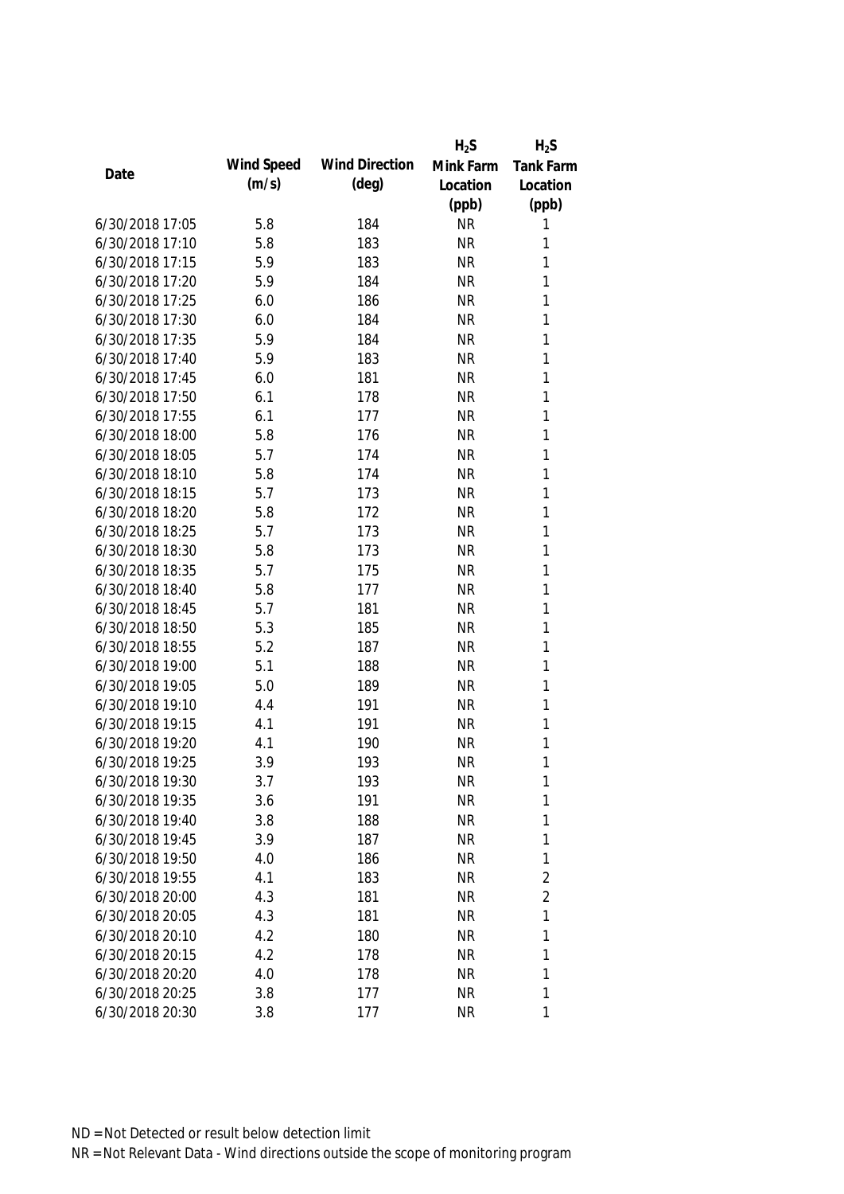| Date | Wind Speed (m/s) | Wind Direction (deg) | $H_2S$ Mink Farm Location (ppb) | $H_2S$ Tank Farm Location (ppb) |
|---|---|---|---|---|
| 6/30/2018 17:05 | 5.8 | 184 | NR | 1 |
| 6/30/2018 17:10 | 5.8 | 183 | NR | 1 |
| 6/30/2018 17:15 | 5.9 | 183 | NR | 1 |
| 6/30/2018 17:20 | 5.9 | 184 | NR | 1 |
| 6/30/2018 17:25 | 6.0 | 186 | NR | 1 |
| 6/30/2018 17:30 | 6.0 | 184 | NR | 1 |
| 6/30/2018 17:35 | 5.9 | 184 | NR | 1 |
| 6/30/2018 17:40 | 5.9 | 183 | NR | 1 |
| 6/30/2018 17:45 | 6.0 | 181 | NR | 1 |
| 6/30/2018 17:50 | 6.1 | 178 | NR | 1 |
| 6/30/2018 17:55 | 6.1 | 177 | NR | 1 |
| 6/30/2018 18:00 | 5.8 | 176 | NR | 1 |
| 6/30/2018 18:05 | 5.7 | 174 | NR | 1 |
| 6/30/2018 18:10 | 5.8 | 174 | NR | 1 |
| 6/30/2018 18:15 | 5.7 | 173 | NR | 1 |
| 6/30/2018 18:20 | 5.8 | 172 | NR | 1 |
| 6/30/2018 18:25 | 5.7 | 173 | NR | 1 |
| 6/30/2018 18:30 | 5.8 | 173 | NR | 1 |
| 6/30/2018 18:35 | 5.7 | 175 | NR | 1 |
| 6/30/2018 18:40 | 5.8 | 177 | NR | 1 |
| 6/30/2018 18:45 | 5.7 | 181 | NR | 1 |
| 6/30/2018 18:50 | 5.3 | 185 | NR | 1 |
| 6/30/2018 18:55 | 5.2 | 187 | NR | 1 |
| 6/30/2018 19:00 | 5.1 | 188 | NR | 1 |
| 6/30/2018 19:05 | 5.0 | 189 | NR | 1 |
| 6/30/2018 19:10 | 4.4 | 191 | NR | 1 |
| 6/30/2018 19:15 | 4.1 | 191 | NR | 1 |
| 6/30/2018 19:20 | 4.1 | 190 | NR | 1 |
| 6/30/2018 19:25 | 3.9 | 193 | NR | 1 |
| 6/30/2018 19:30 | 3.7 | 193 | NR | 1 |
| 6/30/2018 19:35 | 3.6 | 191 | NR | 1 |
| 6/30/2018 19:40 | 3.8 | 188 | NR | 1 |
| 6/30/2018 19:45 | 3.9 | 187 | NR | 1 |
| 6/30/2018 19:50 | 4.0 | 186 | NR | 1 |
| 6/30/2018 19:55 | 4.1 | 183 | NR | 2 |
| 6/30/2018 20:00 | 4.3 | 181 | NR | 2 |
| 6/30/2018 20:05 | 4.3 | 181 | NR | 1 |
| 6/30/2018 20:10 | 4.2 | 180 | NR | 1 |
| 6/30/2018 20:15 | 4.2 | 178 | NR | 1 |
| 6/30/2018 20:20 | 4.0 | 178 | NR | 1 |
| 6/30/2018 20:25 | 3.8 | 177 | NR | 1 |
| 6/30/2018 20:30 | 3.8 | 177 | NR | 1 |

ND = Not Detected or result below detection limit

NR = Not Relevant Data - Wind directions outside the scope of monitoring program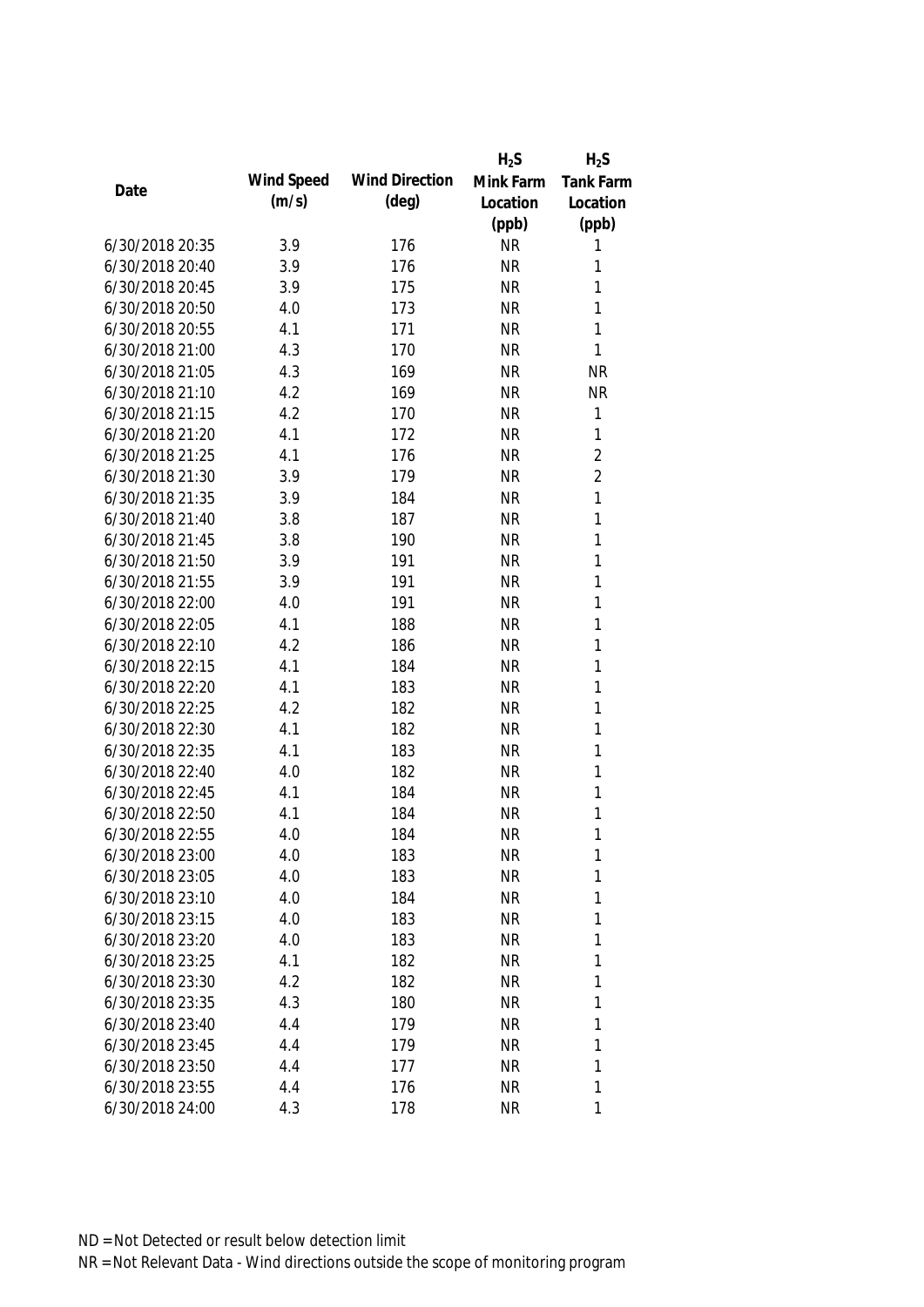| Date | Wind Speed (m/s) | Wind Direction (deg) | $H_2S$ Mink Farm Location (ppb) | $H_2S$ Tank Farm Location (ppb) |
|---|---|---|---|---|
| 6/30/2018 20:35 | 3.9 | 176 | NR | 1 |
| 6/30/2018 20:40 | 3.9 | 176 | NR | 1 |
| 6/30/2018 20:45 | 3.9 | 175 | NR | 1 |
| 6/30/2018 20:50 | 4.0 | 173 | NR | 1 |
| 6/30/2018 20:55 | 4.1 | 171 | NR | 1 |
| 6/30/2018 21:00 | 4.3 | 170 | NR | 1 |
| 6/30/2018 21:05 | 4.3 | 169 | NR | NR |
| 6/30/2018 21:10 | 4.2 | 169 | NR | NR |
| 6/30/2018 21:15 | 4.2 | 170 | NR | 1 |
| 6/30/2018 21:20 | 4.1 | 172 | NR | 1 |
| 6/30/2018 21:25 | 4.1 | 176 | NR | 2 |
| 6/30/2018 21:30 | 3.9 | 179 | NR | 2 |
| 6/30/2018 21:35 | 3.9 | 184 | NR | 1 |
| 6/30/2018 21:40 | 3.8 | 187 | NR | 1 |
| 6/30/2018 21:45 | 3.8 | 190 | NR | 1 |
| 6/30/2018 21:50 | 3.9 | 191 | NR | 1 |
| 6/30/2018 21:55 | 3.9 | 191 | NR | 1 |
| 6/30/2018 22:00 | 4.0 | 191 | NR | 1 |
| 6/30/2018 22:05 | 4.1 | 188 | NR | 1 |
| 6/30/2018 22:10 | 4.2 | 186 | NR | 1 |
| 6/30/2018 22:15 | 4.1 | 184 | NR | 1 |
| 6/30/2018 22:20 | 4.1 | 183 | NR | 1 |
| 6/30/2018 22:25 | 4.2 | 182 | NR | 1 |
| 6/30/2018 22:30 | 4.1 | 182 | NR | 1 |
| 6/30/2018 22:35 | 4.1 | 183 | NR | 1 |
| 6/30/2018 22:40 | 4.0 | 182 | NR | 1 |
| 6/30/2018 22:45 | 4.1 | 184 | NR | 1 |
| 6/30/2018 22:50 | 4.1 | 184 | NR | 1 |
| 6/30/2018 22:55 | 4.0 | 184 | NR | 1 |
| 6/30/2018 23:00 | 4.0 | 183 | NR | 1 |
| 6/30/2018 23:05 | 4.0 | 183 | NR | 1 |
| 6/30/2018 23:10 | 4.0 | 184 | NR | 1 |
| 6/30/2018 23:15 | 4.0 | 183 | NR | 1 |
| 6/30/2018 23:20 | 4.0 | 183 | NR | 1 |
| 6/30/2018 23:25 | 4.1 | 182 | NR | 1 |
| 6/30/2018 23:30 | 4.2 | 182 | NR | 1 |
| 6/30/2018 23:35 | 4.3 | 180 | NR | 1 |
| 6/30/2018 23:40 | 4.4 | 179 | NR | 1 |
| 6/30/2018 23:45 | 4.4 | 179 | NR | 1 |
| 6/30/2018 23:50 | 4.4 | 177 | NR | 1 |
| 6/30/2018 23:55 | 4.4 | 176 | NR | 1 |
| 6/30/2018 24:00 | 4.3 | 178 | NR | 1 |

ND = Not Detected or result below detection limit

NR = Not Relevant Data - Wind directions outside the scope of monitoring program